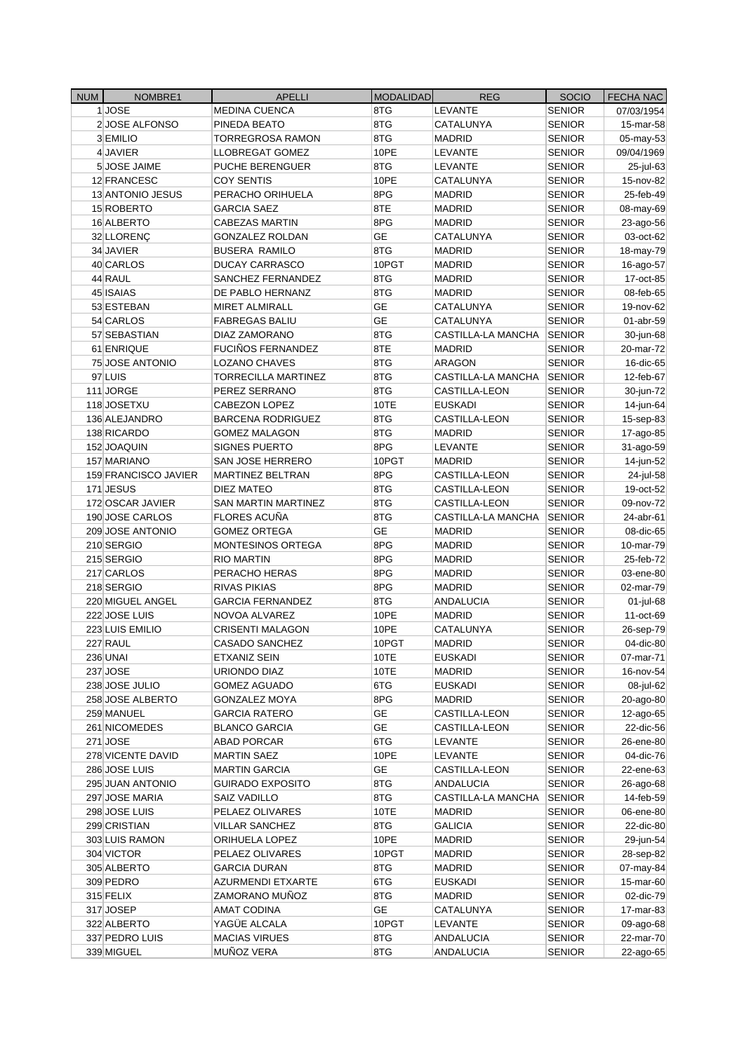| NUM | NOMBRE1 | APELLI | MODALIDAD | REG | SOCIO | FECHA NAC |
|---|---|---|---|---|---|---|
| 1 | JOSE | MEDINA CUENCA | 8TG | LEVANTE | SENIOR | 07/03/1954 |
| 2 | JOSE ALFONSO | PINEDA BEATO | 8TG | CATALUNYA | SENIOR | 15-mar-58 |
| 3 | EMILIO | TORREGROSA RAMON | 8TG | MADRID | SENIOR | 05-may-53 |
| 4 | JAVIER | LLOBREGAT GOMEZ | 10PE | LEVANTE | SENIOR | 09/04/1969 |
| 5 | JOSE JAIME | PUCHE BERENGUER | 8TG | LEVANTE | SENIOR | 25-jul-63 |
| 12 | FRANCESC | COY SENTIS | 10PE | CATALUNYA | SENIOR | 15-nov-82 |
| 13 | ANTONIO JESUS | PERACHO ORIHUELA | 8PG | MADRID | SENIOR | 25-feb-49 |
| 15 | ROBERTO | GARCIA SAEZ | 8TE | MADRID | SENIOR | 08-may-69 |
| 16 | ALBERTO | CABEZAS MARTIN | 8PG | MADRID | SENIOR | 23-ago-56 |
| 32 | LLORENÇ | GONZALEZ ROLDAN | GE | CATALUNYA | SENIOR | 03-oct-62 |
| 34 | JAVIER | BUSERA RAMILO | 8TG | MADRID | SENIOR | 18-may-79 |
| 40 | CARLOS | DUCAY CARRASCO | 10PGT | MADRID | SENIOR | 16-ago-57 |
| 44 | RAUL | SANCHEZ FERNANDEZ | 8TG | MADRID | SENIOR | 17-oct-85 |
| 45 | ISAIAS | DE PABLO HERNANZ | 8TG | MADRID | SENIOR | 08-feb-65 |
| 53 | ESTEBAN | MIRET ALMIRALL | GE | CATALUNYA | SENIOR | 19-nov-62 |
| 54 | CARLOS | FABREGAS BALIU | GE | CATALUNYA | SENIOR | 01-abr-59 |
| 57 | SEBASTIAN | DIAZ ZAMORANO | 8TG | CASTILLA-LA MANCHA | SENIOR | 30-jun-68 |
| 61 | ENRIQUE | FUCIÑOS FERNANDEZ | 8TE | MADRID | SENIOR | 20-mar-72 |
| 75 | JOSE ANTONIO | LOZANO CHAVES | 8TG | ARAGON | SENIOR | 16-dic-65 |
| 97 | LUIS | TORRECILLA MARTINEZ | 8TG | CASTILLA-LA MANCHA | SENIOR | 12-feb-67 |
| 111 | JORGE | PEREZ SERRANO | 8TG | CASTILLA-LEON | SENIOR | 30-jun-72 |
| 118 | JOSETXU | CABEZON LOPEZ | 10TE | EUSKADI | SENIOR | 14-jun-64 |
| 136 | ALEJANDRO | BARCENA RODRIGUEZ | 8TG | CASTILLA-LEON | SENIOR | 15-sep-83 |
| 138 | RICARDO | GOMEZ MALAGON | 8TG | MADRID | SENIOR | 17-ago-85 |
| 152 | JOAQUIN | SIGNES PUERTO | 8PG | LEVANTE | SENIOR | 31-ago-59 |
| 157 | MARIANO | SAN JOSE HERRERO | 10PGT | MADRID | SENIOR | 14-jun-52 |
| 159 | FRANCISCO JAVIER | MARTINEZ BELTRAN | 8PG | CASTILLA-LEON | SENIOR | 24-jul-58 |
| 171 | JESUS | DIEZ MATEO | 8TG | CASTILLA-LEON | SENIOR | 19-oct-52 |
| 172 | OSCAR JAVIER | SAN MARTIN MARTINEZ | 8TG | CASTILLA-LEON | SENIOR | 09-nov-72 |
| 190 | JOSE CARLOS | FLORES ACUÑA | 8TG | CASTILLA-LA MANCHA | SENIOR | 24-abr-61 |
| 209 | JOSE ANTONIO | GOMEZ ORTEGA | GE | MADRID | SENIOR | 08-dic-65 |
| 210 | SERGIO | MONTESINOS ORTEGA | 8PG | MADRID | SENIOR | 10-mar-79 |
| 215 | SERGIO | RIO MARTIN | 8PG | MADRID | SENIOR | 25-feb-72 |
| 217 | CARLOS | PERACHO HERAS | 8PG | MADRID | SENIOR | 03-ene-80 |
| 218 | SERGIO | RIVAS PIKIAS | 8PG | MADRID | SENIOR | 02-mar-79 |
| 220 | MIGUEL ANGEL | GARCIA FERNANDEZ | 8TG | ANDALUCIA | SENIOR | 01-jul-68 |
| 222 | JOSE LUIS | NOVOA ALVAREZ | 10PE | MADRID | SENIOR | 11-oct-69 |
| 223 | LUIS EMILIO | CRISENTI MALAGON | 10PE | CATALUNYA | SENIOR | 26-sep-79 |
| 227 | RAUL | CASADO SANCHEZ | 10PGT | MADRID | SENIOR | 04-dic-80 |
| 236 | UNAI | ETXANIZ SEIN | 10TE | EUSKADI | SENIOR | 07-mar-71 |
| 237 | JOSE | URIONDO DIAZ | 10TE | MADRID | SENIOR | 16-nov-54 |
| 238 | JOSE JULIO | GOMEZ AGUADO | 6TG | EUSKADI | SENIOR | 08-jul-62 |
| 258 | JOSE ALBERTO | GONZALEZ MOYA | 8PG | MADRID | SENIOR | 20-ago-80 |
| 259 | MANUEL | GARCIA RATERO | GE | CASTILLA-LEON | SENIOR | 12-ago-65 |
| 261 | NICOMEDES | BLANCO GARCIA | GE | CASTILLA-LEON | SENIOR | 22-dic-56 |
| 271 | JOSE | ABAD PORCAR | 6TG | LEVANTE | SENIOR | 26-ene-80 |
| 278 | VICENTE DAVID | MARTIN SAEZ | 10PE | LEVANTE | SENIOR | 04-dic-76 |
| 286 | JOSE LUIS | MARTIN GARCIA | GE | CASTILLA-LEON | SENIOR | 22-ene-63 |
| 295 | JUAN ANTONIO | GUIRADO EXPOSITO | 8TG | ANDALUCIA | SENIOR | 26-ago-68 |
| 297 | JOSE MARIA | SAIZ VADILLO | 8TG | CASTILLA-LA MANCHA | SENIOR | 14-feb-59 |
| 298 | JOSE LUIS | PELAEZ OLIVARES | 10TE | MADRID | SENIOR | 06-ene-80 |
| 299 | CRISTIAN | VILLAR SANCHEZ | 8TG | GALICIA | SENIOR | 22-dic-80 |
| 303 | LUIS RAMON | ORIHUELA LOPEZ | 10PE | MADRID | SENIOR | 29-jun-54 |
| 304 | VICTOR | PELAEZ OLIVARES | 10PGT | MADRID | SENIOR | 28-sep-82 |
| 305 | ALBERTO | GARCIA DURAN | 8TG | MADRID | SENIOR | 07-may-84 |
| 309 | PEDRO | AZURMENDI ETXARTE | 6TG | EUSKADI | SENIOR | 15-mar-60 |
| 315 | FELIX | ZAMORANO MUÑOZ | 8TG | MADRID | SENIOR | 02-dic-79 |
| 317 | JOSEP | AMAT CODINA | GE | CATALUNYA | SENIOR | 17-mar-83 |
| 322 | ALBERTO | YAGÜE ALCALA | 10PGT | LEVANTE | SENIOR | 09-ago-68 |
| 337 | PEDRO LUIS | MACIAS VIRUES | 8TG | ANDALUCIA | SENIOR | 22-mar-70 |
| 339 | MIGUEL | MUÑOZ VERA | 8TG | ANDALUCIA | SENIOR | 22-ago-65 |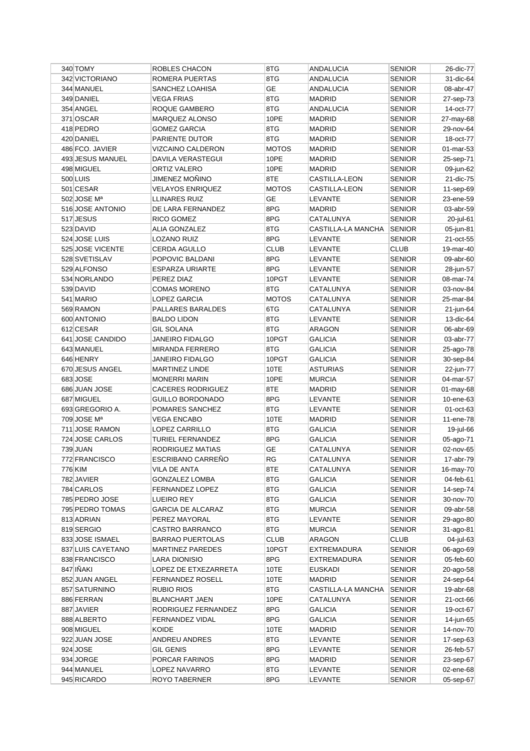| | | | | | | |
|---|---|---|---|---|---|---|
| 340 | TOMY | ROBLES CHACON | 8TG | ANDALUCIA | SENIOR | 26-dic-77 |
| 342 | VICTORIANO | ROMERA PUERTAS | 8TG | ANDALUCIA | SENIOR | 31-dic-64 |
| 344 | MANUEL | SANCHEZ LOAHISA | GE | ANDALUCIA | SENIOR | 08-abr-47 |
| 349 | DANIEL | VEGA FRIAS | 8TG | MADRID | SENIOR | 27-sep-73 |
| 354 | ANGEL | ROQUE GAMBERO | 8TG | ANDALUCIA | SENIOR | 14-oct-77 |
| 371 | OSCAR | MARQUEZ ALONSO | 10PE | MADRID | SENIOR | 27-may-68 |
| 418 | PEDRO | GOMEZ GARCIA | 8TG | MADRID | SENIOR | 29-nov-64 |
| 420 | DANIEL | PARIENTE DUTOR | 8TG | MADRID | SENIOR | 18-oct-77 |
| 486 | FCO. JAVIER | VIZCAINO CALDERON | MOTOS | MADRID | SENIOR | 01-mar-53 |
| 493 | JESUS MANUEL | DAVILA VERASTEGUI | 10PE | MADRID | SENIOR | 25-sep-71 |
| 498 | MIGUEL | ORTIZ VALERO | 10PE | MADRID | SENIOR | 09-jun-62 |
| 500 | LUIS | JIMENEZ MOÑINO | 8TE | CASTILLA-LEON | SENIOR | 21-dic-75 |
| 501 | CESAR | VELAYOS ENRIQUEZ | MOTOS | CASTILLA-LEON | SENIOR | 11-sep-69 |
| 502 | JOSE Mª | LLINARES RUIZ | GE | LEVANTE | SENIOR | 23-ene-59 |
| 516 | JOSE ANTONIO | DE LARA FERNANDEZ | 8PG | MADRID | SENIOR | 03-abr-59 |
| 517 | JESUS | RICO GOMEZ | 8PG | CATALUNYA | SENIOR | 20-jul-61 |
| 523 | DAVID | ALIA GONZALEZ | 8TG | CASTILLA-LA MANCHA | SENIOR | 05-jun-81 |
| 524 | JOSE LUIS | LOZANO RUIZ | 8PG | LEVANTE | SENIOR | 21-oct-55 |
| 525 | JOSE VICENTE | CERDA AGULLO | CLUB | LEVANTE | CLUB | 19-mar-40 |
| 528 | SVETISLAV | POPOVIC BALDANI | 8PG | LEVANTE | SENIOR | 09-abr-60 |
| 529 | ALFONSO | ESPARZA URIARTE | 8PG | LEVANTE | SENIOR | 28-jun-57 |
| 534 | NORLANDO | PEREZ DIAZ | 10PGT | LEVANTE | SENIOR | 08-mar-74 |
| 539 | DAVID | COMAS MORENO | 8TG | CATALUNYA | SENIOR | 03-nov-84 |
| 541 | MARIO | LOPEZ GARCIA | MOTOS | CATALUNYA | SENIOR | 25-mar-84 |
| 569 | RAMON | PALLARES BARALDES | 6TG | CATALUNYA | SENIOR | 21-jun-64 |
| 600 | ANTONIO | BALDO LIDON | 8TG | LEVANTE | SENIOR | 13-dic-64 |
| 612 | CESAR | GIL SOLANA | 8TG | ARAGON | SENIOR | 06-abr-69 |
| 641 | JOSE CANDIDO | JANEIRO FIDALGO | 10PGT | GALICIA | SENIOR | 03-abr-77 |
| 643 | MANUEL | MIRANDA FERRERO | 8TG | GALICIA | SENIOR | 25-ago-78 |
| 646 | HENRY | JANEIRO FIDALGO | 10PGT | GALICIA | SENIOR | 30-sep-84 |
| 670 | JESUS ANGEL | MARTINEZ LINDE | 10TE | ASTURIAS | SENIOR | 22-jun-77 |
| 683 | JOSE | MONERRI MARIN | 10PE | MURCIA | SENIOR | 04-mar-57 |
| 686 | JUAN JOSE | CACERES RODRIGUEZ | 8TE | MADRID | SENIOR | 01-may-68 |
| 687 | MIGUEL | GUILLO BORDONADO | 8PG | LEVANTE | SENIOR | 10-ene-63 |
| 693 | GREGORIO A. | POMARES SANCHEZ | 8TG | LEVANTE | SENIOR | 01-oct-63 |
| 709 | JOSE Mª | VEGA ENCABO | 10TE | MADRID | SENIOR | 11-ene-78 |
| 711 | JOSE RAMON | LOPEZ CARRILLO | 8TG | GALICIA | SENIOR | 19-jul-66 |
| 724 | JOSE CARLOS | TURIEL FERNANDEZ | 8PG | GALICIA | SENIOR | 05-ago-71 |
| 739 | JUAN | RODRIGUEZ MATIAS | GE | CATALUNYA | SENIOR | 02-nov-65 |
| 772 | FRANCISCO | ESCRIBANO CARREÑO | RG | CATALUNYA | SENIOR | 17-abr-79 |
| 776 | KIM | VILA DE ANTA | 8TE | CATALUNYA | SENIOR | 16-may-70 |
| 782 | JAVIER | GONZALEZ LOMBA | 8TG | GALICIA | SENIOR | 04-feb-61 |
| 784 | CARLOS | FERNANDEZ LOPEZ | 8TG | GALICIA | SENIOR | 14-sep-74 |
| 785 | PEDRO JOSE | LUEIRO REY | 8TG | GALICIA | SENIOR | 30-nov-70 |
| 795 | PEDRO TOMAS | GARCIA DE ALCARAZ | 8TG | MURCIA | SENIOR | 09-abr-58 |
| 813 | ADRIAN | PEREZ MAYORAL | 8TG | LEVANTE | SENIOR | 29-ago-80 |
| 819 | SERGIO | CASTRO BARRANCO | 8TG | MURCIA | SENIOR | 31-ago-81 |
| 833 | JOSE ISMAEL | BARRAO PUERTOLAS | CLUB | ARAGON | CLUB | 04-jul-63 |
| 837 | LUIS CAYETANO | MARTINEZ PAREDES | 10PGT | EXTREMADURA | SENIOR | 06-ago-69 |
| 838 | FRANCISCO | LARA DIONISIO | 8PG | EXTREMADURA | SENIOR | 05-feb-60 |
| 847 | IÑAKI | LOPEZ DE ETXEZARRETA | 10TE | EUSKADI | SENIOR | 20-ago-58 |
| 852 | JUAN ANGEL | FERNANDEZ ROSELL | 10TE | MADRID | SENIOR | 24-sep-64 |
| 857 | SATURNINO | RUBIO RIOS | 8TG | CASTILLA-LA MANCHA | SENIOR | 19-abr-68 |
| 886 | FERRAN | BLANCHART JAEN | 10PE | CATALUNYA | SENIOR | 21-oct-66 |
| 887 | JAVIER | RODRIGUEZ FERNANDEZ | 8PG | GALICIA | SENIOR | 19-oct-67 |
| 888 | ALBERTO | FERNANDEZ VIDAL | 8PG | GALICIA | SENIOR | 14-jun-65 |
| 908 | MIGUEL | KOIDE | 10TE | MADRID | SENIOR | 14-nov-70 |
| 922 | JUAN JOSE | ANDREU ANDRES | 8TG | LEVANTE | SENIOR | 17-sep-63 |
| 924 | JOSE | GIL GENIS | 8PG | LEVANTE | SENIOR | 26-feb-57 |
| 934 | JORGE | PORCAR FARINOS | 8PG | MADRID | SENIOR | 23-sep-67 |
| 944 | MANUEL | LOPEZ NAVARRO | 8TG | LEVANTE | SENIOR | 02-ene-68 |
| 945 | RICARDO | ROYO TABERNER | 8PG | LEVANTE | SENIOR | 05-sep-67 |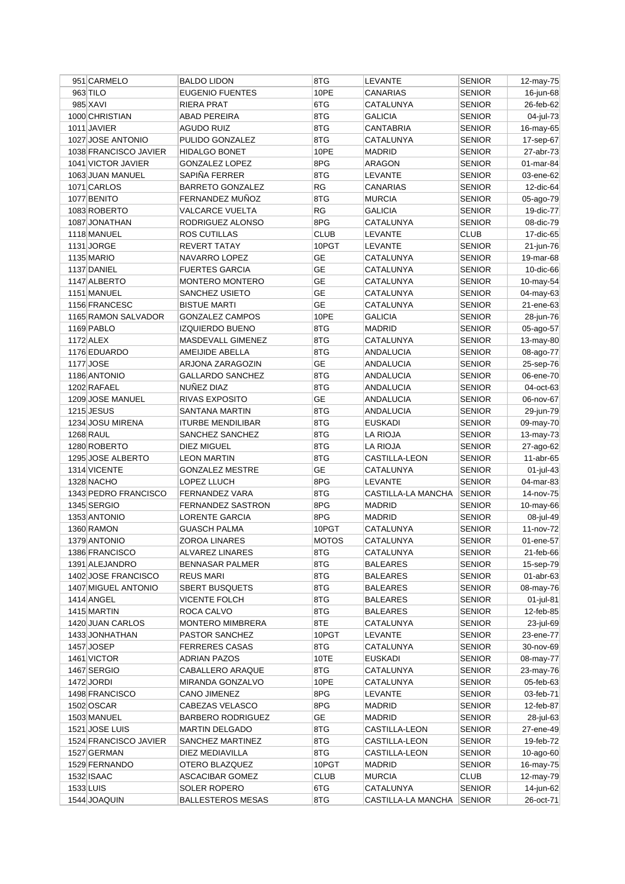| 951 | CARMELO | BALDO LIDON | 8TG | LEVANTE | SENIOR | 12-may-75 |
|---|---|---|---|---|---|---|
| 963 | TILO | EUGENIO FUENTES | 10PE | CANARIAS | SENIOR | 16-jun-68 |
| 985 | XAVI | RIERA PRAT | 6TG | CATALUNYA | SENIOR | 26-feb-62 |
| 1000 | CHRISTIAN | ABAD PEREIRA | 8TG | GALICIA | SENIOR | 04-jul-73 |
| 1011 | JAVIER | AGUDO RUIZ | 8TG | CANTABRIA | SENIOR | 16-may-65 |
| 1027 | JOSE ANTONIO | PULIDO GONZALEZ | 8TG | CATALUNYA | SENIOR | 17-sep-67 |
| 1038 | FRANCISCO JAVIER | HIDALGO BONET | 10PE | MADRID | SENIOR | 27-abr-73 |
| 1041 | VICTOR JAVIER | GONZALEZ LOPEZ | 8PG | ARAGON | SENIOR | 01-mar-84 |
| 1063 | JUAN MANUEL | SAPIÑA FERRER | 8TG | LEVANTE | SENIOR | 03-ene-62 |
| 1071 | CARLOS | BARRETO GONZALEZ | RG | CANARIAS | SENIOR | 12-dic-64 |
| 1077 | BENITO | FERNANDEZ MUÑOZ | 8TG | MURCIA | SENIOR | 05-ago-79 |
| 1083 | ROBERTO | VALCARCE VUELTA | RG | GALICIA | SENIOR | 19-dic-77 |
| 1087 | JONATHAN | RODRIGUEZ ALONSO | 8PG | CATALUNYA | SENIOR | 08-dic-79 |
| 1118 | MANUEL | ROS CULTILLAS | CLUB | LEVANTE | CLUB | 17-dic-65 |
| 1131 | JORGE | REVERT TATAY | 10PGT | LEVANTE | SENIOR | 21-jun-76 |
| 1135 | MARIO | NAVARRO LOPEZ | GE | CATALUNYA | SENIOR | 19-mar-68 |
| 1137 | DANIEL | FUERTES GARCIA | GE | CATALUNYA | SENIOR | 10-dic-66 |
| 1147 | ALBERTO | MONTERO MONTERO | GE | CATALUNYA | SENIOR | 10-may-54 |
| 1151 | MANUEL | SANCHEZ USIETO | GE | CATALUNYA | SENIOR | 04-may-63 |
| 1156 | FRANCESC | BISTUE MARTI | GE | CATALUNYA | SENIOR | 21-ene-63 |
| 1165 | RAMON SALVADOR | GONZALEZ CAMPOS | 10PE | GALICIA | SENIOR | 28-jun-76 |
| 1169 | PABLO | IZQUIERDO BUENO | 8TG | MADRID | SENIOR | 05-ago-57 |
| 1172 | ALEX | MASDEVALL GIMENEZ | 8TG | CATALUNYA | SENIOR | 13-may-80 |
| 1176 | EDUARDO | AMEIJIDE ABELLA | 8TG | ANDALUCIA | SENIOR | 08-ago-77 |
| 1177 | JOSE | ARJONA ZARAGOZIN | GE | ANDALUCIA | SENIOR | 25-sep-76 |
| 1186 | ANTONIO | GALLARDO SANCHEZ | 8TG | ANDALUCIA | SENIOR | 06-ene-70 |
| 1202 | RAFAEL | NUÑEZ DIAZ | 8TG | ANDALUCIA | SENIOR | 04-oct-63 |
| 1209 | JOSE MANUEL | RIVAS EXPOSITO | GE | ANDALUCIA | SENIOR | 06-nov-67 |
| 1215 | JESUS | SANTANA MARTIN | 8TG | ANDALUCIA | SENIOR | 29-jun-79 |
| 1234 | JOSU MIRENA | ITURBE MENDILIBAR | 8TG | EUSKADI | SENIOR | 09-may-70 |
| 1268 | RAUL | SANCHEZ SANCHEZ | 8TG | LA RIOJA | SENIOR | 13-may-73 |
| 1280 | ROBERTO | DIEZ MIGUEL | 8TG | LA RIOJA | SENIOR | 27-ago-62 |
| 1295 | JOSE ALBERTO | LEON MARTIN | 8TG | CASTILLA-LEON | SENIOR | 11-abr-65 |
| 1314 | VICENTE | GONZALEZ MESTRE | GE | CATALUNYA | SENIOR | 01-jul-43 |
| 1328 | NACHO | LOPEZ LLUCH | 8PG | LEVANTE | SENIOR | 04-mar-83 |
| 1343 | PEDRO FRANCISCO | FERNANDEZ VARA | 8TG | CASTILLA-LA MANCHA | SENIOR | 14-nov-75 |
| 1345 | SERGIO | FERNANDEZ SASTRON | 8PG | MADRID | SENIOR | 10-may-66 |
| 1353 | ANTONIO | LORENTE GARCIA | 8PG | MADRID | SENIOR | 08-jul-49 |
| 1360 | RAMON | GUASCH PALMA | 10PGT | CATALUNYA | SENIOR | 11-nov-72 |
| 1379 | ANTONIO | ZOROA LINARES | MOTOS | CATALUNYA | SENIOR | 01-ene-57 |
| 1386 | FRANCISCO | ALVAREZ LINARES | 8TG | CATALUNYA | SENIOR | 21-feb-66 |
| 1391 | ALEJANDRO | BENNASAR PALMER | 8TG | BALEARES | SENIOR | 15-sep-79 |
| 1402 | JOSE FRANCISCO | REUS MARI | 8TG | BALEARES | SENIOR | 01-abr-63 |
| 1407 | MIGUEL ANTONIO | SBERT BUSQUETS | 8TG | BALEARES | SENIOR | 08-may-76 |
| 1414 | ANGEL | VICENTE FOLCH | 8TG | BALEARES | SENIOR | 01-jul-81 |
| 1415 | MARTIN | ROCA CALVO | 8TG | BALEARES | SENIOR | 12-feb-85 |
| 1420 | JUAN CARLOS | MONTERO MIMBRERA | 8TE | CATALUNYA | SENIOR | 23-jul-69 |
| 1433 | JONHATHAN | PASTOR SANCHEZ | 10PGT | LEVANTE | SENIOR | 23-ene-77 |
| 1457 | JOSEP | FERRERES CASAS | 8TG | CATALUNYA | SENIOR | 30-nov-69 |
| 1461 | VICTOR | ADRIAN PAZOS | 10TE | EUSKADI | SENIOR | 08-may-77 |
| 1467 | SERGIO | CABALLERO ARAQUE | 8TG | CATALUNYA | SENIOR | 23-may-76 |
| 1472 | JORDI | MIRANDA GONZALVO | 10PE | CATALUNYA | SENIOR | 05-feb-63 |
| 1498 | FRANCISCO | CANO JIMENEZ | 8PG | LEVANTE | SENIOR | 03-feb-71 |
| 1502 | OSCAR | CABEZAS VELASCO | 8PG | MADRID | SENIOR | 12-feb-87 |
| 1503 | MANUEL | BARBERO RODRIGUEZ | GE | MADRID | SENIOR | 28-jul-63 |
| 1521 | JOSE LUIS | MARTIN DELGADO | 8TG | CASTILLA-LEON | SENIOR | 27-ene-49 |
| 1524 | FRANCISCO JAVIER | SANCHEZ MARTINEZ | 8TG | CASTILLA-LEON | SENIOR | 19-feb-72 |
| 1527 | GERMAN | DIEZ MEDIAVILLA | 8TG | CASTILLA-LEON | SENIOR | 10-ago-60 |
| 1529 | FERNANDO | OTERO BLAZQUEZ | 10PGT | MADRID | SENIOR | 16-may-75 |
| 1532 | ISAAC | ASCACIBAR GOMEZ | CLUB | MURCIA | CLUB | 12-may-79 |
| 1533 | LUIS | SOLER ROPERO | 6TG | CATALUNYA | SENIOR | 14-jun-62 |
| 1544 | JOAQUIN | BALLESTEROS MESAS | 8TG | CASTILLA-LA MANCHA | SENIOR | 26-oct-71 |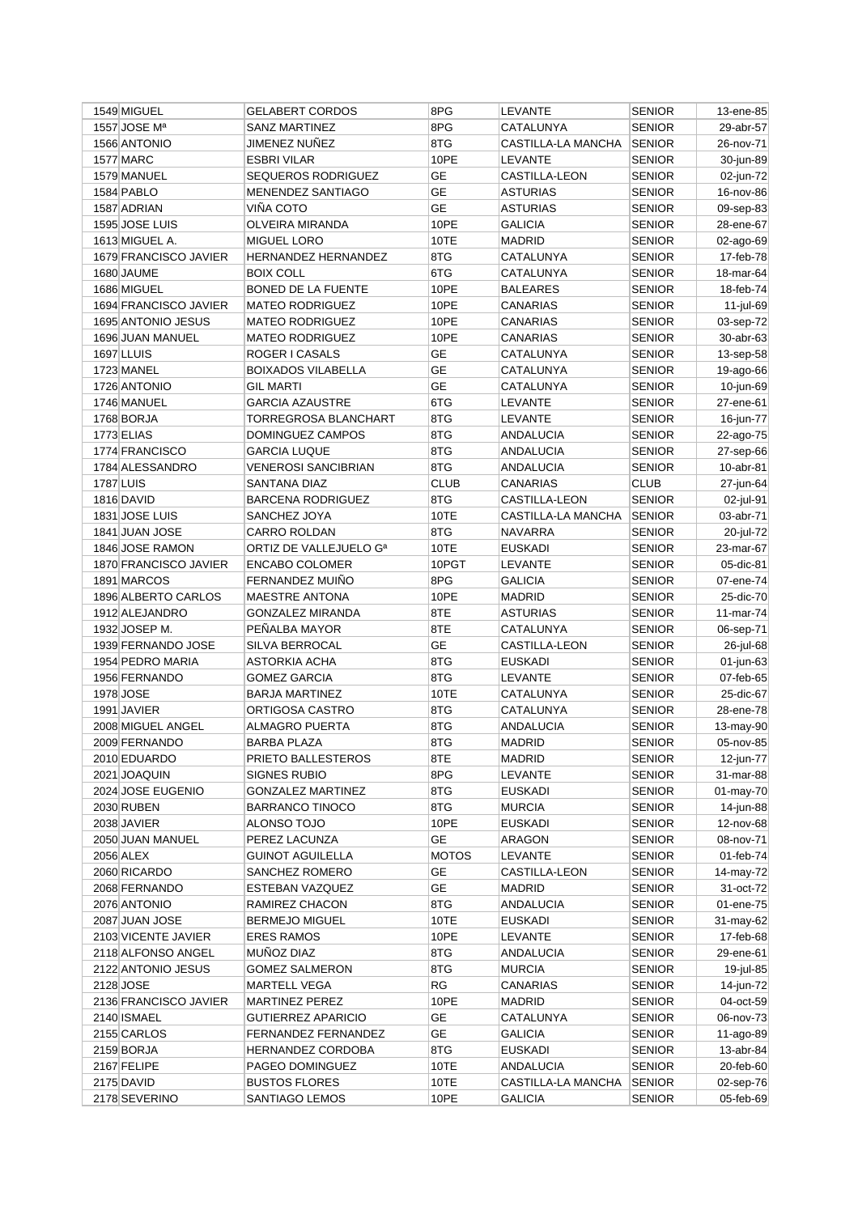| | | | | | | |
|---|---|---|---|---|---|---|
| 1549 | MIGUEL | GELABERT CORDOS | 8PG | LEVANTE | SENIOR | 13-ene-85 |
| 1557 | JOSE Mª | SANZ MARTINEZ | 8PG | CATALUNYA | SENIOR | 29-abr-57 |
| 1566 | ANTONIO | JIMENEZ NUÑEZ | 8TG | CASTILLA-LA MANCHA | SENIOR | 26-nov-71 |
| 1577 | MARC | ESBRI VILAR | 10PE | LEVANTE | SENIOR | 30-jun-89 |
| 1579 | MANUEL | SEQUEROS RODRIGUEZ | GE | CASTILLA-LEON | SENIOR | 02-jun-72 |
| 1584 | PABLO | MENENDEZ SANTIAGO | GE | ASTURIAS | SENIOR | 16-nov-86 |
| 1587 | ADRIAN | VIÑA COTO | GE | ASTURIAS | SENIOR | 09-sep-83 |
| 1595 | JOSE LUIS | OLVEIRA MIRANDA | 10PE | GALICIA | SENIOR | 28-ene-67 |
| 1613 | MIGUEL A. | MIGUEL LORO | 10TE | MADRID | SENIOR | 02-ago-69 |
| 1679 | FRANCISCO JAVIER | HERNANDEZ HERNANDEZ | 8TG | CATALUNYA | SENIOR | 17-feb-78 |
| 1680 | JAUME | BOIX COLL | 6TG | CATALUNYA | SENIOR | 18-mar-64 |
| 1686 | MIGUEL | BONED DE LA FUENTE | 10PE | BALEARES | SENIOR | 18-feb-74 |
| 1694 | FRANCISCO JAVIER | MATEO RODRIGUEZ | 10PE | CANARIAS | SENIOR | 11-jul-69 |
| 1695 | ANTONIO JESUS | MATEO RODRIGUEZ | 10PE | CANARIAS | SENIOR | 03-sep-72 |
| 1696 | JUAN MANUEL | MATEO RODRIGUEZ | 10PE | CANARIAS | SENIOR | 30-abr-63 |
| 1697 | LLUIS | ROGER I CASALS | GE | CATALUNYA | SENIOR | 13-sep-58 |
| 1723 | MANEL | BOIXADOS VILABELLA | GE | CATALUNYA | SENIOR | 19-ago-66 |
| 1726 | ANTONIO | GIL MARTI | GE | CATALUNYA | SENIOR | 10-jun-69 |
| 1746 | MANUEL | GARCIA AZAUSTRE | 6TG | LEVANTE | SENIOR | 27-ene-61 |
| 1768 | BORJA | TORREGROSA BLANCHART | 8TG | LEVANTE | SENIOR | 16-jun-77 |
| 1773 | ELIAS | DOMINGUEZ CAMPOS | 8TG | ANDALUCIA | SENIOR | 22-ago-75 |
| 1774 | FRANCISCO | GARCIA LUQUE | 8TG | ANDALUCIA | SENIOR | 27-sep-66 |
| 1784 | ALESSANDRO | VENEROSI SANCIBRIAN | 8TG | ANDALUCIA | SENIOR | 10-abr-81 |
| 1787 | LUIS | SANTANA DIAZ | CLUB | CANARIAS | CLUB | 27-jun-64 |
| 1816 | DAVID | BARCENA RODRIGUEZ | 8TG | CASTILLA-LEON | SENIOR | 02-jul-91 |
| 1831 | JOSE LUIS | SANCHEZ JOYA | 10TE | CASTILLA-LA MANCHA | SENIOR | 03-abr-71 |
| 1841 | JUAN JOSE | CARRO ROLDAN | 8TG | NAVARRA | SENIOR | 20-jul-72 |
| 1846 | JOSE RAMON | ORTIZ DE VALLEJUELO Gª | 10TE | EUSKADI | SENIOR | 23-mar-67 |
| 1870 | FRANCISCO JAVIER | ENCABO COLOMER | 10PGT | LEVANTE | SENIOR | 05-dic-81 |
| 1891 | MARCOS | FERNANDEZ MUIÑO | 8PG | GALICIA | SENIOR | 07-ene-74 |
| 1896 | ALBERTO CARLOS | MAESTRE ANTONA | 10PE | MADRID | SENIOR | 25-dic-70 |
| 1912 | ALEJANDRO | GONZALEZ MIRANDA | 8TE | ASTURIAS | SENIOR | 11-mar-74 |
| 1932 | JOSEP M. | PEÑALBA MAYOR | 8TE | CATALUNYA | SENIOR | 06-sep-71 |
| 1939 | FERNANDO JOSE | SILVA BERROCAL | GE | CASTILLA-LEON | SENIOR | 26-jul-68 |
| 1954 | PEDRO MARIA | ASTORKIA ACHA | 8TG | EUSKADI | SENIOR | 01-jun-63 |
| 1956 | FERNANDO | GOMEZ GARCIA | 8TG | LEVANTE | SENIOR | 07-feb-65 |
| 1978 | JOSE | BARJA MARTINEZ | 10TE | CATALUNYA | SENIOR | 25-dic-67 |
| 1991 | JAVIER | ORTIGOSA CASTRO | 8TG | CATALUNYA | SENIOR | 28-ene-78 |
| 2008 | MIGUEL ANGEL | ALMAGRO PUERTA | 8TG | ANDALUCIA | SENIOR | 13-may-90 |
| 2009 | FERNANDO | BARBA PLAZA | 8TG | MADRID | SENIOR | 05-nov-85 |
| 2010 | EDUARDO | PRIETO BALLESTEROS | 8TE | MADRID | SENIOR | 12-jun-77 |
| 2021 | JOAQUIN | SIGNES RUBIO | 8PG | LEVANTE | SENIOR | 31-mar-88 |
| 2024 | JOSE EUGENIO | GONZALEZ MARTINEZ | 8TG | EUSKADI | SENIOR | 01-may-70 |
| 2030 | RUBEN | BARRANCO TINOCO | 8TG | MURCIA | SENIOR | 14-jun-88 |
| 2038 | JAVIER | ALONSO TOJO | 10PE | EUSKADI | SENIOR | 12-nov-68 |
| 2050 | JUAN MANUEL | PEREZ LACUNZA | GE | ARAGON | SENIOR | 08-nov-71 |
| 2056 | ALEX | GUINOT AGUILELLA | MOTOS | LEVANTE | SENIOR | 01-feb-74 |
| 2060 | RICARDO | SANCHEZ ROMERO | GE | CASTILLA-LEON | SENIOR | 14-may-72 |
| 2068 | FERNANDO | ESTEBAN VAZQUEZ | GE | MADRID | SENIOR | 31-oct-72 |
| 2076 | ANTONIO | RAMIREZ CHACON | 8TG | ANDALUCIA | SENIOR | 01-ene-75 |
| 2087 | JUAN JOSE | BERMEJO MIGUEL | 10TE | EUSKADI | SENIOR | 31-may-62 |
| 2103 | VICENTE JAVIER | ERES RAMOS | 10PE | LEVANTE | SENIOR | 17-feb-68 |
| 2118 | ALFONSO ANGEL | MUÑOZ DIAZ | 8TG | ANDALUCIA | SENIOR | 29-ene-61 |
| 2122 | ANTONIO JESUS | GOMEZ SALMERON | 8TG | MURCIA | SENIOR | 19-jul-85 |
| 2128 | JOSE | MARTELL VEGA | RG | CANARIAS | SENIOR | 14-jun-72 |
| 2136 | FRANCISCO JAVIER | MARTINEZ PEREZ | 10PE | MADRID | SENIOR | 04-oct-59 |
| 2140 | ISMAEL | GUTIERREZ APARICIO | GE | CATALUNYA | SENIOR | 06-nov-73 |
| 2155 | CARLOS | FERNANDEZ FERNANDEZ | GE | GALICIA | SENIOR | 11-ago-89 |
| 2159 | BORJA | HERNANDEZ CORDOBA | 8TG | EUSKADI | SENIOR | 13-abr-84 |
| 2167 | FELIPE | PAGEO DOMINGUEZ | 10TE | ANDALUCIA | SENIOR | 20-feb-60 |
| 2175 | DAVID | BUSTOS FLORES | 10TE | CASTILLA-LA MANCHA | SENIOR | 02-sep-76 |
| 2178 | SEVERINO | SANTIAGO LEMOS | 10PE | GALICIA | SENIOR | 05-feb-69 |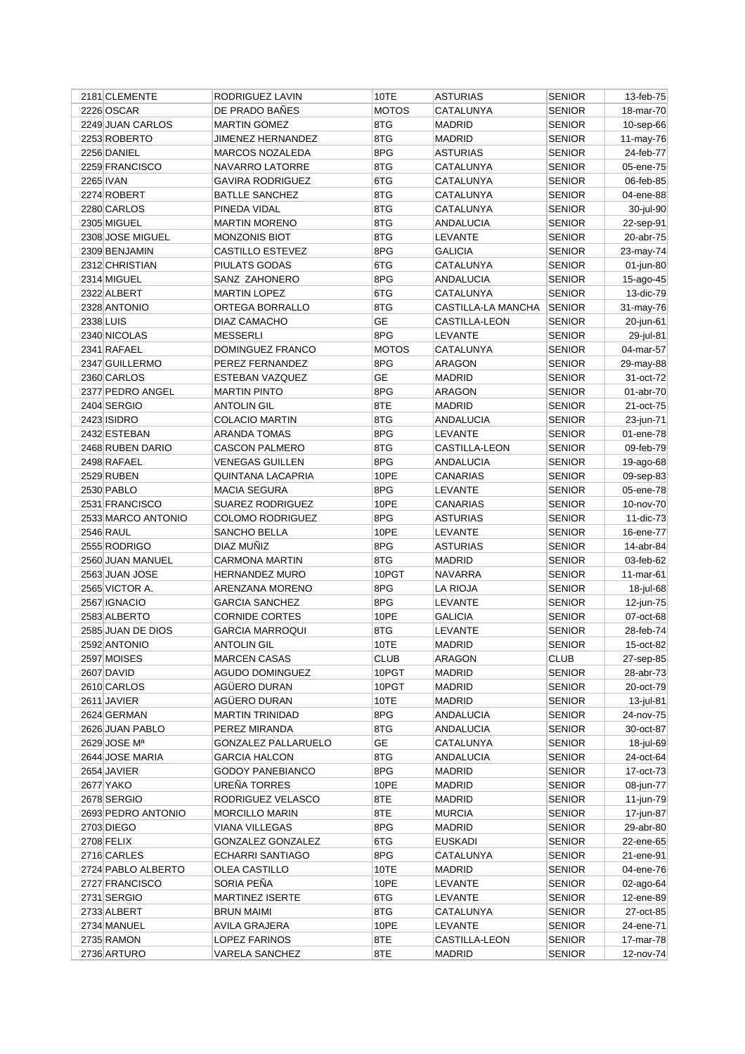| 2181 | CLEMENTE | RODRIGUEZ LAVIN | 10TE | ASTURIAS | SENIOR | 13-feb-75 |
|---|---|---|---|---|---|---|
| 2226 | OSCAR | DE PRADO BAÑES | MOTOS | CATALUNYA | SENIOR | 18-mar-70 |
| 2249 | JUAN CARLOS | MARTIN GOMEZ | 8TG | MADRID | SENIOR | 10-sep-66 |
| 2253 | ROBERTO | JIMENEZ HERNANDEZ | 8TG | MADRID | SENIOR | 11-may-76 |
| 2256 | DANIEL | MARCOS NOZALEDA | 8PG | ASTURIAS | SENIOR | 24-feb-77 |
| 2259 | FRANCISCO | NAVARRO LATORRE | 8TG | CATALUNYA | SENIOR | 05-ene-75 |
| 2265 | IVAN | GAVIRA RODRIGUEZ | 6TG | CATALUNYA | SENIOR | 06-feb-85 |
| 2274 | ROBERT | BATLLE SANCHEZ | 8TG | CATALUNYA | SENIOR | 04-ene-88 |
| 2280 | CARLOS | PINEDA VIDAL | 8TG | CATALUNYA | SENIOR | 30-jul-90 |
| 2305 | MIGUEL | MARTIN MORENO | 8TG | ANDALUCIA | SENIOR | 22-sep-91 |
| 2308 | JOSE MIGUEL | MONZONIS BIOT | 8TG | LEVANTE | SENIOR | 20-abr-75 |
| 2309 | BENJAMIN | CASTILLO ESTEVEZ | 8PG | GALICIA | SENIOR | 23-may-74 |
| 2312 | CHRISTIAN | PIULATS GODAS | 6TG | CATALUNYA | SENIOR | 01-jun-80 |
| 2314 | MIGUEL | SANZ ZAHONERO | 8PG | ANDALUCIA | SENIOR | 15-ago-45 |
| 2322 | ALBERT | MARTIN LOPEZ | 6TG | CATALUNYA | SENIOR | 13-dic-79 |
| 2328 | ANTONIO | ORTEGA BORRALLO | 8TG | CASTILLA-LA MANCHA | SENIOR | 31-may-76 |
| 2338 | LUIS | DIAZ CAMACHO | GE | CASTILLA-LEON | SENIOR | 20-jun-61 |
| 2340 | NICOLAS | MESSERLI | 8PG | LEVANTE | SENIOR | 29-jul-81 |
| 2341 | RAFAEL | DOMINGUEZ FRANCO | MOTOS | CATALUNYA | SENIOR | 04-mar-57 |
| 2347 | GUILLERMO | PEREZ FERNANDEZ | 8PG | ARAGON | SENIOR | 29-may-88 |
| 2360 | CARLOS | ESTEBAN VAZQUEZ | GE | MADRID | SENIOR | 31-oct-72 |
| 2377 | PEDRO ANGEL | MARTIN PINTO | 8PG | ARAGON | SENIOR | 01-abr-70 |
| 2404 | SERGIO | ANTOLIN GIL | 8TE | MADRID | SENIOR | 21-oct-75 |
| 2423 | ISIDRO | COLACIO MARTIN | 8TG | ANDALUCIA | SENIOR | 23-jun-71 |
| 2432 | ESTEBAN | ARANDA TOMAS | 8PG | LEVANTE | SENIOR | 01-ene-78 |
| 2468 | RUBEN DARIO | CASCON PALMERO | 8TG | CASTILLA-LEON | SENIOR | 09-feb-79 |
| 2498 | RAFAEL | VENEGAS GUILLEN | 8PG | ANDALUCIA | SENIOR | 19-ago-68 |
| 2529 | RUBEN | QUINTANA LACAPRIA | 10PE | CANARIAS | SENIOR | 09-sep-83 |
| 2530 | PABLO | MACIA SEGURA | 8PG | LEVANTE | SENIOR | 05-ene-78 |
| 2531 | FRANCISCO | SUAREZ RODRIGUEZ | 10PE | CANARIAS | SENIOR | 10-nov-70 |
| 2533 | MARCO ANTONIO | COLOMO RODRIGUEZ | 8PG | ASTURIAS | SENIOR | 11-dic-73 |
| 2546 | RAUL | SANCHO BELLA | 10PE | LEVANTE | SENIOR | 16-ene-77 |
| 2555 | RODRIGO | DIAZ MUÑIZ | 8PG | ASTURIAS | SENIOR | 14-abr-84 |
| 2560 | JUAN MANUEL | CARMONA MARTIN | 8TG | MADRID | SENIOR | 03-feb-62 |
| 2563 | JUAN JOSE | HERNANDEZ MURO | 10PGT | NAVARRA | SENIOR | 11-mar-61 |
| 2565 | VICTOR A. | ARENZANA MORENO | 8PG | LA RIOJA | SENIOR | 18-jul-68 |
| 2567 | IGNACIO | GARCIA SANCHEZ | 8PG | LEVANTE | SENIOR | 12-jun-75 |
| 2583 | ALBERTO | CORNIDE CORTES | 10PE | GALICIA | SENIOR | 07-oct-68 |
| 2585 | JUAN DE DIOS | GARCIA MARROQUI | 8TG | LEVANTE | SENIOR | 28-feb-74 |
| 2592 | ANTONIO | ANTOLIN GIL | 10TE | MADRID | SENIOR | 15-oct-82 |
| 2597 | MOISES | MARCEN CASAS | CLUB | ARAGON | CLUB | 27-sep-85 |
| 2607 | DAVID | AGUDO DOMINGUEZ | 10PGT | MADRID | SENIOR | 28-abr-73 |
| 2610 | CARLOS | AGÜERO DURAN | 10PGT | MADRID | SENIOR | 20-oct-79 |
| 2611 | JAVIER | AGÜERO DURAN | 10TE | MADRID | SENIOR | 13-jul-81 |
| 2624 | GERMAN | MARTIN TRINIDAD | 8PG | ANDALUCIA | SENIOR | 24-nov-75 |
| 2626 | JUAN PABLO | PEREZ MIRANDA | 8TG | ANDALUCIA | SENIOR | 30-oct-87 |
| 2629 | JOSE Mª | GONZALEZ PALLARUELO | GE | CATALUNYA | SENIOR | 18-jul-69 |
| 2644 | JOSE MARIA | GARCIA HALCON | 8TG | ANDALUCIA | SENIOR | 24-oct-64 |
| 2654 | JAVIER | GODOY PANEBIANCO | 8PG | MADRID | SENIOR | 17-oct-73 |
| 2677 | YAKO | UREÑA TORRES | 10PE | MADRID | SENIOR | 08-jun-77 |
| 2678 | SERGIO | RODRIGUEZ VELASCO | 8TE | MADRID | SENIOR | 11-jun-79 |
| 2693 | PEDRO ANTONIO | MORCILLO MARIN | 8TE | MURCIA | SENIOR | 17-jun-87 |
| 2703 | DIEGO | VIANA VILLEGAS | 8PG | MADRID | SENIOR | 29-abr-80 |
| 2708 | FELIX | GONZALEZ GONZALEZ | 6TG | EUSKADI | SENIOR | 22-ene-65 |
| 2716 | CARLES | ECHARRI SANTIAGO | 8PG | CATALUNYA | SENIOR | 21-ene-91 |
| 2724 | PABLO ALBERTO | OLEA CASTILLO | 10TE | MADRID | SENIOR | 04-ene-76 |
| 2727 | FRANCISCO | SORIA PEÑA | 10PE | LEVANTE | SENIOR | 02-ago-64 |
| 2731 | SERGIO | MARTINEZ ISERTE | 6TG | LEVANTE | SENIOR | 12-ene-89 |
| 2733 | ALBERT | BRUN MAIMI | 8TG | CATALUNYA | SENIOR | 27-oct-85 |
| 2734 | MANUEL | AVILA GRAJERA | 10PE | LEVANTE | SENIOR | 24-ene-71 |
| 2735 | RAMON | LOPEZ FARINOS | 8TE | CASTILLA-LEON | SENIOR | 17-mar-78 |
| 2736 | ARTURO | VARELA SANCHEZ | 8TE | MADRID | SENIOR | 12-nov-74 |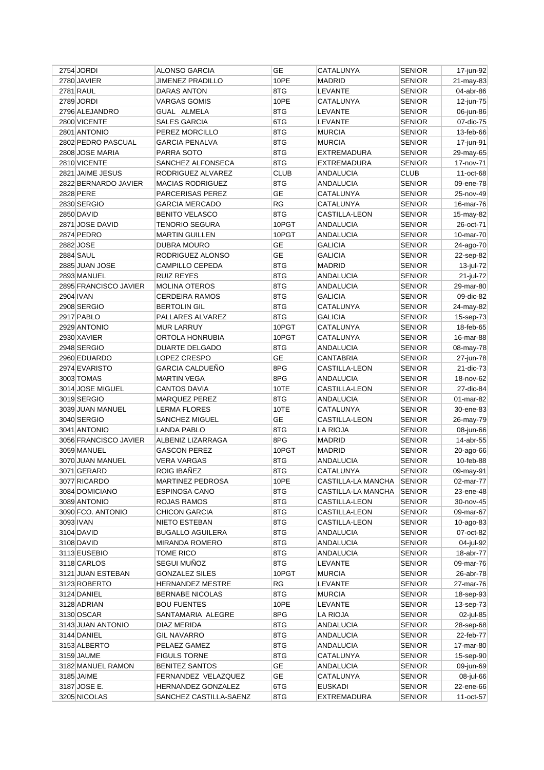| 2754 | JORDI | ALONSO GARCIA | GE | CATALUNYA | SENIOR | 17-jun-92 |
|---|---|---|---|---|---|---|
| 2780 | JAVIER | JIMENEZ PRADILLO | 10PE | MADRID | SENIOR | 21-may-83 |
| 2781 | RAUL | DARAS ANTON | 8TG | LEVANTE | SENIOR | 04-abr-86 |
| 2789 | JORDI | VARGAS GOMIS | 10PE | CATALUNYA | SENIOR | 12-jun-75 |
| 2796 | ALEJANDRO | GUAL ALMELA | 8TG | LEVANTE | SENIOR | 06-jun-86 |
| 2800 | VICENTE | SALES GARCIA | 6TG | LEVANTE | SENIOR | 07-dic-75 |
| 2801 | ANTONIO | PEREZ MORCILLO | 8TG | MURCIA | SENIOR | 13-feb-66 |
| 2802 | PEDRO PASCUAL | GARCIA PENALVA | 8TG | MURCIA | SENIOR | 17-jun-91 |
| 2808 | JOSE MARIA | PARRA SOTO | 8TG | EXTREMADURA | SENIOR | 29-may-65 |
| 2810 | VICENTE | SANCHEZ ALFONSECA | 8TG | EXTREMADURA | SENIOR | 17-nov-71 |
| 2821 | JAIME JESUS | RODRIGUEZ ALVAREZ | CLUB | ANDALUCIA | CLUB | 11-oct-68 |
| 2822 | BERNARDO JAVIER | MACIAS RODRIGUEZ | 8TG | ANDALUCIA | SENIOR | 09-ene-78 |
| 2828 | PERE | PARCERISAS PEREZ | GE | CATALUNYA | SENIOR | 25-nov-49 |
| 2830 | SERGIO | GARCIA MERCADO | RG | CATALUNYA | SENIOR | 16-mar-76 |
| 2850 | DAVID | BENITO VELASCO | 8TG | CASTILLA-LEON | SENIOR | 15-may-82 |
| 2871 | JOSE DAVID | TENORIO SEGURA | 10PGT | ANDALUCIA | SENIOR | 26-oct-71 |
| 2874 | PEDRO | MARTIN GUILLEN | 10PGT | ANDALUCIA | SENIOR | 10-mar-70 |
| 2882 | JOSE | DUBRA MOURO | GE | GALICIA | SENIOR | 24-ago-70 |
| 2884 | SAUL | RODRIGUEZ ALONSO | GE | GALICIA | SENIOR | 22-sep-82 |
| 2885 | JUAN JOSE | CAMPILLO CEPEDA | 8TG | MADRID | SENIOR | 13-jul-72 |
| 2893 | MANUEL | RUIZ REYES | 8TG | ANDALUCIA | SENIOR | 21-jul-72 |
| 2895 | FRANCISCO JAVIER | MOLINA OTEROS | 8TG | ANDALUCIA | SENIOR | 29-mar-80 |
| 2904 | IVAN | CERDEIRA RAMOS | 8TG | GALICIA | SENIOR | 09-dic-82 |
| 2908 | SERGIO | BERTOLIN GIL | 8TG | CATALUNYA | SENIOR | 24-may-82 |
| 2917 | PABLO | PALLARES ALVAREZ | 8TG | GALICIA | SENIOR | 15-sep-73 |
| 2929 | ANTONIO | MUR LARRUY | 10PGT | CATALUNYA | SENIOR | 18-feb-65 |
| 2930 | XAVIER | ORTOLA HONRUBIA | 10PGT | CATALUNYA | SENIOR | 16-mar-88 |
| 2948 | SERGIO | DUARTE DELGADO | 8TG | ANDALUCIA | SENIOR | 08-may-78 |
| 2960 | EDUARDO | LOPEZ CRESPO | GE | CANTABRIA | SENIOR | 27-jun-78 |
| 2974 | EVARISTO | GARCIA CALDUEÑO | 8PG | CASTILLA-LEON | SENIOR | 21-dic-73 |
| 3003 | TOMAS | MARTIN VEGA | 8PG | ANDALUCIA | SENIOR | 18-nov-62 |
| 3014 | JOSE MIGUEL | CANTOS DAVIA | 10TE | CASTILLA-LEON | SENIOR | 27-dic-84 |
| 3019 | SERGIO | MARQUEZ PEREZ | 8TG | ANDALUCIA | SENIOR | 01-mar-82 |
| 3039 | JUAN MANUEL | LERMA FLORES | 10TE | CATALUNYA | SENIOR | 30-ene-83 |
| 3040 | SERGIO | SANCHEZ MIGUEL | GE | CASTILLA-LEON | SENIOR | 26-may-79 |
| 3041 | ANTONIO | LANDA PABLO | 8TG | LA RIOJA | SENIOR | 08-jun-66 |
| 3056 | FRANCISCO JAVIER | ALBENIZ LIZARRAGA | 8PG | MADRID | SENIOR | 14-abr-55 |
| 3059 | MANUEL | GASCON PEREZ | 10PGT | MADRID | SENIOR | 20-ago-66 |
| 3070 | JUAN MANUEL | VERA VARGAS | 8TG | ANDALUCIA | SENIOR | 10-feb-88 |
| 3071 | GERARD | ROIG IBAÑEZ | 8TG | CATALUNYA | SENIOR | 09-may-91 |
| 3077 | RICARDO | MARTINEZ PEDROSA | 10PE | CASTILLA-LA MANCHA | SENIOR | 02-mar-77 |
| 3084 | DOMICIANO | ESPINOSA CANO | 8TG | CASTILLA-LA MANCHA | SENIOR | 23-ene-48 |
| 3089 | ANTONIO | ROJAS RAMOS | 8TG | CASTILLA-LEON | SENIOR | 30-nov-45 |
| 3090 | FCO. ANTONIO | CHICON GARCIA | 8TG | CASTILLA-LEON | SENIOR | 09-mar-67 |
| 3093 | IVAN | NIETO ESTEBAN | 8TG | CASTILLA-LEON | SENIOR | 10-ago-83 |
| 3104 | DAVID | BUGALLO AGUILERA | 8TG | ANDALUCIA | SENIOR | 07-oct-82 |
| 3108 | DAVID | MIRANDA ROMERO | 8TG | ANDALUCIA | SENIOR | 04-jul-92 |
| 3113 | EUSEBIO | TOME RICO | 8TG | ANDALUCIA | SENIOR | 18-abr-77 |
| 3118 | CARLOS | SEGUI MUÑOZ | 8TG | LEVANTE | SENIOR | 09-mar-76 |
| 3121 | JUAN ESTEBAN | GONZALEZ SILES | 10PGT | MURCIA | SENIOR | 26-abr-78 |
| 3123 | ROBERTO | HERNANDEZ MESTRE | RG | LEVANTE | SENIOR | 27-mar-76 |
| 3124 | DANIEL | BERNABE NICOLAS | 8TG | MURCIA | SENIOR | 18-sep-93 |
| 3128 | ADRIAN | BOU FUENTES | 10PE | LEVANTE | SENIOR | 13-sep-73 |
| 3130 | OSCAR | SANTAMARIA ALEGRE | 8PG | LA RIOJA | SENIOR | 02-jul-85 |
| 3143 | JUAN ANTONIO | DIAZ MERIDA | 8TG | ANDALUCIA | SENIOR | 28-sep-68 |
| 3144 | DANIEL | GIL NAVARRO | 8TG | ANDALUCIA | SENIOR | 22-feb-77 |
| 3153 | ALBERTO | PELAEZ GAMEZ | 8TG | ANDALUCIA | SENIOR | 17-mar-80 |
| 3159 | JAUME | FIGULS TORNE | 8TG | CATALUNYA | SENIOR | 15-sep-90 |
| 3182 | MANUEL RAMON | BENITEZ SANTOS | GE | ANDALUCIA | SENIOR | 09-jun-69 |
| 3185 | JAIME | FERNANDEZ VELAZQUEZ | GE | CATALUNYA | SENIOR | 08-jul-66 |
| 3187 | JOSE E. | HERNANDEZ GONZALEZ | 6TG | EUSKADI | SENIOR | 22-ene-66 |
| 3205 | NICOLAS | SANCHEZ CASTILLA-SAENZ | 8TG | EXTREMADURA | SENIOR | 11-oct-57 |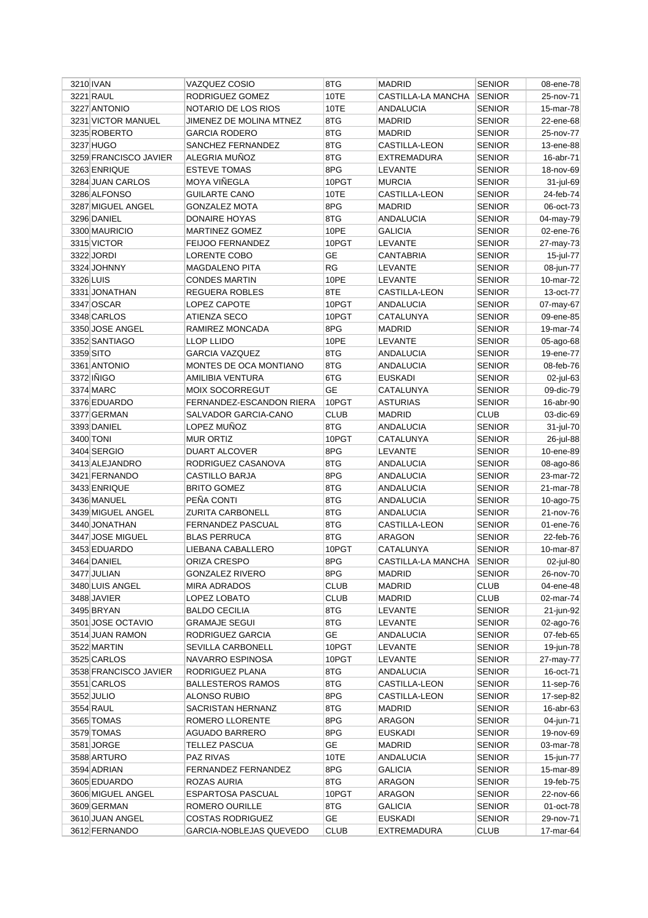| | | | | | | |
|---|---|---|---|---|---|---|
| 3210 | IVAN | VAZQUEZ COSIO | 8TG | MADRID | SENIOR | 08-ene-78 |
| 3221 | RAUL | RODRIGUEZ GOMEZ | 10TE | CASTILLA-LA MANCHA | SENIOR | 25-nov-71 |
| 3227 | ANTONIO | NOTARIO DE LOS RIOS | 10TE | ANDALUCIA | SENIOR | 15-mar-78 |
| 3231 | VICTOR MANUEL | JIMENEZ DE MOLINA MTNEZ | 8TG | MADRID | SENIOR | 22-ene-68 |
| 3235 | ROBERTO | GARCIA RODERO | 8TG | MADRID | SENIOR | 25-nov-77 |
| 3237 | HUGO | SANCHEZ FERNANDEZ | 8TG | CASTILLA-LEON | SENIOR | 13-ene-88 |
| 3259 | FRANCISCO JAVIER | ALEGRIA MUÑOZ | 8TG | EXTREMADURA | SENIOR | 16-abr-71 |
| 3263 | ENRIQUE | ESTEVE TOMAS | 8PG | LEVANTE | SENIOR | 18-nov-69 |
| 3284 | JUAN CARLOS | MOYA VIÑEGLA | 10PGT | MURCIA | SENIOR | 31-jul-69 |
| 3286 | ALFONSO | GUILARTE CANO | 10TE | CASTILLA-LEON | SENIOR | 24-feb-74 |
| 3287 | MIGUEL ANGEL | GONZALEZ MOTA | 8PG | MADRID | SENIOR | 06-oct-73 |
| 3296 | DANIEL | DONAIRE HOYAS | 8TG | ANDALUCIA | SENIOR | 04-may-79 |
| 3300 | MAURICIO | MARTINEZ GOMEZ | 10PE | GALICIA | SENIOR | 02-ene-76 |
| 3315 | VICTOR | FEIJOO FERNANDEZ | 10PGT | LEVANTE | SENIOR | 27-may-73 |
| 3322 | JORDI | LORENTE COBO | GE | CANTABRIA | SENIOR | 15-jul-77 |
| 3324 | JOHNNY | MAGDALENO PITA | RG | LEVANTE | SENIOR | 08-jun-77 |
| 3326 | LUIS | CONDES MARTIN | 10PE | LEVANTE | SENIOR | 10-mar-72 |
| 3331 | JONATHAN | REGUERA ROBLES | 8TE | CASTILLA-LEON | SENIOR | 13-oct-77 |
| 3347 | OSCAR | LOPEZ CAPOTE | 10PGT | ANDALUCIA | SENIOR | 07-may-67 |
| 3348 | CARLOS | ATIENZA SECO | 10PGT | CATALUNYA | SENIOR | 09-ene-85 |
| 3350 | JOSE ANGEL | RAMIREZ MONCADA | 8PG | MADRID | SENIOR | 19-mar-74 |
| 3352 | SANTIAGO | LLOP LLIDO | 10PE | LEVANTE | SENIOR | 05-ago-68 |
| 3359 | SITO | GARCIA VAZQUEZ | 8TG | ANDALUCIA | SENIOR | 19-ene-77 |
| 3361 | ANTONIO | MONTES DE OCA MONTIANO | 8TG | ANDALUCIA | SENIOR | 08-feb-76 |
| 3372 | IÑIGO | AMILIBIA VENTURA | 6TG | EUSKADI | SENIOR | 02-jul-63 |
| 3374 | MARC | MOIX SOCORREGUT | GE | CATALUNYA | SENIOR | 09-dic-79 |
| 3376 | EDUARDO | FERNANDEZ-ESCANDON RIERA | 10PGT | ASTURIAS | SENIOR | 16-abr-90 |
| 3377 | GERMAN | SALVADOR GARCIA-CANO | CLUB | MADRID | CLUB | 03-dic-69 |
| 3393 | DANIEL | LOPEZ MUÑOZ | 8TG | ANDALUCIA | SENIOR | 31-jul-70 |
| 3400 | TONI | MUR ORTIZ | 10PGT | CATALUNYA | SENIOR | 26-jul-88 |
| 3404 | SERGIO | DUART ALCOVER | 8PG | LEVANTE | SENIOR | 10-ene-89 |
| 3413 | ALEJANDRO | RODRIGUEZ CASANOVA | 8TG | ANDALUCIA | SENIOR | 08-ago-86 |
| 3421 | FERNANDO | CASTILLO BARJA | 8PG | ANDALUCIA | SENIOR | 23-mar-72 |
| 3433 | ENRIQUE | BRITO GOMEZ | 8TG | ANDALUCIA | SENIOR | 21-mar-78 |
| 3436 | MANUEL | PEÑA CONTI | 8TG | ANDALUCIA | SENIOR | 10-ago-75 |
| 3439 | MIGUEL ANGEL | ZURITA CARBONELL | 8TG | ANDALUCIA | SENIOR | 21-nov-76 |
| 3440 | JONATHAN | FERNANDEZ PASCUAL | 8TG | CASTILLA-LEON | SENIOR | 01-ene-76 |
| 3447 | JOSE MIGUEL | BLAS PERRUCA | 8TG | ARAGON | SENIOR | 22-feb-76 |
| 3453 | EDUARDO | LIEBANA CABALLERO | 10PGT | CATALUNYA | SENIOR | 10-mar-87 |
| 3464 | DANIEL | ORIZA CRESPO | 8PG | CASTILLA-LA MANCHA | SENIOR | 02-jul-80 |
| 3477 | JULIAN | GONZALEZ RIVERO | 8PG | MADRID | SENIOR | 26-nov-70 |
| 3480 | LUIS ANGEL | MIRA ADRADOS | CLUB | MADRID | CLUB | 04-ene-48 |
| 3488 | JAVIER | LOPEZ LOBATO | CLUB | MADRID | CLUB | 02-mar-74 |
| 3495 | BRYAN | BALDO CECILIA | 8TG | LEVANTE | SENIOR | 21-jun-92 |
| 3501 | JOSE OCTAVIO | GRAMAJE SEGUI | 8TG | LEVANTE | SENIOR | 02-ago-76 |
| 3514 | JUAN RAMON | RODRIGUEZ GARCIA | GE | ANDALUCIA | SENIOR | 07-feb-65 |
| 3522 | MARTIN | SEVILLA CARBONELL | 10PGT | LEVANTE | SENIOR | 19-jun-78 |
| 3525 | CARLOS | NAVARRO ESPINOSA | 10PGT | LEVANTE | SENIOR | 27-may-77 |
| 3538 | FRANCISCO JAVIER | RODRIGUEZ PLANA | 8TG | ANDALUCIA | SENIOR | 16-oct-71 |
| 3551 | CARLOS | BALLESTEROS RAMOS | 8TG | CASTILLA-LEON | SENIOR | 11-sep-76 |
| 3552 | JULIO | ALONSO RUBIO | 8PG | CASTILLA-LEON | SENIOR | 17-sep-82 |
| 3554 | RAUL | SACRISTAN HERNANZ | 8TG | MADRID | SENIOR | 16-abr-63 |
| 3565 | TOMAS | ROMERO LLORENTE | 8PG | ARAGON | SENIOR | 04-jun-71 |
| 3579 | TOMAS | AGUADO BARRERO | 8PG | EUSKADI | SENIOR | 19-nov-69 |
| 3581 | JORGE | TELLEZ PASCUA | GE | MADRID | SENIOR | 03-mar-78 |
| 3588 | ARTURO | PAZ RIVAS | 10TE | ANDALUCIA | SENIOR | 15-jun-77 |
| 3594 | ADRIAN | FERNANDEZ FERNANDEZ | 8PG | GALICIA | SENIOR | 15-mar-89 |
| 3605 | EDUARDO | ROZAS AURIA | 8TG | ARAGON | SENIOR | 19-feb-75 |
| 3606 | MIGUEL ANGEL | ESPARTOSA PASCUAL | 10PGT | ARAGON | SENIOR | 22-nov-66 |
| 3609 | GERMAN | ROMERO OURILLE | 8TG | GALICIA | SENIOR | 01-oct-78 |
| 3610 | JUAN ANGEL | COSTAS RODRIGUEZ | GE | EUSKADI | SENIOR | 29-nov-71 |
| 3612 | FERNANDO | GARCIA-NOBLEJAS QUEVEDO | CLUB | EXTREMADURA | CLUB | 17-mar-64 |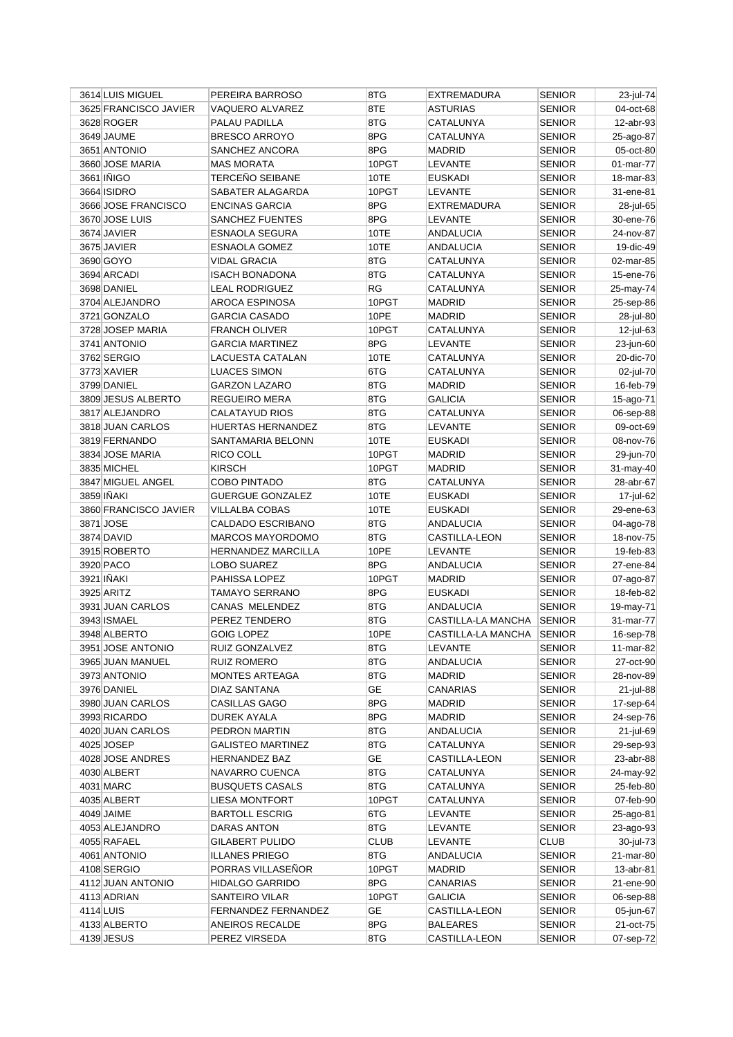| 3614 | LUIS MIGUEL | PEREIRA BARROSO | 8TG | EXTREMADURA | SENIOR | 23-jul-74 |
|---|---|---|---|---|---|---|
| 3625 | FRANCISCO JAVIER | VAQUERO ALVAREZ | 8TE | ASTURIAS | SENIOR | 04-oct-68 |
| 3628 | ROGER | PALAU PADILLA | 8TG | CATALUNYA | SENIOR | 12-abr-93 |
| 3649 | JAUME | BRESCO ARROYO | 8PG | CATALUNYA | SENIOR | 25-ago-87 |
| 3651 | ANTONIO | SANCHEZ ANCORA | 8PG | MADRID | SENIOR | 05-oct-80 |
| 3660 | JOSE MARIA | MAS MORATA | 10PGT | LEVANTE | SENIOR | 01-mar-77 |
| 3661 | IÑIGO | TERCEÑO SEIBANE | 10TE | EUSKADI | SENIOR | 18-mar-83 |
| 3664 | ISIDRO | SABATER ALAGARDA | 10PGT | LEVANTE | SENIOR | 31-ene-81 |
| 3666 | JOSE FRANCISCO | ENCINAS GARCIA | 8PG | EXTREMADURA | SENIOR | 28-jul-65 |
| 3670 | JOSE LUIS | SANCHEZ FUENTES | 8PG | LEVANTE | SENIOR | 30-ene-76 |
| 3674 | JAVIER | ESNAOLA SEGURA | 10TE | ANDALUCIA | SENIOR | 24-nov-87 |
| 3675 | JAVIER | ESNAOLA GOMEZ | 10TE | ANDALUCIA | SENIOR | 19-dic-49 |
| 3690 | GOYO | VIDAL GRACIA | 8TG | CATALUNYA | SENIOR | 02-mar-85 |
| 3694 | ARCADI | ISACH BONADONA | 8TG | CATALUNYA | SENIOR | 15-ene-76 |
| 3698 | DANIEL | LEAL RODRIGUEZ | RG | CATALUNYA | SENIOR | 25-may-74 |
| 3704 | ALEJANDRO | AROCA ESPINOSA | 10PGT | MADRID | SENIOR | 25-sep-86 |
| 3721 | GONZALO | GARCIA CASADO | 10PE | MADRID | SENIOR | 28-jul-80 |
| 3728 | JOSEP MARIA | FRANCH OLIVER | 10PGT | CATALUNYA | SENIOR | 12-jul-63 |
| 3741 | ANTONIO | GARCIA MARTINEZ | 8PG | LEVANTE | SENIOR | 23-jun-60 |
| 3762 | SERGIO | LACUESTA CATALAN | 10TE | CATALUNYA | SENIOR | 20-dic-70 |
| 3773 | XAVIER | LUACES SIMON | 6TG | CATALUNYA | SENIOR | 02-jul-70 |
| 3799 | DANIEL | GARZON LAZARO | 8TG | MADRID | SENIOR | 16-feb-79 |
| 3809 | JESUS ALBERTO | REGUEIRO MERA | 8TG | GALICIA | SENIOR | 15-ago-71 |
| 3817 | ALEJANDRO | CALATAYUD RIOS | 8TG | CATALUNYA | SENIOR | 06-sep-88 |
| 3818 | JUAN CARLOS | HUERTAS HERNANDEZ | 8TG | LEVANTE | SENIOR | 09-oct-69 |
| 3819 | FERNANDO | SANTAMARIA BELONN | 10TE | EUSKADI | SENIOR | 08-nov-76 |
| 3834 | JOSE MARIA | RICO COLL | 10PGT | MADRID | SENIOR | 29-jun-70 |
| 3835 | MICHEL | KIRSCH | 10PGT | MADRID | SENIOR | 31-may-40 |
| 3847 | MIGUEL ANGEL | COBO PINTADO | 8TG | CATALUNYA | SENIOR | 28-abr-67 |
| 3859 | IÑAKI | GUERGUE GONZALEZ | 10TE | EUSKADI | SENIOR | 17-jul-62 |
| 3860 | FRANCISCO JAVIER | VILLALBA COBAS | 10TE | EUSKADI | SENIOR | 29-ene-63 |
| 3871 | JOSE | CALDADO ESCRIBANO | 8TG | ANDALUCIA | SENIOR | 04-ago-78 |
| 3874 | DAVID | MARCOS MAYORDOMO | 8TG | CASTILLA-LEON | SENIOR | 18-nov-75 |
| 3915 | ROBERTO | HERNANDEZ MARCILLA | 10PE | LEVANTE | SENIOR | 19-feb-83 |
| 3920 | PACO | LOBO SUAREZ | 8PG | ANDALUCIA | SENIOR | 27-ene-84 |
| 3921 | IÑAKI | PAHISSA LOPEZ | 10PGT | MADRID | SENIOR | 07-ago-87 |
| 3925 | ARITZ | TAMAYO SERRANO | 8PG | EUSKADI | SENIOR | 18-feb-82 |
| 3931 | JUAN CARLOS | CANAS MELENDEZ | 8TG | ANDALUCIA | SENIOR | 19-may-71 |
| 3943 | ISMAEL | PEREZ TENDERO | 8TG | CASTILLA-LA MANCHA | SENIOR | 31-mar-77 |
| 3948 | ALBERTO | GOIG LOPEZ | 10PE | CASTILLA-LA MANCHA | SENIOR | 16-sep-78 |
| 3951 | JOSE ANTONIO | RUIZ GONZALVEZ | 8TG | LEVANTE | SENIOR | 11-mar-82 |
| 3965 | JUAN MANUEL | RUIZ ROMERO | 8TG | ANDALUCIA | SENIOR | 27-oct-90 |
| 3973 | ANTONIO | MONTES ARTEAGA | 8TG | MADRID | SENIOR | 28-nov-89 |
| 3976 | DANIEL | DIAZ SANTANA | GE | CANARIAS | SENIOR | 21-jul-88 |
| 3980 | JUAN CARLOS | CASILLAS GAGO | 8PG | MADRID | SENIOR | 17-sep-64 |
| 3993 | RICARDO | DUREK AYALA | 8PG | MADRID | SENIOR | 24-sep-76 |
| 4020 | JUAN CARLOS | PEDRON MARTIN | 8TG | ANDALUCIA | SENIOR | 21-jul-69 |
| 4025 | JOSEP | GALISTEO MARTINEZ | 8TG | CATALUNYA | SENIOR | 29-sep-93 |
| 4028 | JOSE ANDRES | HERNANDEZ BAZ | GE | CASTILLA-LEON | SENIOR | 23-abr-88 |
| 4030 | ALBERT | NAVARRO CUENCA | 8TG | CATALUNYA | SENIOR | 24-may-92 |
| 4031 | MARC | BUSQUETS CASALS | 8TG | CATALUNYA | SENIOR | 25-feb-80 |
| 4035 | ALBERT | LIESA MONTFORT | 10PGT | CATALUNYA | SENIOR | 07-feb-90 |
| 4049 | JAIME | BARTOLL ESCRIG | 6TG | LEVANTE | SENIOR | 25-ago-81 |
| 4053 | ALEJANDRO | DARAS ANTON | 8TG | LEVANTE | SENIOR | 23-ago-93 |
| 4055 | RAFAEL | GILABERT PULIDO | CLUB | LEVANTE | CLUB | 30-jul-73 |
| 4061 | ANTONIO | ILLANES PRIEGO | 8TG | ANDALUCIA | SENIOR | 21-mar-80 |
| 4108 | SERGIO | PORRAS VILLASEÑOR | 10PGT | MADRID | SENIOR | 13-abr-81 |
| 4112 | JUAN ANTONIO | HIDALGO GARRIDO | 8PG | CANARIAS | SENIOR | 21-ene-90 |
| 4113 | ADRIAN | SANTEIRO VILAR | 10PGT | GALICIA | SENIOR | 06-sep-88 |
| 4114 | LUIS | FERNANDEZ FERNANDEZ | GE | CASTILLA-LEON | SENIOR | 05-jun-67 |
| 4133 | ALBERTO | ANEIROS RECALDE | 8PG | BALEARES | SENIOR | 21-oct-75 |
| 4139 | JESUS | PEREZ VIRSEDA | 8TG | CASTILLA-LEON | SENIOR | 07-sep-72 |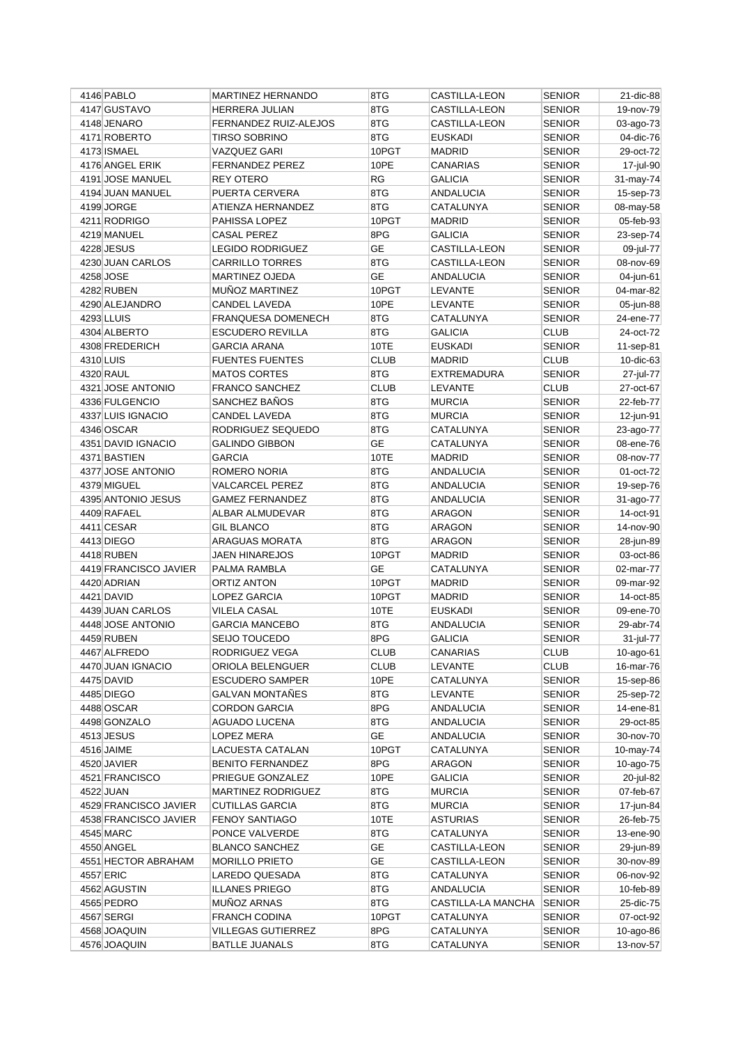| | | | | | | |
|---|---|---|---|---|---|---|
| 4146 | PABLO | MARTINEZ HERNANDO | 8TG | CASTILLA-LEON | SENIOR | 21-dic-88 |
| 4147 | GUSTAVO | HERRERA JULIAN | 8TG | CASTILLA-LEON | SENIOR | 19-nov-79 |
| 4148 | JENARO | FERNANDEZ RUIZ-ALEJOS | 8TG | CASTILLA-LEON | SENIOR | 03-ago-73 |
| 4171 | ROBERTO | TIRSO SOBRINO | 8TG | EUSKADI | SENIOR | 04-dic-76 |
| 4173 | ISMAEL | VAZQUEZ GARI | 10PGT | MADRID | SENIOR | 29-oct-72 |
| 4176 | ANGEL ERIK | FERNANDEZ PEREZ | 10PE | CANARIAS | SENIOR | 17-jul-90 |
| 4191 | JOSE MANUEL | REY OTERO | RG | GALICIA | SENIOR | 31-may-74 |
| 4194 | JUAN MANUEL | PUERTA CERVERA | 8TG | ANDALUCIA | SENIOR | 15-sep-73 |
| 4199 | JORGE | ATIENZA HERNANDEZ | 8TG | CATALUNYA | SENIOR | 08-may-58 |
| 4211 | RODRIGO | PAHISSA LOPEZ | 10PGT | MADRID | SENIOR | 05-feb-93 |
| 4219 | MANUEL | CASAL PEREZ | 8PG | GALICIA | SENIOR | 23-sep-74 |
| 4228 | JESUS | LEGIDO RODRIGUEZ | GE | CASTILLA-LEON | SENIOR | 09-jul-77 |
| 4230 | JUAN CARLOS | CARRILLO TORRES | 8TG | CASTILLA-LEON | SENIOR | 08-nov-69 |
| 4258 | JOSE | MARTINEZ OJEDA | GE | ANDALUCIA | SENIOR | 04-jun-61 |
| 4282 | RUBEN | MUÑOZ MARTINEZ | 10PGT | LEVANTE | SENIOR | 04-mar-82 |
| 4290 | ALEJANDRO | CANDEL LAVEDA | 10PE | LEVANTE | SENIOR | 05-jun-88 |
| 4293 | LLUIS | FRANQUESA DOMENECH | 8TG | CATALUNYA | SENIOR | 24-ene-77 |
| 4304 | ALBERTO | ESCUDERO REVILLA | 8TG | GALICIA | CLUB | 24-oct-72 |
| 4308 | FREDERICH | GARCIA ARANA | 10TE | EUSKADI | SENIOR | 11-sep-81 |
| 4310 | LUIS | FUENTES FUENTES | CLUB | MADRID | CLUB | 10-dic-63 |
| 4320 | RAUL | MATOS CORTES | 8TG | EXTREMADURA | SENIOR | 27-jul-77 |
| 4321 | JOSE ANTONIO | FRANCO SANCHEZ | CLUB | LEVANTE | CLUB | 27-oct-67 |
| 4336 | FULGENCIO | SANCHEZ BAÑOS | 8TG | MURCIA | SENIOR | 22-feb-77 |
| 4337 | LUIS IGNACIO | CANDEL LAVEDA | 8TG | MURCIA | SENIOR | 12-jun-91 |
| 4346 | OSCAR | RODRIGUEZ SEQUEDO | 8TG | CATALUNYA | SENIOR | 23-ago-77 |
| 4351 | DAVID IGNACIO | GALINDO GIBBON | GE | CATALUNYA | SENIOR | 08-ene-76 |
| 4371 | BASTIEN | GARCIA | 10TE | MADRID | SENIOR | 08-nov-77 |
| 4377 | JOSE ANTONIO | ROMERO NORIA | 8TG | ANDALUCIA | SENIOR | 01-oct-72 |
| 4379 | MIGUEL | VALCARCEL PEREZ | 8TG | ANDALUCIA | SENIOR | 19-sep-76 |
| 4395 | ANTONIO JESUS | GAMEZ FERNANDEZ | 8TG | ANDALUCIA | SENIOR | 31-ago-77 |
| 4409 | RAFAEL | ALBAR ALMUDEVAR | 8TG | ARAGON | SENIOR | 14-oct-91 |
| 4411 | CESAR | GIL BLANCO | 8TG | ARAGON | SENIOR | 14-nov-90 |
| 4413 | DIEGO | ARAGUAS MORATA | 8TG | ARAGON | SENIOR | 28-jun-89 |
| 4418 | RUBEN | JAEN HINAREJOS | 10PGT | MADRID | SENIOR | 03-oct-86 |
| 4419 | FRANCISCO JAVIER | PALMA RAMBLA | GE | CATALUNYA | SENIOR | 02-mar-77 |
| 4420 | ADRIAN | ORTIZ ANTON | 10PGT | MADRID | SENIOR | 09-mar-92 |
| 4421 | DAVID | LOPEZ GARCIA | 10PGT | MADRID | SENIOR | 14-oct-85 |
| 4439 | JUAN CARLOS | VILELA CASAL | 10TE | EUSKADI | SENIOR | 09-ene-70 |
| 4448 | JOSE ANTONIO | GARCIA MANCEBO | 8TG | ANDALUCIA | SENIOR | 29-abr-74 |
| 4459 | RUBEN | SEIJO TOUCEDO | 8PG | GALICIA | SENIOR | 31-jul-77 |
| 4467 | ALFREDO | RODRIGUEZ VEGA | CLUB | CANARIAS | CLUB | 10-ago-61 |
| 4470 | JUAN IGNACIO | ORIOLA BELENGUER | CLUB | LEVANTE | CLUB | 16-mar-76 |
| 4475 | DAVID | ESCUDERO SAMPER | 10PE | CATALUNYA | SENIOR | 15-sep-86 |
| 4485 | DIEGO | GALVAN MONTAÑES | 8TG | LEVANTE | SENIOR | 25-sep-72 |
| 4488 | OSCAR | CORDON GARCIA | 8PG | ANDALUCIA | SENIOR | 14-ene-81 |
| 4498 | GONZALO | AGUADO LUCENA | 8TG | ANDALUCIA | SENIOR | 29-oct-85 |
| 4513 | JESUS | LOPEZ MERA | GE | ANDALUCIA | SENIOR | 30-nov-70 |
| 4516 | JAIME | LACUESTA CATALAN | 10PGT | CATALUNYA | SENIOR | 10-may-74 |
| 4520 | JAVIER | BENITO FERNANDEZ | 8PG | ARAGON | SENIOR | 10-ago-75 |
| 4521 | FRANCISCO | PRIEGUE GONZALEZ | 10PE | GALICIA | SENIOR | 20-jul-82 |
| 4522 | JUAN | MARTINEZ RODRIGUEZ | 8TG | MURCIA | SENIOR | 07-feb-67 |
| 4529 | FRANCISCO JAVIER | CUTILLAS GARCIA | 8TG | MURCIA | SENIOR | 17-jun-84 |
| 4538 | FRANCISCO JAVIER | FENOY SANTIAGO | 10TE | ASTURIAS | SENIOR | 26-feb-75 |
| 4545 | MARC | PONCE VALVERDE | 8TG | CATALUNYA | SENIOR | 13-ene-90 |
| 4550 | ANGEL | BLANCO SANCHEZ | GE | CASTILLA-LEON | SENIOR | 29-jun-89 |
| 4551 | HECTOR ABRAHAM | MORILLO PRIETO | GE | CASTILLA-LEON | SENIOR | 30-nov-89 |
| 4557 | ERIC | LAREDO QUESADA | 8TG | CATALUNYA | SENIOR | 06-nov-92 |
| 4562 | AGUSTIN | ILLANES PRIEGO | 8TG | ANDALUCIA | SENIOR | 10-feb-89 |
| 4565 | PEDRO | MUÑOZ ARNAS | 8TG | CASTILLA-LA MANCHA | SENIOR | 25-dic-75 |
| 4567 | SERGI | FRANCH CODINA | 10PGT | CATALUNYA | SENIOR | 07-oct-92 |
| 4568 | JOAQUIN | VILLEGAS GUTIERREZ | 8PG | CATALUNYA | SENIOR | 10-ago-86 |
| 4576 | JOAQUIN | BATLLE JUANALS | 8TG | CATALUNYA | SENIOR | 13-nov-57 |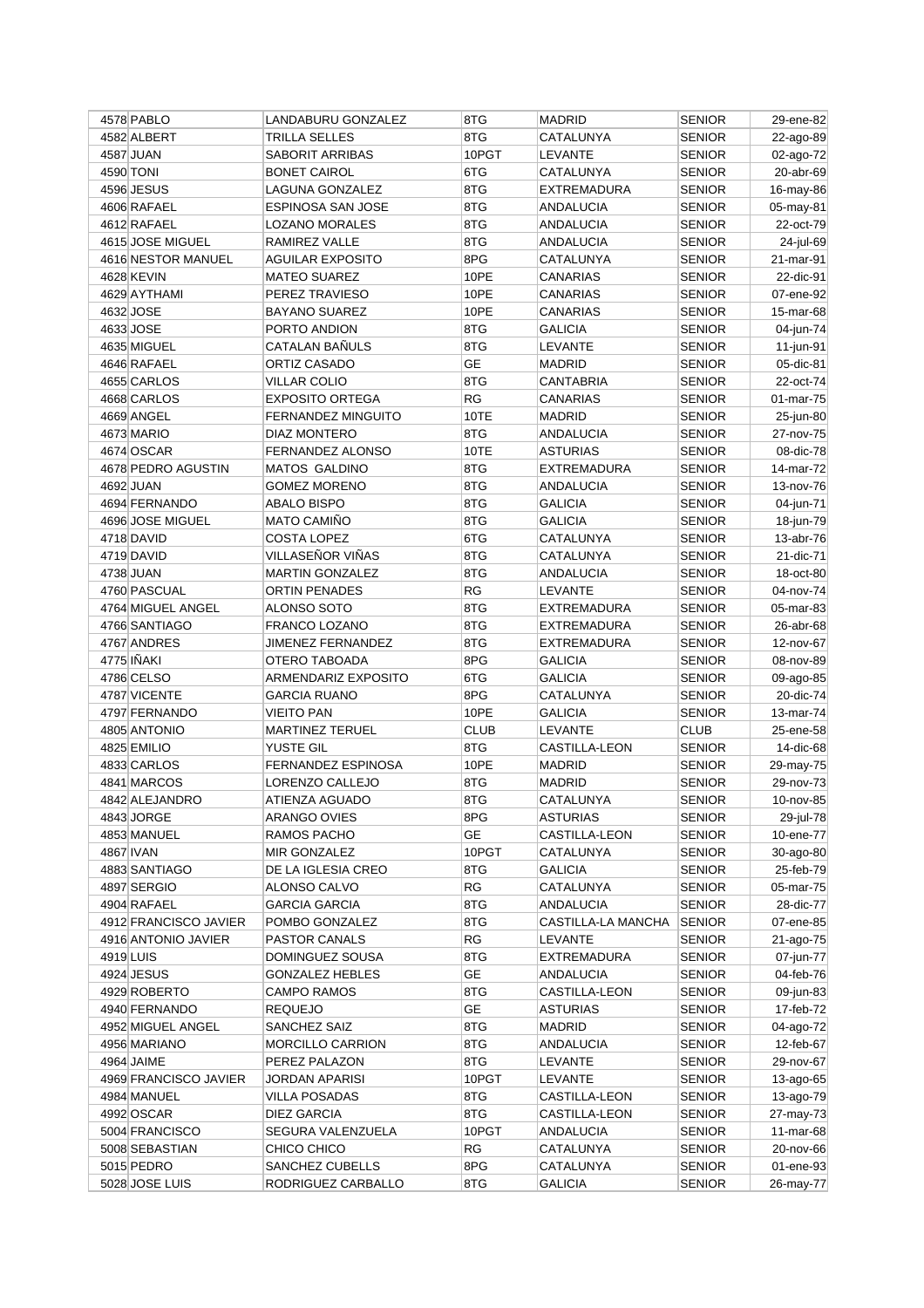| | | | | | | |
|---|---|---|---|---|---|---|
| 4578 | PABLO | LANDABURU GONZALEZ | 8TG | MADRID | SENIOR | 29-ene-82 |
| 4582 | ALBERT | TRILLA SELLES | 8TG | CATALUNYA | SENIOR | 22-ago-89 |
| 4587 | JUAN | SABORIT ARRIBAS | 10PGT | LEVANTE | SENIOR | 02-ago-72 |
| 4590 | TONI | BONET CAIROL | 6TG | CATALUNYA | SENIOR | 20-abr-69 |
| 4596 | JESUS | LAGUNA GONZALEZ | 8TG | EXTREMADURA | SENIOR | 16-may-86 |
| 4606 | RAFAEL | ESPINOSA SAN JOSE | 8TG | ANDALUCIA | SENIOR | 05-may-81 |
| 4612 | RAFAEL | LOZANO MORALES | 8TG | ANDALUCIA | SENIOR | 22-oct-79 |
| 4615 | JOSE MIGUEL | RAMIREZ VALLE | 8TG | ANDALUCIA | SENIOR | 24-jul-69 |
| 4616 | NESTOR MANUEL | AGUILAR EXPOSITO | 8PG | CATALUNYA | SENIOR | 21-mar-91 |
| 4628 | KEVIN | MATEO SUAREZ | 10PE | CANARIAS | SENIOR | 22-dic-91 |
| 4629 | AYTHAMI | PEREZ TRAVIESO | 10PE | CANARIAS | SENIOR | 07-ene-92 |
| 4632 | JOSE | BAYANO SUAREZ | 10PE | CANARIAS | SENIOR | 15-mar-68 |
| 4633 | JOSE | PORTO ANDION | 8TG | GALICIA | SENIOR | 04-jun-74 |
| 4635 | MIGUEL | CATALAN BAÑULS | 8TG | LEVANTE | SENIOR | 11-jun-91 |
| 4646 | RAFAEL | ORTIZ CASADO | GE | MADRID | SENIOR | 05-dic-81 |
| 4655 | CARLOS | VILLAR COLIO | 8TG | CANTABRIA | SENIOR | 22-oct-74 |
| 4668 | CARLOS | EXPOSITO ORTEGA | RG | CANARIAS | SENIOR | 01-mar-75 |
| 4669 | ANGEL | FERNANDEZ MINGUITO | 10TE | MADRID | SENIOR | 25-jun-80 |
| 4673 | MARIO | DIAZ MONTERO | 8TG | ANDALUCIA | SENIOR | 27-nov-75 |
| 4674 | OSCAR | FERNANDEZ ALONSO | 10TE | ASTURIAS | SENIOR | 08-dic-78 |
| 4678 | PEDRO AGUSTIN | MATOS GALDINO | 8TG | EXTREMADURA | SENIOR | 14-mar-72 |
| 4692 | JUAN | GOMEZ MORENO | 8TG | ANDALUCIA | SENIOR | 13-nov-76 |
| 4694 | FERNANDO | ABALO BISPO | 8TG | GALICIA | SENIOR | 04-jun-71 |
| 4696 | JOSE MIGUEL | MATO CAMIÑO | 8TG | GALICIA | SENIOR | 18-jun-79 |
| 4718 | DAVID | COSTA LOPEZ | 6TG | CATALUNYA | SENIOR | 13-abr-76 |
| 4719 | DAVID | VILLASEÑOR VIÑAS | 8TG | CATALUNYA | SENIOR | 21-dic-71 |
| 4738 | JUAN | MARTIN GONZALEZ | 8TG | ANDALUCIA | SENIOR | 18-oct-80 |
| 4760 | PASCUAL | ORTIN PENADES | RG | LEVANTE | SENIOR | 04-nov-74 |
| 4764 | MIGUEL ANGEL | ALONSO SOTO | 8TG | EXTREMADURA | SENIOR | 05-mar-83 |
| 4766 | SANTIAGO | FRANCO LOZANO | 8TG | EXTREMADURA | SENIOR | 26-abr-68 |
| 4767 | ANDRES | JIMENEZ FERNANDEZ | 8TG | EXTREMADURA | SENIOR | 12-nov-67 |
| 4775 | IÑAKI | OTERO TABOADA | 8PG | GALICIA | SENIOR | 08-nov-89 |
| 4786 | CELSO | ARMENDARIZ EXPOSITO | 6TG | GALICIA | SENIOR | 09-ago-85 |
| 4787 | VICENTE | GARCIA RUANO | 8PG | CATALUNYA | SENIOR | 20-dic-74 |
| 4797 | FERNANDO | VIEITO PAN | 10PE | GALICIA | SENIOR | 13-mar-74 |
| 4805 | ANTONIO | MARTINEZ TERUEL | CLUB | LEVANTE | CLUB | 25-ene-58 |
| 4825 | EMILIO | YUSTE GIL | 8TG | CASTILLA-LEON | SENIOR | 14-dic-68 |
| 4833 | CARLOS | FERNANDEZ ESPINOSA | 10PE | MADRID | SENIOR | 29-may-75 |
| 4841 | MARCOS | LORENZO CALLEJO | 8TG | MADRID | SENIOR | 29-nov-73 |
| 4842 | ALEJANDRO | ATIENZA AGUADO | 8TG | CATALUNYA | SENIOR | 10-nov-85 |
| 4843 | JORGE | ARANGO OVIES | 8PG | ASTURIAS | SENIOR | 29-jul-78 |
| 4853 | MANUEL | RAMOS PACHO | GE | CASTILLA-LEON | SENIOR | 10-ene-77 |
| 4867 | IVAN | MIR GONZALEZ | 10PGT | CATALUNYA | SENIOR | 30-ago-80 |
| 4883 | SANTIAGO | DE LA IGLESIA CREO | 8TG | GALICIA | SENIOR | 25-feb-79 |
| 4897 | SERGIO | ALONSO CALVO | RG | CATALUNYA | SENIOR | 05-mar-75 |
| 4904 | RAFAEL | GARCIA GARCIA | 8TG | ANDALUCIA | SENIOR | 28-dic-77 |
| 4912 | FRANCISCO JAVIER | POMBO GONZALEZ | 8TG | CASTILLA-LA MANCHA | SENIOR | 07-ene-85 |
| 4916 | ANTONIO JAVIER | PASTOR CANALS | RG | LEVANTE | SENIOR | 21-ago-75 |
| 4919 | LUIS | DOMINGUEZ SOUSA | 8TG | EXTREMADURA | SENIOR | 07-jun-77 |
| 4924 | JESUS | GONZALEZ HEBLES | GE | ANDALUCIA | SENIOR | 04-feb-76 |
| 4929 | ROBERTO | CAMPO RAMOS | 8TG | CASTILLA-LEON | SENIOR | 09-jun-83 |
| 4940 | FERNANDO | REQUEJO | GE | ASTURIAS | SENIOR | 17-feb-72 |
| 4952 | MIGUEL ANGEL | SANCHEZ SAIZ | 8TG | MADRID | SENIOR | 04-ago-72 |
| 4956 | MARIANO | MORCILLO CARRION | 8TG | ANDALUCIA | SENIOR | 12-feb-67 |
| 4964 | JAIME | PEREZ PALAZON | 8TG | LEVANTE | SENIOR | 29-nov-67 |
| 4969 | FRANCISCO JAVIER | JORDAN APARISI | 10PGT | LEVANTE | SENIOR | 13-ago-65 |
| 4984 | MANUEL | VILLA POSADAS | 8TG | CASTILLA-LEON | SENIOR | 13-ago-79 |
| 4992 | OSCAR | DIEZ GARCIA | 8TG | CASTILLA-LEON | SENIOR | 27-may-73 |
| 5004 | FRANCISCO | SEGURA VALENZUELA | 10PGT | ANDALUCIA | SENIOR | 11-mar-68 |
| 5008 | SEBASTIAN | CHICO CHICO | RG | CATALUNYA | SENIOR | 20-nov-66 |
| 5015 | PEDRO | SANCHEZ CUBELLS | 8PG | CATALUNYA | SENIOR | 01-ene-93 |
| 5028 | JOSE LUIS | RODRIGUEZ CARBALLO | 8TG | GALICIA | SENIOR | 26-may-77 |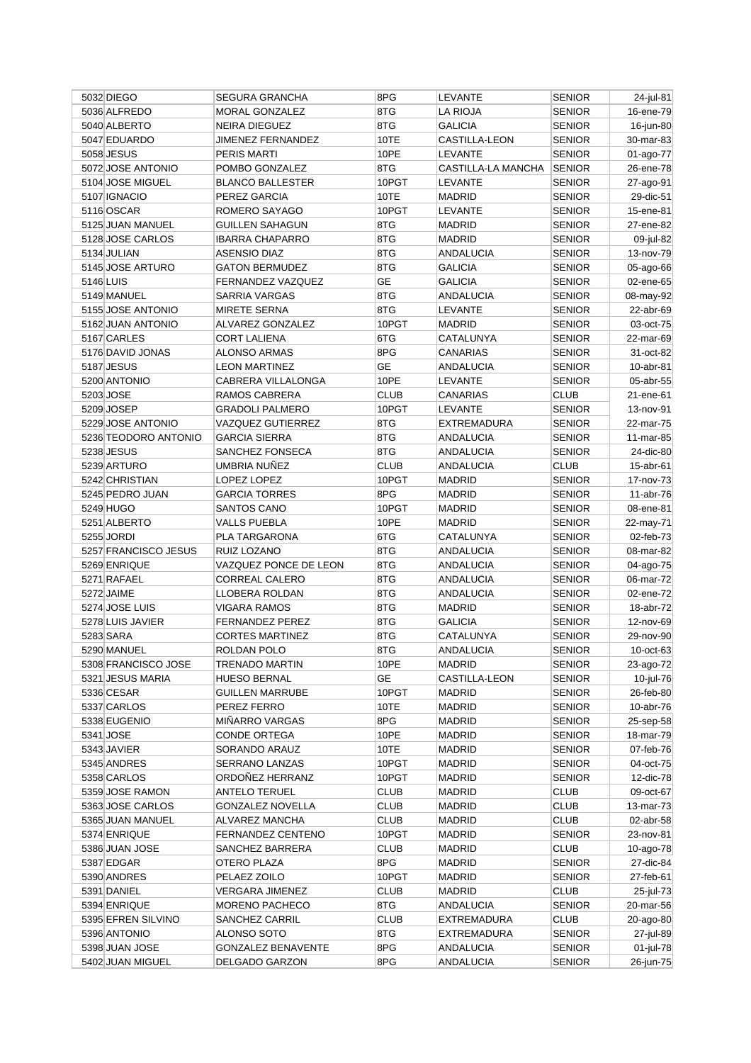| | | | | | | |
|---|---|---|---|---|---|---|
| 5032 | DIEGO | SEGURA GRANCHA | 8PG | LEVANTE | SENIOR | 24-jul-81 |
| 5036 | ALFREDO | MORAL GONZALEZ | 8TG | LA RIOJA | SENIOR | 16-ene-79 |
| 5040 | ALBERTO | NEIRA DIEGUEZ | 8TG | GALICIA | SENIOR | 16-jun-80 |
| 5047 | EDUARDO | JIMENEZ FERNANDEZ | 10TE | CASTILLA-LEON | SENIOR | 30-mar-83 |
| 5058 | JESUS | PERIS MARTI | 10PE | LEVANTE | SENIOR | 01-ago-77 |
| 5072 | JOSE ANTONIO | POMBO GONZALEZ | 8TG | CASTILLA-LA MANCHA | SENIOR | 26-ene-78 |
| 5104 | JOSE MIGUEL | BLANCO BALLESTER | 10PGT | LEVANTE | SENIOR | 27-ago-91 |
| 5107 | IGNACIO | PEREZ GARCIA | 10TE | MADRID | SENIOR | 29-dic-51 |
| 5116 | OSCAR | ROMERO SAYAGO | 10PGT | LEVANTE | SENIOR | 15-ene-81 |
| 5125 | JUAN MANUEL | GUILLEN SAHAGUN | 8TG | MADRID | SENIOR | 27-ene-82 |
| 5128 | JOSE CARLOS | IBARRA CHAPARRO | 8TG | MADRID | SENIOR | 09-jul-82 |
| 5134 | JULIAN | ASENSIO DIAZ | 8TG | ANDALUCIA | SENIOR | 13-nov-79 |
| 5145 | JOSE ARTURO | GATON BERMUDEZ | 8TG | GALICIA | SENIOR | 05-ago-66 |
| 5146 | LUIS | FERNANDEZ VAZQUEZ | GE | GALICIA | SENIOR | 02-ene-65 |
| 5149 | MANUEL | SARRIA VARGAS | 8TG | ANDALUCIA | SENIOR | 08-may-92 |
| 5155 | JOSE ANTONIO | MIRETE SERNA | 8TG | LEVANTE | SENIOR | 22-abr-69 |
| 5162 | JUAN ANTONIO | ALVAREZ GONZALEZ | 10PGT | MADRID | SENIOR | 03-oct-75 |
| 5167 | CARLES | CORT LALIENA | 6TG | CATALUNYA | SENIOR | 22-mar-69 |
| 5176 | DAVID JONAS | ALONSO ARMAS | 8PG | CANARIAS | SENIOR | 31-oct-82 |
| 5187 | JESUS | LEON MARTINEZ | GE | ANDALUCIA | SENIOR | 10-abr-81 |
| 5200 | ANTONIO | CABRERA VILLALONGA | 10PE | LEVANTE | SENIOR | 05-abr-55 |
| 5203 | JOSE | RAMOS CABRERA | CLUB | CANARIAS | CLUB | 21-ene-61 |
| 5209 | JOSEP | GRADOLI PALMERO | 10PGT | LEVANTE | SENIOR | 13-nov-91 |
| 5229 | JOSE ANTONIO | VAZQUEZ GUTIERREZ | 8TG | EXTREMADURA | SENIOR | 22-mar-75 |
| 5236 | TEODORO ANTONIO | GARCIA SIERRA | 8TG | ANDALUCIA | SENIOR | 11-mar-85 |
| 5238 | JESUS | SANCHEZ FONSECA | 8TG | ANDALUCIA | SENIOR | 24-dic-80 |
| 5239 | ARTURO | UMBRIA NUÑEZ | CLUB | ANDALUCIA | CLUB | 15-abr-61 |
| 5242 | CHRISTIAN | LOPEZ LOPEZ | 10PGT | MADRID | SENIOR | 17-nov-73 |
| 5245 | PEDRO JUAN | GARCIA TORRES | 8PG | MADRID | SENIOR | 11-abr-76 |
| 5249 | HUGO | SANTOS CANO | 10PGT | MADRID | SENIOR | 08-ene-81 |
| 5251 | ALBERTO | VALLS PUEBLA | 10PE | MADRID | SENIOR | 22-may-71 |
| 5255 | JORDI | PLA TARGARONA | 6TG | CATALUNYA | SENIOR | 02-feb-73 |
| 5257 | FRANCISCO JESUS | RUIZ LOZANO | 8TG | ANDALUCIA | SENIOR | 08-mar-82 |
| 5269 | ENRIQUE | VAZQUEZ PONCE DE LEON | 8TG | ANDALUCIA | SENIOR | 04-ago-75 |
| 5271 | RAFAEL | CORREAL CALERO | 8TG | ANDALUCIA | SENIOR | 06-mar-72 |
| 5272 | JAIME | LLOBERA ROLDAN | 8TG | ANDALUCIA | SENIOR | 02-ene-72 |
| 5274 | JOSE LUIS | VIGARA RAMOS | 8TG | MADRID | SENIOR | 18-abr-72 |
| 5278 | LUIS JAVIER | FERNANDEZ PEREZ | 8TG | GALICIA | SENIOR | 12-nov-69 |
| 5283 | SARA | CORTES MARTINEZ | 8TG | CATALUNYA | SENIOR | 29-nov-90 |
| 5290 | MANUEL | ROLDAN POLO | 8TG | ANDALUCIA | SENIOR | 10-oct-63 |
| 5308 | FRANCISCO JOSE | TRENADO MARTIN | 10PE | MADRID | SENIOR | 23-ago-72 |
| 5321 | JESUS MARIA | HUESO BERNAL | GE | CASTILLA-LEON | SENIOR | 10-jul-76 |
| 5336 | CESAR | GUILLEN MARRUBE | 10PGT | MADRID | SENIOR | 26-feb-80 |
| 5337 | CARLOS | PEREZ FERRO | 10TE | MADRID | SENIOR | 10-abr-76 |
| 5338 | EUGENIO | MIÑARRO VARGAS | 8PG | MADRID | SENIOR | 25-sep-58 |
| 5341 | JOSE | CONDE ORTEGA | 10PE | MADRID | SENIOR | 18-mar-79 |
| 5343 | JAVIER | SORANDO ARAUZ | 10TE | MADRID | SENIOR | 07-feb-76 |
| 5345 | ANDRES | SERRANO LANZAS | 10PGT | MADRID | SENIOR | 04-oct-75 |
| 5358 | CARLOS | ORDOÑEZ HERRANZ | 10PGT | MADRID | SENIOR | 12-dic-78 |
| 5359 | JOSE RAMON | ANTELO TERUEL | CLUB | MADRID | CLUB | 09-oct-67 |
| 5363 | JOSE CARLOS | GONZALEZ NOVELLA | CLUB | MADRID | CLUB | 13-mar-73 |
| 5365 | JUAN MANUEL | ALVAREZ MANCHA | CLUB | MADRID | CLUB | 02-abr-58 |
| 5374 | ENRIQUE | FERNANDEZ CENTENO | 10PGT | MADRID | SENIOR | 23-nov-81 |
| 5386 | JUAN JOSE | SANCHEZ BARRERA | CLUB | MADRID | CLUB | 10-ago-78 |
| 5387 | EDGAR | OTERO PLAZA | 8PG | MADRID | SENIOR | 27-dic-84 |
| 5390 | ANDRES | PELAEZ ZOILO | 10PGT | MADRID | SENIOR | 27-feb-61 |
| 5391 | DANIEL | VERGARA JIMENEZ | CLUB | MADRID | CLUB | 25-jul-73 |
| 5394 | ENRIQUE | MORENO PACHECO | 8TG | ANDALUCIA | SENIOR | 20-mar-56 |
| 5395 | EFREN SILVINO | SANCHEZ CARRIL | CLUB | EXTREMADURA | CLUB | 20-ago-80 |
| 5396 | ANTONIO | ALONSO SOTO | 8TG | EXTREMADURA | SENIOR | 27-jul-89 |
| 5398 | JUAN JOSE | GONZALEZ BENAVENTE | 8PG | ANDALUCIA | SENIOR | 01-jul-78 |
| 5402 | JUAN MIGUEL | DELGADO GARZON | 8PG | ANDALUCIA | SENIOR | 26-jun-75 |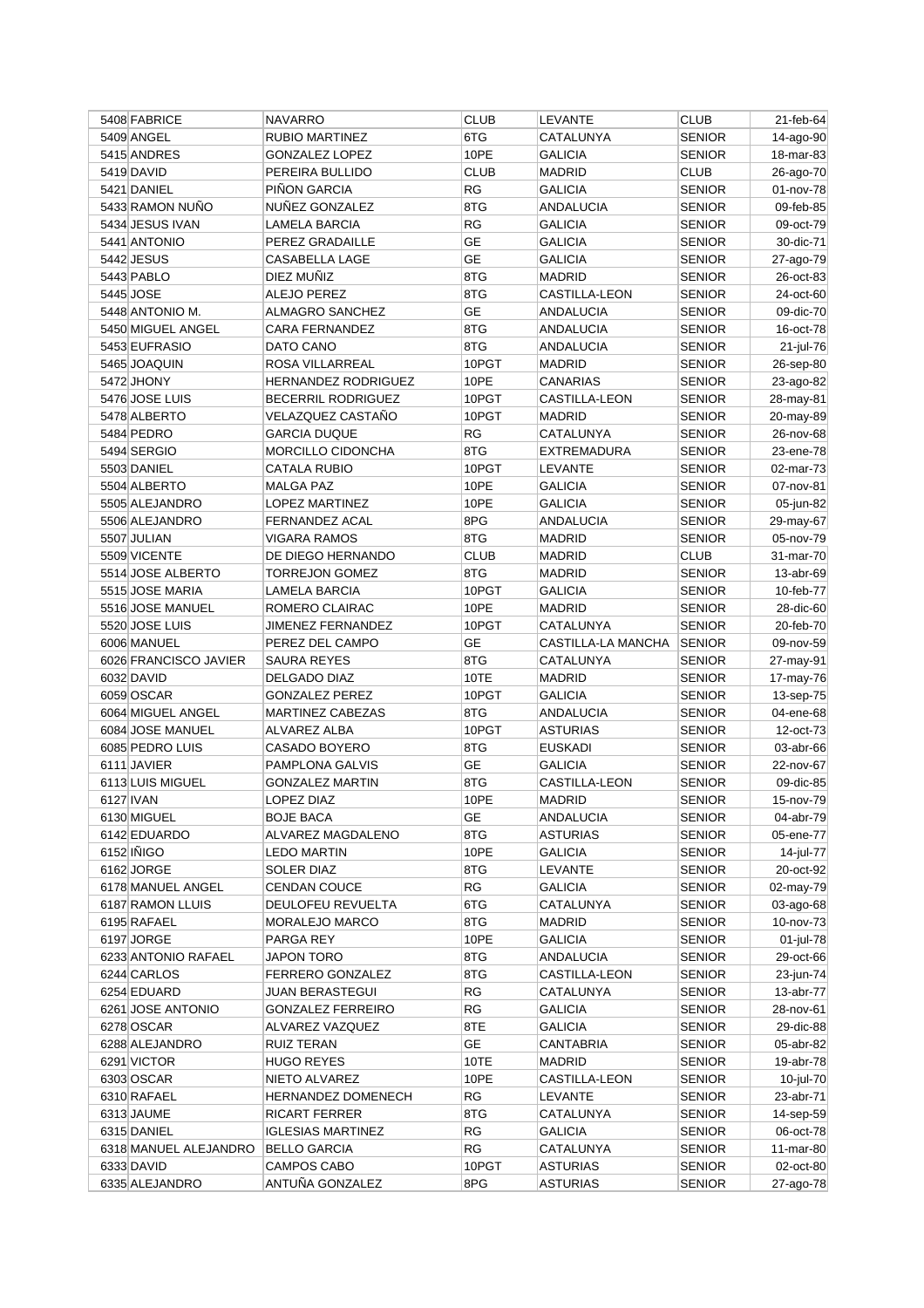| | | | | | | |
|---|---|---|---|---|---|---|
| 5408 | FABRICE | NAVARRO | CLUB | LEVANTE | CLUB | 21-feb-64 |
| 5409 | ANGEL | RUBIO MARTINEZ | 6TG | CATALUNYA | SENIOR | 14-ago-90 |
| 5415 | ANDRES | GONZALEZ LOPEZ | 10PE | GALICIA | SENIOR | 18-mar-83 |
| 5419 | DAVID | PEREIRA BULLIDO | CLUB | MADRID | CLUB | 26-ago-70 |
| 5421 | DANIEL | PIÑON GARCIA | RG | GALICIA | SENIOR | 01-nov-78 |
| 5433 | RAMON NUÑO | NUÑEZ GONZALEZ | 8TG | ANDALUCIA | SENIOR | 09-feb-85 |
| 5434 | JESUS IVAN | LAMELA BARCIA | RG | GALICIA | SENIOR | 09-oct-79 |
| 5441 | ANTONIO | PEREZ GRADAILLE | GE | GALICIA | SENIOR | 30-dic-71 |
| 5442 | JESUS | CASABELLA LAGE | GE | GALICIA | SENIOR | 27-ago-79 |
| 5443 | PABLO | DIEZ MUÑIZ | 8TG | MADRID | SENIOR | 26-oct-83 |
| 5445 | JOSE | ALEJO PEREZ | 8TG | CASTILLA-LEON | SENIOR | 24-oct-60 |
| 5448 | ANTONIO M. | ALMAGRO SANCHEZ | GE | ANDALUCIA | SENIOR | 09-dic-70 |
| 5450 | MIGUEL ANGEL | CARA FERNANDEZ | 8TG | ANDALUCIA | SENIOR | 16-oct-78 |
| 5453 | EUFRASIO | DATO CANO | 8TG | ANDALUCIA | SENIOR | 21-jul-76 |
| 5465 | JOAQUIN | ROSA VILLARREAL | 10PGT | MADRID | SENIOR | 26-sep-80 |
| 5472 | JHONY | HERNANDEZ RODRIGUEZ | 10PE | CANARIAS | SENIOR | 23-ago-82 |
| 5476 | JOSE LUIS | BECERRIL RODRIGUEZ | 10PGT | CASTILLA-LEON | SENIOR | 28-may-81 |
| 5478 | ALBERTO | VELAZQUEZ CASTAÑO | 10PGT | MADRID | SENIOR | 20-may-89 |
| 5484 | PEDRO | GARCIA DUQUE | RG | CATALUNYA | SENIOR | 26-nov-68 |
| 5494 | SERGIO | MORCILLO CIDONCHA | 8TG | EXTREMADURA | SENIOR | 23-ene-78 |
| 5503 | DANIEL | CATALA RUBIO | 10PGT | LEVANTE | SENIOR | 02-mar-73 |
| 5504 | ALBERTO | MALGA PAZ | 10PE | GALICIA | SENIOR | 07-nov-81 |
| 5505 | ALEJANDRO | LOPEZ MARTINEZ | 10PE | GALICIA | SENIOR | 05-jun-82 |
| 5506 | ALEJANDRO | FERNANDEZ ACAL | 8PG | ANDALUCIA | SENIOR | 29-may-67 |
| 5507 | JULIAN | VIGARA RAMOS | 8TG | MADRID | SENIOR | 05-nov-79 |
| 5509 | VICENTE | DE DIEGO HERNANDO | CLUB | MADRID | CLUB | 31-mar-70 |
| 5514 | JOSE ALBERTO | TORREJON GOMEZ | 8TG | MADRID | SENIOR | 13-abr-69 |
| 5515 | JOSE MARIA | LAMELA BARCIA | 10PGT | GALICIA | SENIOR | 10-feb-77 |
| 5516 | JOSE MANUEL | ROMERO CLAIRAC | 10PE | MADRID | SENIOR | 28-dic-60 |
| 5520 | JOSE LUIS | JIMENEZ FERNANDEZ | 10PGT | CATALUNYA | SENIOR | 20-feb-70 |
| 6006 | MANUEL | PEREZ DEL CAMPO | GE | CASTILLA-LA MANCHA | SENIOR | 09-nov-59 |
| 6026 | FRANCISCO JAVIER | SAURA REYES | 8TG | CATALUNYA | SENIOR | 27-may-91 |
| 6032 | DAVID | DELGADO DIAZ | 10TE | MADRID | SENIOR | 17-may-76 |
| 6059 | OSCAR | GONZALEZ PEREZ | 10PGT | GALICIA | SENIOR | 13-sep-75 |
| 6064 | MIGUEL ANGEL | MARTINEZ CABEZAS | 8TG | ANDALUCIA | SENIOR | 04-ene-68 |
| 6084 | JOSE MANUEL | ALVAREZ ALBA | 10PGT | ASTURIAS | SENIOR | 12-oct-73 |
| 6085 | PEDRO LUIS | CASADO BOYERO | 8TG | EUSKADI | SENIOR | 03-abr-66 |
| 6111 | JAVIER | PAMPLONA GALVIS | GE | GALICIA | SENIOR | 22-nov-67 |
| 6113 | LUIS MIGUEL | GONZALEZ MARTIN | 8TG | CASTILLA-LEON | SENIOR | 09-dic-85 |
| 6127 | IVAN | LOPEZ DIAZ | 10PE | MADRID | SENIOR | 15-nov-79 |
| 6130 | MIGUEL | BOJE BACA | GE | ANDALUCIA | SENIOR | 04-abr-79 |
| 6142 | EDUARDO | ALVAREZ MAGDALENO | 8TG | ASTURIAS | SENIOR | 05-ene-77 |
| 6152 | IÑIGO | LEDO MARTIN | 10PE | GALICIA | SENIOR | 14-jul-77 |
| 6162 | JORGE | SOLER DIAZ | 8TG | LEVANTE | SENIOR | 20-oct-92 |
| 6178 | MANUEL ANGEL | CENDAN COUCE | RG | GALICIA | SENIOR | 02-may-79 |
| 6187 | RAMON LLUIS | DEULOFEU REVUELTA | 6TG | CATALUNYA | SENIOR | 03-ago-68 |
| 6195 | RAFAEL | MORALEJO MARCO | 8TG | MADRID | SENIOR | 10-nov-73 |
| 6197 | JORGE | PARGA REY | 10PE | GALICIA | SENIOR | 01-jul-78 |
| 6233 | ANTONIO RAFAEL | JAPON TORO | 8TG | ANDALUCIA | SENIOR | 29-oct-66 |
| 6244 | CARLOS | FERRERO GONZALEZ | 8TG | CASTILLA-LEON | SENIOR | 23-jun-74 |
| 6254 | EDUARD | JUAN BERASTEGUI | RG | CATALUNYA | SENIOR | 13-abr-77 |
| 6261 | JOSE ANTONIO | GONZALEZ FERREIRO | RG | GALICIA | SENIOR | 28-nov-61 |
| 6278 | OSCAR | ALVAREZ VAZQUEZ | 8TE | GALICIA | SENIOR | 29-dic-88 |
| 6288 | ALEJANDRO | RUIZ TERAN | GE | CANTABRIA | SENIOR | 05-abr-82 |
| 6291 | VICTOR | HUGO REYES | 10TE | MADRID | SENIOR | 19-abr-78 |
| 6303 | OSCAR | NIETO ALVAREZ | 10PE | CASTILLA-LEON | SENIOR | 10-jul-70 |
| 6310 | RAFAEL | HERNANDEZ DOMENECH | RG | LEVANTE | SENIOR | 23-abr-71 |
| 6313 | JAUME | RICART FERRER | 8TG | CATALUNYA | SENIOR | 14-sep-59 |
| 6315 | DANIEL | IGLESIAS MARTINEZ | RG | GALICIA | SENIOR | 06-oct-78 |
| 6318 | MANUEL ALEJANDRO | BELLO GARCIA | RG | CATALUNYA | SENIOR | 11-mar-80 |
| 6333 | DAVID | CAMPOS CABO | 10PGT | ASTURIAS | SENIOR | 02-oct-80 |
| 6335 | ALEJANDRO | ANTUÑA GONZALEZ | 8PG | ASTURIAS | SENIOR | 27-ago-78 |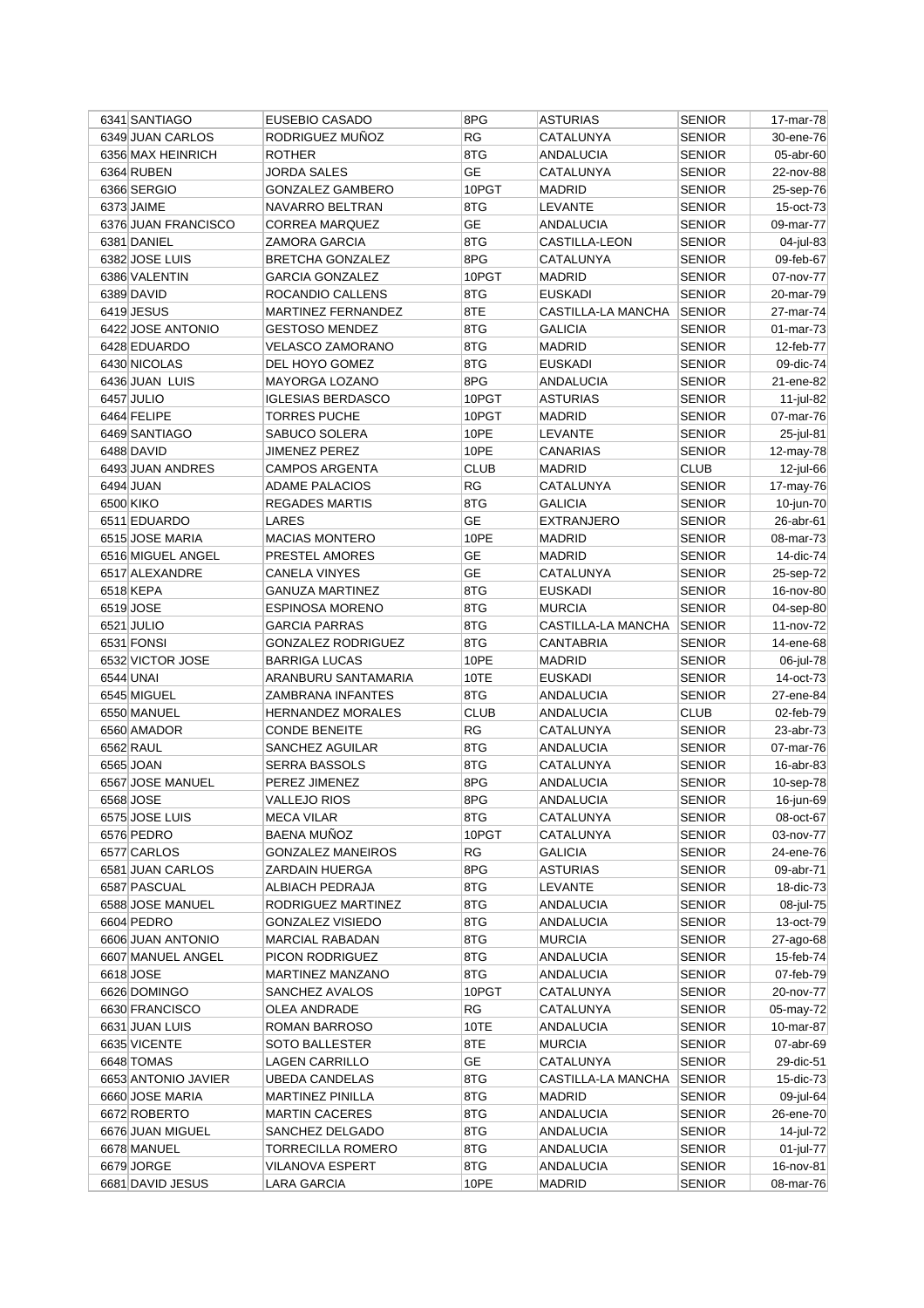| | | | | | | |
|---|---|---|---|---|---|---|
| 6341 | SANTIAGO | EUSEBIO CASADO | 8PG | ASTURIAS | SENIOR | 17-mar-78 |
| 6349 | JUAN CARLOS | RODRIGUEZ MUÑOZ | RG | CATALUNYA | SENIOR | 30-ene-76 |
| 6356 | MAX HEINRICH | ROTHER | 8TG | ANDALUCIA | SENIOR | 05-abr-60 |
| 6364 | RUBEN | JORDA SALES | GE | CATALUNYA | SENIOR | 22-nov-88 |
| 6366 | SERGIO | GONZALEZ GAMBERO | 10PGT | MADRID | SENIOR | 25-sep-76 |
| 6373 | JAIME | NAVARRO BELTRAN | 8TG | LEVANTE | SENIOR | 15-oct-73 |
| 6376 | JUAN FRANCISCO | CORREA MARQUEZ | GE | ANDALUCIA | SENIOR | 09-mar-77 |
| 6381 | DANIEL | ZAMORA GARCIA | 8TG | CASTILLA-LEON | SENIOR | 04-jul-83 |
| 6382 | JOSE LUIS | BRETCHA GONZALEZ | 8PG | CATALUNYA | SENIOR | 09-feb-67 |
| 6386 | VALENTIN | GARCIA GONZALEZ | 10PGT | MADRID | SENIOR | 07-nov-77 |
| 6389 | DAVID | ROCANDIO CALLENS | 8TG | EUSKADI | SENIOR | 20-mar-79 |
| 6419 | JESUS | MARTINEZ FERNANDEZ | 8TE | CASTILLA-LA MANCHA | SENIOR | 27-mar-74 |
| 6422 | JOSE ANTONIO | GESTOSO MENDEZ | 8TG | GALICIA | SENIOR | 01-mar-73 |
| 6428 | EDUARDO | VELASCO ZAMORANO | 8TG | MADRID | SENIOR | 12-feb-77 |
| 6430 | NICOLAS | DEL HOYO GOMEZ | 8TG | EUSKADI | SENIOR | 09-dic-74 |
| 6436 | JUAN LUIS | MAYORGA LOZANO | 8PG | ANDALUCIA | SENIOR | 21-ene-82 |
| 6457 | JULIO | IGLESIAS BERDASCO | 10PGT | ASTURIAS | SENIOR | 11-jul-82 |
| 6464 | FELIPE | TORRES PUCHE | 10PGT | MADRID | SENIOR | 07-mar-76 |
| 6469 | SANTIAGO | SABUCO SOLERA | 10PE | LEVANTE | SENIOR | 25-jul-81 |
| 6488 | DAVID | JIMENEZ PEREZ | 10PE | CANARIAS | SENIOR | 12-may-78 |
| 6493 | JUAN ANDRES | CAMPOS ARGENTA | CLUB | MADRID | CLUB | 12-jul-66 |
| 6494 | JUAN | ADAME PALACIOS | RG | CATALUNYA | SENIOR | 17-may-76 |
| 6500 | KIKO | REGADES MARTIS | 8TG | GALICIA | SENIOR | 10-jun-70 |
| 6511 | EDUARDO | LARES | GE | EXTRANJERO | SENIOR | 26-abr-61 |
| 6515 | JOSE MARIA | MACIAS MONTERO | 10PE | MADRID | SENIOR | 08-mar-73 |
| 6516 | MIGUEL ANGEL | PRESTEL AMORES | GE | MADRID | SENIOR | 14-dic-74 |
| 6517 | ALEXANDRE | CANELA VINYES | GE | CATALUNYA | SENIOR | 25-sep-72 |
| 6518 | KEPA | GANUZA MARTINEZ | 8TG | EUSKADI | SENIOR | 16-nov-80 |
| 6519 | JOSE | ESPINOSA MORENO | 8TG | MURCIA | SENIOR | 04-sep-80 |
| 6521 | JULIO | GARCIA PARRAS | 8TG | CASTILLA-LA MANCHA | SENIOR | 11-nov-72 |
| 6531 | FONSI | GONZALEZ RODRIGUEZ | 8TG | CANTABRIA | SENIOR | 14-ene-68 |
| 6532 | VICTOR JOSE | BARRIGA LUCAS | 10PE | MADRID | SENIOR | 06-jul-78 |
| 6544 | UNAI | ARANBURU SANTAMARIA | 10TE | EUSKADI | SENIOR | 14-oct-73 |
| 6545 | MIGUEL | ZAMBRANA INFANTES | 8TG | ANDALUCIA | SENIOR | 27-ene-84 |
| 6550 | MANUEL | HERNANDEZ MORALES | CLUB | ANDALUCIA | CLUB | 02-feb-79 |
| 6560 | AMADOR | CONDE BENEITE | RG | CATALUNYA | SENIOR | 23-abr-73 |
| 6562 | RAUL | SANCHEZ AGUILAR | 8TG | ANDALUCIA | SENIOR | 07-mar-76 |
| 6565 | JOAN | SERRA BASSOLS | 8TG | CATALUNYA | SENIOR | 16-abr-83 |
| 6567 | JOSE MANUEL | PEREZ JIMENEZ | 8PG | ANDALUCIA | SENIOR | 10-sep-78 |
| 6568 | JOSE | VALLEJO RIOS | 8PG | ANDALUCIA | SENIOR | 16-jun-69 |
| 6575 | JOSE LUIS | MECA VILAR | 8TG | CATALUNYA | SENIOR | 08-oct-67 |
| 6576 | PEDRO | BAENA MUÑOZ | 10PGT | CATALUNYA | SENIOR | 03-nov-77 |
| 6577 | CARLOS | GONZALEZ MANEIROS | RG | GALICIA | SENIOR | 24-ene-76 |
| 6581 | JUAN CARLOS | ZARDAIN HUERGA | 8PG | ASTURIAS | SENIOR | 09-abr-71 |
| 6587 | PASCUAL | ALBIACH PEDRAJA | 8TG | LEVANTE | SENIOR | 18-dic-73 |
| 6588 | JOSE MANUEL | RODRIGUEZ MARTINEZ | 8TG | ANDALUCIA | SENIOR | 08-jul-75 |
| 6604 | PEDRO | GONZALEZ VISIEDO | 8TG | ANDALUCIA | SENIOR | 13-oct-79 |
| 6606 | JUAN ANTONIO | MARCIAL RABADAN | 8TG | MURCIA | SENIOR | 27-ago-68 |
| 6607 | MANUEL ANGEL | PICON RODRIGUEZ | 8TG | ANDALUCIA | SENIOR | 15-feb-74 |
| 6618 | JOSE | MARTINEZ MANZANO | 8TG | ANDALUCIA | SENIOR | 07-feb-79 |
| 6626 | DOMINGO | SANCHEZ AVALOS | 10PGT | CATALUNYA | SENIOR | 20-nov-77 |
| 6630 | FRANCISCO | OLEA ANDRADE | RG | CATALUNYA | SENIOR | 05-may-72 |
| 6631 | JUAN LUIS | ROMAN BARROSO | 10TE | ANDALUCIA | SENIOR | 10-mar-87 |
| 6635 | VICENTE | SOTO BALLESTER | 8TE | MURCIA | SENIOR | 07-abr-69 |
| 6648 | TOMAS | LAGEN CARRILLO | GE | CATALUNYA | SENIOR | 29-dic-51 |
| 6653 | ANTONIO JAVIER | UBEDA CANDELAS | 8TG | CASTILLA-LA MANCHA | SENIOR | 15-dic-73 |
| 6660 | JOSE MARIA | MARTINEZ PINILLA | 8TG | MADRID | SENIOR | 09-jul-64 |
| 6672 | ROBERTO | MARTIN CACERES | 8TG | ANDALUCIA | SENIOR | 26-ene-70 |
| 6676 | JUAN MIGUEL | SANCHEZ DELGADO | 8TG | ANDALUCIA | SENIOR | 14-jul-72 |
| 6678 | MANUEL | TORRECILLA ROMERO | 8TG | ANDALUCIA | SENIOR | 01-jul-77 |
| 6679 | JORGE | VILANOVA ESPERT | 8TG | ANDALUCIA | SENIOR | 16-nov-81 |
| 6681 | DAVID JESUS | LARA GARCIA | 10PE | MADRID | SENIOR | 08-mar-76 |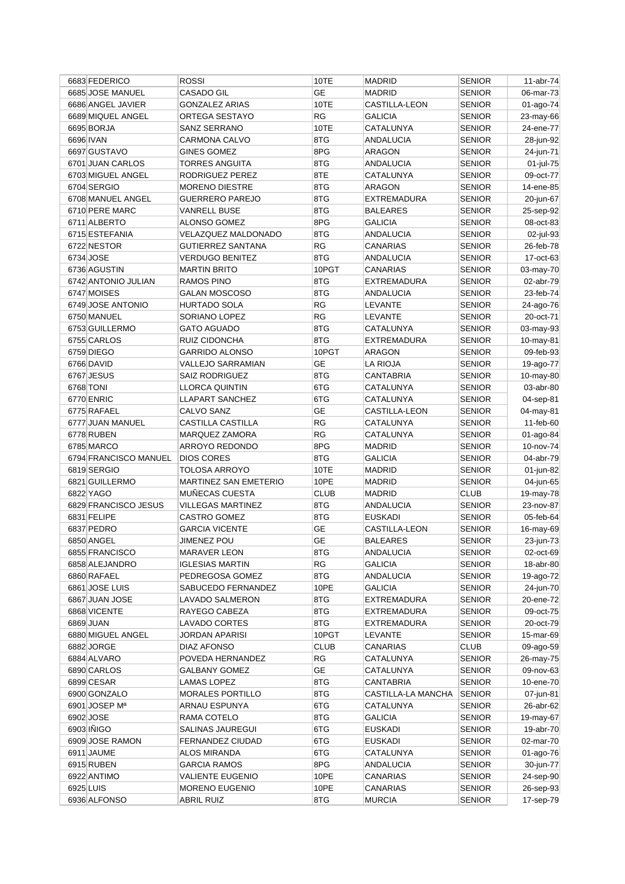| | | | | | | |
|---|---|---|---|---|---|---|
| 6683 | FEDERICO | ROSSI | 10TE | MADRID | SENIOR | 11-abr-74 |
| 6685 | JOSE MANUEL | CASADO GIL | GE | MADRID | SENIOR | 06-mar-73 |
| 6686 | ANGEL JAVIER | GONZALEZ ARIAS | 10TE | CASTILLA-LEON | SENIOR | 01-ago-74 |
| 6689 | MIQUEL ANGEL | ORTEGA SESTAYO | RG | GALICIA | SENIOR | 23-may-66 |
| 6695 | BORJA | SANZ SERRANO | 10TE | CATALUNYA | SENIOR | 24-ene-77 |
| 6696 | IVAN | CARMONA CALVO | 8TG | ANDALUCIA | SENIOR | 28-jun-92 |
| 6697 | GUSTAVO | GINES GOMEZ | 8PG | ARAGON | SENIOR | 24-jun-71 |
| 6701 | JUAN CARLOS | TORRES ANGUITA | 8TG | ANDALUCIA | SENIOR | 01-jul-75 |
| 6703 | MIGUEL ANGEL | RODRIGUEZ PEREZ | 8TE | CATALUNYA | SENIOR | 09-oct-77 |
| 6704 | SERGIO | MORENO DIESTRE | 8TG | ARAGON | SENIOR | 14-ene-85 |
| 6708 | MANUEL ANGEL | GUERRERO PAREJO | 8TG | EXTREMADURA | SENIOR | 20-jun-67 |
| 6710 | PERE MARC | VANRELL BUSE | 8TG | BALEARES | SENIOR | 25-sep-92 |
| 6711 | ALBERTO | ALONSO GOMEZ | 8PG | GALICIA | SENIOR | 08-oct-83 |
| 6715 | ESTEFANIA | VELAZQUEZ MALDONADO | 8TG | ANDALUCIA | SENIOR | 02-jul-93 |
| 6722 | NESTOR | GUTIERREZ SANTANA | RG | CANARIAS | SENIOR | 26-feb-78 |
| 6734 | JOSE | VERDUGO BENITEZ | 8TG | ANDALUCIA | SENIOR | 17-oct-63 |
| 6736 | AGUSTIN | MARTIN BRITO | 10PGT | CANARIAS | SENIOR | 03-may-70 |
| 6742 | ANTONIO JULIAN | RAMOS PINO | 8TG | EXTREMADURA | SENIOR | 02-abr-79 |
| 6747 | MOISES | GALAN MOSCOSO | 8TG | ANDALUCIA | SENIOR | 23-feb-74 |
| 6749 | JOSE ANTONIO | HURTADO SOLA | RG | LEVANTE | SENIOR | 24-ago-76 |
| 6750 | MANUEL | SORIANO LOPEZ | RG | LEVANTE | SENIOR | 20-oct-71 |
| 6753 | GUILLERMO | GATO AGUADO | 8TG | CATALUNYA | SENIOR | 03-may-93 |
| 6755 | CARLOS | RUIZ CIDONCHA | 8TG | EXTREMADURA | SENIOR | 10-may-81 |
| 6759 | DIEGO | GARRIDO ALONSO | 10PGT | ARAGON | SENIOR | 09-feb-93 |
| 6766 | DAVID | VALLEJO SARRAMIAN | GE | LA RIOJA | SENIOR | 19-ago-77 |
| 6767 | JESUS | SAIZ RODRIGUEZ | 8TG | CANTABRIA | SENIOR | 10-may-80 |
| 6768 | TONI | LLORCA QUINTIN | 6TG | CATALUNYA | SENIOR | 03-abr-80 |
| 6770 | ENRIC | LLAPART SANCHEZ | 6TG | CATALUNYA | SENIOR | 04-sep-81 |
| 6775 | RAFAEL | CALVO SANZ | GE | CASTILLA-LEON | SENIOR | 04-may-81 |
| 6777 | JUAN MANUEL | CASTILLA CASTILLA | RG | CATALUNYA | SENIOR | 11-feb-60 |
| 6778 | RUBEN | MARQUEZ ZAMORA | RG | CATALUNYA | SENIOR | 01-ago-84 |
| 6785 | MARCO | ARROYO REDONDO | 8PG | MADRID | SENIOR | 10-nov-74 |
| 6794 | FRANCISCO MANUEL | DIOS CORES | 8TG | GALICIA | SENIOR | 04-abr-79 |
| 6819 | SERGIO | TOLOSA ARROYO | 10TE | MADRID | SENIOR | 01-jun-82 |
| 6821 | GUILLERMO | MARTINEZ SAN EMETERIO | 10PE | MADRID | SENIOR | 04-jun-65 |
| 6822 | YAGO | MUÑECAS CUESTA | CLUB | MADRID | CLUB | 19-may-78 |
| 6829 | FRANCISCO JESUS | VILLEGAS MARTINEZ | 8TG | ANDALUCIA | SENIOR | 23-nov-87 |
| 6831 | FELIPE | CASTRO GOMEZ | 8TG | EUSKADI | SENIOR | 05-feb-64 |
| 6837 | PEDRO | GARCIA VICENTE | GE | CASTILLA-LEON | SENIOR | 16-may-69 |
| 6850 | ANGEL | JIMENEZ POU | GE | BALEARES | SENIOR | 23-jun-73 |
| 6855 | FRANCISCO | MARAVER LEON | 8TG | ANDALUCIA | SENIOR | 02-oct-69 |
| 6858 | ALEJANDRO | IGLESIAS MARTIN | RG | GALICIA | SENIOR | 18-abr-80 |
| 6860 | RAFAEL | PEDREGOSA GOMEZ | 8TG | ANDALUCIA | SENIOR | 19-ago-72 |
| 6861 | JOSE LUIS | SABUCEDO FERNANDEZ | 10PE | GALICIA | SENIOR | 24-jun-70 |
| 6867 | JUAN JOSE | LAVADO SALMERON | 8TG | EXTREMADURA | SENIOR | 20-ene-72 |
| 6868 | VICENTE | RAYEGO CABEZA | 8TG | EXTREMADURA | SENIOR | 09-oct-75 |
| 6869 | JUAN | LAVADO CORTES | 8TG | EXTREMADURA | SENIOR | 20-oct-79 |
| 6880 | MIGUEL ANGEL | JORDAN APARISI | 10PGT | LEVANTE | SENIOR | 15-mar-69 |
| 6882 | JORGE | DIAZ AFONSO | CLUB | CANARIAS | CLUB | 09-ago-59 |
| 6884 | ALVARO | POVEDA HERNANDEZ | RG | CATALUNYA | SENIOR | 26-may-75 |
| 6890 | CARLOS | GALBANY GOMEZ | GE | CATALUNYA | SENIOR | 09-nov-63 |
| 6899 | CESAR | LAMAS LOPEZ | 8TG | CANTABRIA | SENIOR | 10-ene-70 |
| 6900 | GONZALO | MORALES PORTILLO | 8TG | CASTILLA-LA MANCHA | SENIOR | 07-jun-81 |
| 6901 | JOSEP Mª | ARNAU ESPUNYA | 6TG | CATALUNYA | SENIOR | 26-abr-62 |
| 6902 | JOSE | RAMA COTELO | 8TG | GALICIA | SENIOR | 19-may-67 |
| 6903 | IÑIGO | SALINAS JAUREGUI | 6TG | EUSKADI | SENIOR | 19-abr-70 |
| 6909 | JOSE RAMON | FERNANDEZ CIUDAD | 6TG | EUSKADI | SENIOR | 02-mar-70 |
| 6911 | JAUME | ALOS MIRANDA | 6TG | CATALUNYA | SENIOR | 01-ago-76 |
| 6915 | RUBEN | GARCIA RAMOS | 8PG | ANDALUCIA | SENIOR | 30-jun-77 |
| 6922 | ANTIMO | VALIENTE EUGENIO | 10PE | CANARIAS | SENIOR | 24-sep-90 |
| 6925 | LUIS | MORENO EUGENIO | 10PE | CANARIAS | SENIOR | 26-sep-93 |
| 6936 | ALFONSO | ABRIL RUIZ | 8TG | MURCIA | SENIOR | 17-sep-79 |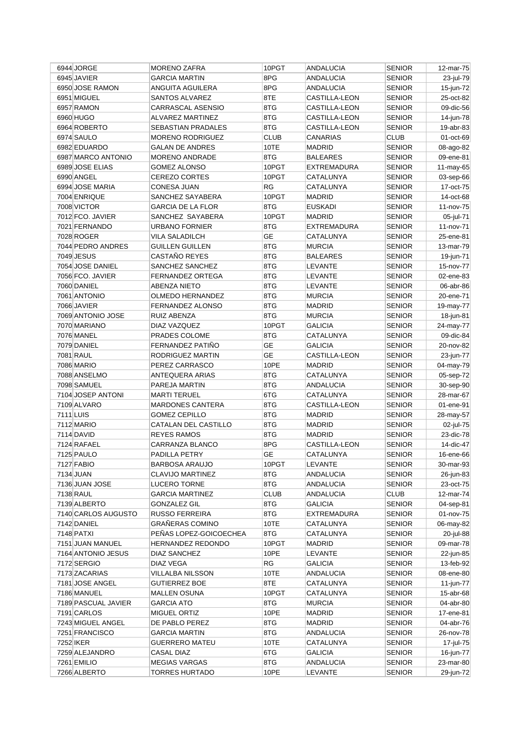| 6944 | JORGE | MORENO ZAFRA | 10PGT | ANDALUCIA | SENIOR | 12-mar-75 |
|---|---|---|---|---|---|---|
| 6945 | JAVIER | GARCIA MARTIN | 8PG | ANDALUCIA | SENIOR | 23-jul-79 |
| 6950 | JOSE RAMON | ANGUITA AGUILERA | 8PG | ANDALUCIA | SENIOR | 15-jun-72 |
| 6951 | MIGUEL | SANTOS ALVAREZ | 8TE | CASTILLA-LEON | SENIOR | 25-oct-82 |
| 6957 | RAMON | CARRASCAL ASENSIO | 8TG | CASTILLA-LEON | SENIOR | 09-dic-56 |
| 6960 | HUGO | ALVAREZ MARTINEZ | 8TG | CASTILLA-LEON | SENIOR | 14-jun-78 |
| 6964 | ROBERTO | SEBASTIAN PRADALES | 8TG | CASTILLA-LEON | SENIOR | 19-abr-83 |
| 6974 | SAULO | MORENO RODRIGUEZ | CLUB | CANARIAS | CLUB | 01-oct-69 |
| 6982 | EDUARDO | GALAN DE ANDRES | 10TE | MADRID | SENIOR | 08-ago-82 |
| 6987 | MARCO ANTONIO | MORENO ANDRADE | 8TG | BALEARES | SENIOR | 09-ene-81 |
| 6989 | JOSE ELIAS | GOMEZ ALONSO | 10PGT | EXTREMADURA | SENIOR | 11-may-65 |
| 6990 | ANGEL | CEREZO CORTES | 10PGT | CATALUNYA | SENIOR | 03-sep-66 |
| 6994 | JOSE MARIA | CONESA JUAN | RG | CATALUNYA | SENIOR | 17-oct-75 |
| 7004 | ENRIQUE | SANCHEZ SAYABERA | 10PGT | MADRID | SENIOR | 14-oct-68 |
| 7008 | VICTOR | GARCIA DE LA FLOR | 8TG | EUSKADI | SENIOR | 11-nov-75 |
| 7012 | FCO. JAVIER | SANCHEZ SAYABERA | 10PGT | MADRID | SENIOR | 05-jul-71 |
| 7021 | FERNANDO | URBANO FORNIER | 8TG | EXTREMADURA | SENIOR | 11-nov-71 |
| 7028 | ROGER | VILA SALADILCH | GE | CATALUNYA | SENIOR | 25-ene-81 |
| 7044 | PEDRO ANDRES | GUILLEN GUILLEN | 8TG | MURCIA | SENIOR | 13-mar-79 |
| 7049 | JESUS | CASTAÑO REYES | 8TG | BALEARES | SENIOR | 19-jun-71 |
| 7054 | JOSE DANIEL | SANCHEZ SANCHEZ | 8TG | LEVANTE | SENIOR | 15-nov-77 |
| 7056 | FCO. JAVIER | FERNANDEZ ORTEGA | 8TG | LEVANTE | SENIOR | 02-ene-83 |
| 7060 | DANIEL | ABENZA NIETO | 8TG | LEVANTE | SENIOR | 06-abr-86 |
| 7061 | ANTONIO | OLMEDO HERNANDEZ | 8TG | MURCIA | SENIOR | 20-ene-71 |
| 7066 | JAVIER | FERNANDEZ ALONSO | 8TG | MADRID | SENIOR | 19-may-77 |
| 7069 | ANTONIO JOSE | RUIZ ABENZA | 8TG | MURCIA | SENIOR | 18-jun-81 |
| 7070 | MARIANO | DIAZ VAZQUEZ | 10PGT | GALICIA | SENIOR | 24-may-77 |
| 7076 | MANEL | PRADES COLOME | 8TG | CATALUNYA | SENIOR | 09-dic-84 |
| 7079 | DANIEL | FERNANDEZ PATIÑO | GE | GALICIA | SENIOR | 20-nov-82 |
| 7081 | RAUL | RODRIGUEZ MARTIN | GE | CASTILLA-LEON | SENIOR | 23-jun-77 |
| 7086 | MARIO | PEREZ CARRASCO | 10PE | MADRID | SENIOR | 04-may-79 |
| 7088 | ANSELMO | ANTEQUERA ARIAS | 8TG | CATALUNYA | SENIOR | 05-sep-72 |
| 7098 | SAMUEL | PAREJA MARTIN | 8TG | ANDALUCIA | SENIOR | 30-sep-90 |
| 7104 | JOSEP ANTONI | MARTI TERUEL | 6TG | CATALUNYA | SENIOR | 28-mar-67 |
| 7109 | ALVARO | MARDONES CANTERA | 8TG | CASTILLA-LEON | SENIOR | 01-ene-91 |
| 7111 | LUIS | GOMEZ CEPILLO | 8TG | MADRID | SENIOR | 28-may-57 |
| 7112 | MARIO | CATALAN DEL CASTILLO | 8TG | MADRID | SENIOR | 02-jul-75 |
| 7114 | DAVID | REYES RAMOS | 8TG | MADRID | SENIOR | 23-dic-78 |
| 7124 | RAFAEL | CARRANZA BLANCO | 8PG | CASTILLA-LEON | SENIOR | 14-dic-47 |
| 7125 | PAULO | PADILLA PETRY | GE | CATALUNYA | SENIOR | 16-ene-66 |
| 7127 | FABIO | BARBOSA ARAUJO | 10PGT | LEVANTE | SENIOR | 30-mar-93 |
| 7134 | JUAN | CLAVIJO MARTINEZ | 8TG | ANDALUCIA | SENIOR | 26-jun-83 |
| 7136 | JUAN JOSE | LUCERO TORNE | 8TG | ANDALUCIA | SENIOR | 23-oct-75 |
| 7138 | RAUL | GARCIA MARTINEZ | CLUB | ANDALUCIA | CLUB | 12-mar-74 |
| 7139 | ALBERTO | GONZALEZ GIL | 8TG | GALICIA | SENIOR | 04-sep-81 |
| 7140 | CARLOS AUGUSTO | RUSSO FERREIRA | 8TG | EXTREMADURA | SENIOR | 01-nov-75 |
| 7142 | DANIEL | GRAÑERAS COMINO | 10TE | CATALUNYA | SENIOR | 06-may-82 |
| 7148 | PATXI | PEÑAS LOPEZ-GOICOECHEA | 8TG | CATALUNYA | SENIOR | 20-jul-88 |
| 7151 | JUAN MANUEL | HERNANDEZ REDONDO | 10PGT | MADRID | SENIOR | 09-mar-78 |
| 7164 | ANTONIO JESUS | DIAZ SANCHEZ | 10PE | LEVANTE | SENIOR | 22-jun-85 |
| 7172 | SERGIO | DIAZ VEGA | RG | GALICIA | SENIOR | 13-feb-92 |
| 7173 | ZACARIAS | VILLALBA NILSSON | 10TE | ANDALUCIA | SENIOR | 08-ene-80 |
| 7181 | JOSE ANGEL | GUTIERREZ BOE | 8TE | CATALUNYA | SENIOR | 11-jun-77 |
| 7186 | MANUEL | MALLEN OSUNA | 10PGT | CATALUNYA | SENIOR | 15-abr-68 |
| 7189 | PASCUAL JAVIER | GARCIA ATO | 8TG | MURCIA | SENIOR | 04-abr-80 |
| 7191 | CARLOS | MIGUEL ORTIZ | 10PE | MADRID | SENIOR | 17-ene-81 |
| 7243 | MIGUEL ANGEL | DE PABLO PEREZ | 8TG | MADRID | SENIOR | 04-abr-76 |
| 7251 | FRANCISCO | GARCIA MARTIN | 8TG | ANDALUCIA | SENIOR | 26-nov-78 |
| 7252 | IKER | GUERRERO MATEU | 10TE | CATALUNYA | SENIOR | 17-jul-75 |
| 7259 | ALEJANDRO | CASAL DIAZ | 6TG | GALICIA | SENIOR | 16-jun-77 |
| 7261 | EMILIO | MEGIAS VARGAS | 8TG | ANDALUCIA | SENIOR | 23-mar-80 |
| 7266 | ALBERTO | TORRES HURTADO | 10PE | LEVANTE | SENIOR | 29-jun-72 |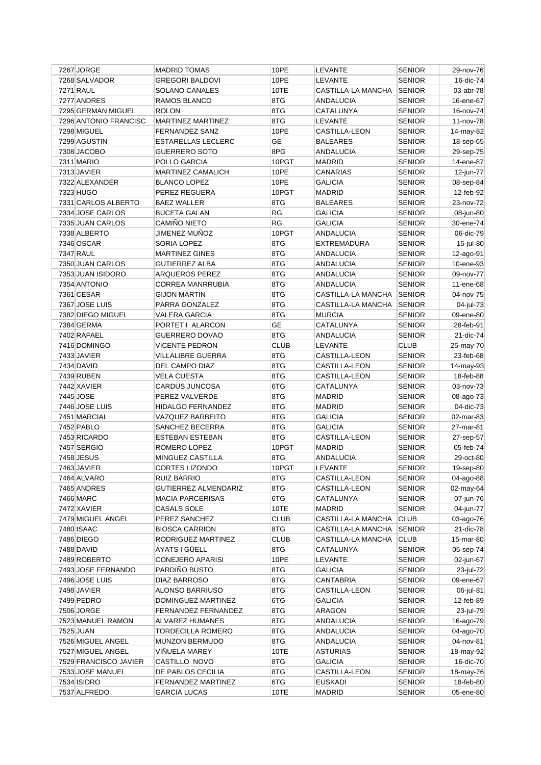| | | | | | | |
|---|---|---|---|---|---|---|
| 7267 | JORGE | MADRID TOMAS | 10PE | LEVANTE | SENIOR | 29-nov-76 |
| 7268 | SALVADOR | GREGORI BALDOVI | 10PE | LEVANTE | SENIOR | 16-dic-74 |
| 7271 | RAUL | SOLANO CANALES | 10TE | CASTILLA-LA MANCHA | SENIOR | 03-abr-78 |
| 7277 | ANDRES | RAMOS BLANCO | 8TG | ANDALUCIA | SENIOR | 16-ene-67 |
| 7295 | GERMAN MIGUEL | ROLON | 8TG | CATALUNYA | SENIOR | 16-nov-74 |
| 7296 | ANTONIO FRANCISC | MARTINEZ MARTINEZ | 8TG | LEVANTE | SENIOR | 11-nov-78 |
| 7298 | MIGUEL | FERNANDEZ SANZ | 10PE | CASTILLA-LEON | SENIOR | 14-may-82 |
| 7299 | AGUSTIN | ESTARELLAS LECLERC | GE | BALEARES | SENIOR | 18-sep-65 |
| 7308 | JACOBO | GUERRERO SOTO | 8PG | ANDALUCIA | SENIOR | 29-sep-75 |
| 7311 | MARIO | POLLO GARCIA | 10PGT | MADRID | SENIOR | 14-ene-87 |
| 7313 | JAVIER | MARTINEZ CAMALICH | 10PE | CANARIAS | SENIOR | 12-jun-77 |
| 7322 | ALEXANDER | BLANCO LOPEZ | 10PE | GALICIA | SENIOR | 08-sep-84 |
| 7323 | HUGO | PEREZ REGUERA | 10PGT | MADRID | SENIOR | 12-feb-92 |
| 7331 | CARLOS ALBERTO | BAEZ WALLER | 8TG | BALEARES | SENIOR | 23-nov-72 |
| 7334 | JOSE CARLOS | BUCETA GALAN | RG | GALICIA | SENIOR | 08-jun-80 |
| 7335 | JUAN CARLOS | CAMIÑO NIETO | RG | GALICIA | SENIOR | 30-ene-74 |
| 7338 | ALBERTO | JIMENEZ MUÑOZ | 10PGT | ANDALUCIA | SENIOR | 06-dic-79 |
| 7346 | OSCAR | SORIA LOPEZ | 8TG | EXTREMADURA | SENIOR | 15-jul-80 |
| 7347 | RAUL | MARTINEZ GINES | 8TG | ANDALUCIA | SENIOR | 12-ago-91 |
| 7350 | JUAN CARLOS | GUTIERREZ ALBA | 8TG | ANDALUCIA | SENIOR | 10-ene-93 |
| 7353 | JUAN ISIDORO | ARQUEROS PEREZ | 8TG | ANDALUCIA | SENIOR | 09-nov-77 |
| 7354 | ANTONIO | CORREA MANRRUBIA | 8TG | ANDALUCIA | SENIOR | 11-ene-68 |
| 7361 | CESAR | GIJON MARTIN | 8TG | CASTILLA-LA MANCHA | SENIOR | 04-nov-75 |
| 7367 | JOSE LUIS | PARRA GONZALEZ | 8TG | CASTILLA-LA MANCHA | SENIOR | 04-jul-73 |
| 7382 | DIEGO MIGUEL | VALERA GARCIA | 8TG | MURCIA | SENIOR | 09-ene-80 |
| 7384 | GERMA | PORTET I ALARCON | GE | CATALUNYA | SENIOR | 28-feb-91 |
| 7402 | RAFAEL | GUERRERO DOVAO | 8TG | ANDALUCIA | SENIOR | 21-dic-74 |
| 7416 | DOMINGO | VICENTE PEDRON | CLUB | LEVANTE | CLUB | 25-may-70 |
| 7433 | JAVIER | VILLALIBRE GUERRA | 8TG | CASTILLA-LEON | SENIOR | 23-feb-68 |
| 7434 | DAVID | DEL CAMPO DIAZ | 8TG | CASTILLA-LEON | SENIOR | 14-may-93 |
| 7439 | RUBEN | VELA CUESTA | 8TG | CASTILLA-LEON | SENIOR | 18-feb-88 |
| 7442 | XAVIER | CARDUS JUNCOSA | 6TG | CATALUNYA | SENIOR | 03-nov-73 |
| 7445 | JOSE | PEREZ VALVERDE | 8TG | MADRID | SENIOR | 08-ago-73 |
| 7446 | JOSE LUIS | HIDALGO FERNANDEZ | 8TG | MADRID | SENIOR | 04-dic-73 |
| 7451 | MARCIAL | VAZQUEZ BARBEITO | 8TG | GALICIA | SENIOR | 02-mar-83 |
| 7452 | PABLO | SANCHEZ BECERRA | 8TG | GALICIA | SENIOR | 27-mar-81 |
| 7453 | RICARDO | ESTEBAN ESTEBAN | 8TG | CASTILLA-LEON | SENIOR | 27-sep-57 |
| 7457 | SERGIO | ROMERO LOPEZ | 10PGT | MADRID | SENIOR | 05-feb-74 |
| 7458 | JESUS | MINGUEZ CASTILLA | 8TG | ANDALUCIA | SENIOR | 29-oct-80 |
| 7463 | JAVIER | CORTES LIZONDO | 10PGT | LEVANTE | SENIOR | 19-sep-80 |
| 7464 | ALVARO | RUIZ BARRIO | 8TG | CASTILLA-LEON | SENIOR | 04-ago-88 |
| 7465 | ANDRES | GUTIERREZ ALMENDARIZ | 8TG | CASTILLA-LEON | SENIOR | 02-may-64 |
| 7466 | MARC | MACIA PARCERISAS | 6TG | CATALUNYA | SENIOR | 07-jun-76 |
| 7472 | XAVIER | CASALS SOLE | 10TE | MADRID | SENIOR | 04-jun-77 |
| 7479 | MIGUEL ANGEL | PEREZ SANCHEZ | CLUB | CASTILLA-LA MANCHA | CLUB | 03-ago-76 |
| 7480 | ISAAC | BIOSCA CARRION | 8TG | CASTILLA-LA MANCHA | SENIOR | 21-dic-78 |
| 7486 | DIEGO | RODRIGUEZ MARTINEZ | CLUB | CASTILLA-LA MANCHA | CLUB | 15-mar-80 |
| 7488 | DAVID | AYATS I GÜELL | 8TG | CATALUNYA | SENIOR | 05-sep-74 |
| 7489 | ROBERTO | CONEJERO APARISI | 10PE | LEVANTE | SENIOR | 02-jun-67 |
| 7493 | JOSE FERNANDO | PARDIÑO BUSTO | 8TG | GALICIA | SENIOR | 23-jul-72 |
| 7496 | JOSE LUIS | DIAZ BARROSO | 8TG | CANTABRIA | SENIOR | 09-ene-67 |
| 7498 | JAVIER | ALONSO BARRIUSO | 8TG | CASTILLA-LEON | SENIOR | 06-jul-81 |
| 7499 | PEDRO | DOMINGUEZ MARTINEZ | 6TG | GALICIA | SENIOR | 12-feb-89 |
| 7506 | JORGE | FERNANDEZ FERNANDEZ | 8TG | ARAGON | SENIOR | 23-jul-79 |
| 7523 | MANUEL RAMON | ALVAREZ HUMANES | 8TG | ANDALUCIA | SENIOR | 16-ago-79 |
| 7525 | JUAN | TORDECILLA ROMERO | 8TG | ANDALUCIA | SENIOR | 04-ago-70 |
| 7526 | MIGUEL ANGEL | MUNZON BERMUDO | 8TG | ANDALUCIA | SENIOR | 04-nov-81 |
| 7527 | MIGUEL ANGEL | VIÑUELA MAREY | 10TE | ASTURIAS | SENIOR | 18-may-92 |
| 7529 | FRANCISCO JAVIER | CASTILLO NOVO | 8TG | GALICIA | SENIOR | 16-dic-70 |
| 7533 | JOSE MANUEL | DE PABLOS CECILIA | 8TG | CASTILLA-LEON | SENIOR | 18-may-76 |
| 7534 | ISIDRO | FERNANDEZ MARTINEZ | 6TG | EUSKADI | SENIOR | 18-feb-80 |
| 7537 | ALFREDO | GARCIA LUCAS | 10TE | MADRID | SENIOR | 05-ene-80 |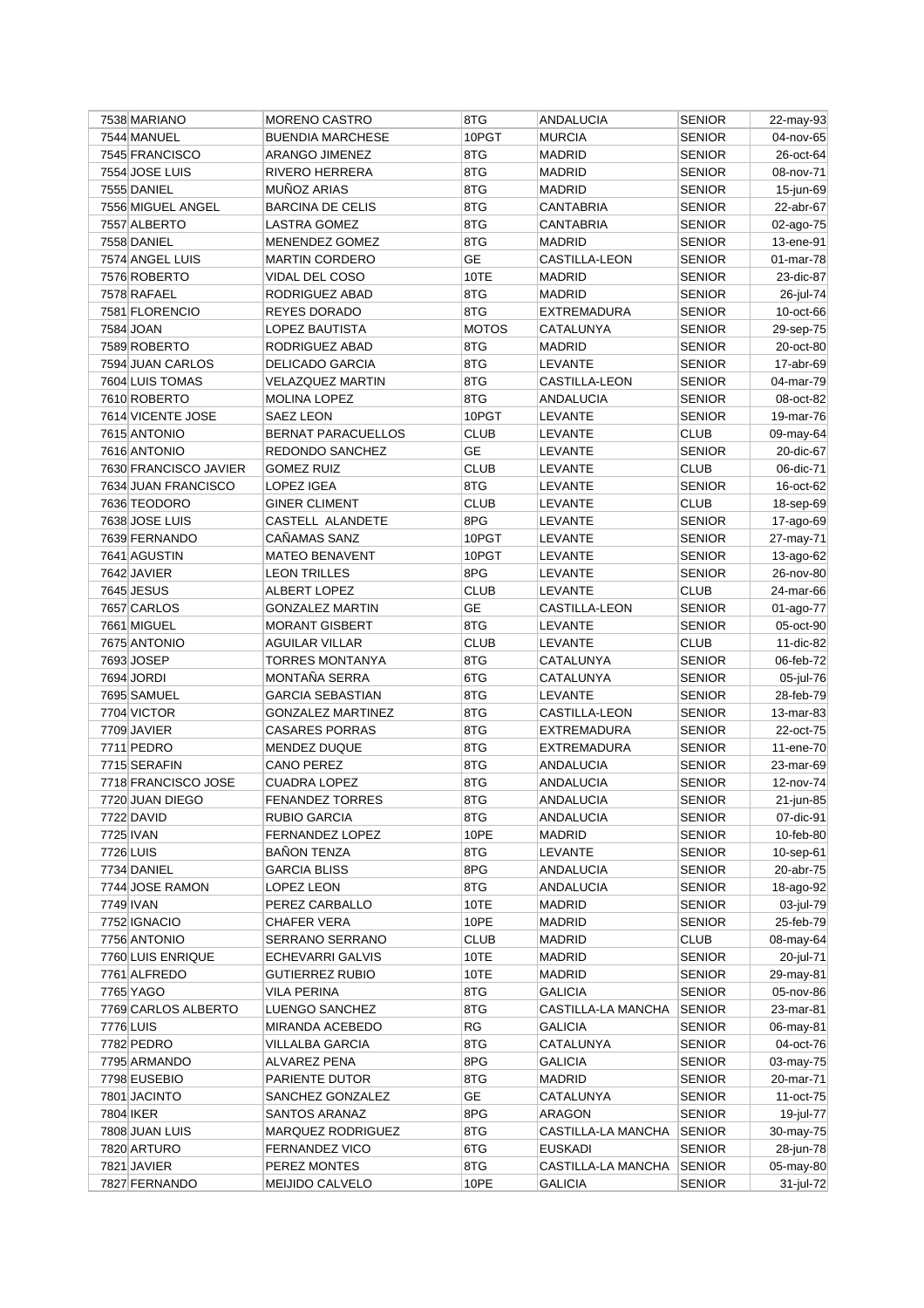| | | | | | | |
|---|---|---|---|---|---|---|
| 7538 | MARIANO | MORENO CASTRO | 8TG | ANDALUCIA | SENIOR | 22-may-93 |
| 7544 | MANUEL | BUENDIA MARCHESE | 10PGT | MURCIA | SENIOR | 04-nov-65 |
| 7545 | FRANCISCO | ARANGO JIMENEZ | 8TG | MADRID | SENIOR | 26-oct-64 |
| 7554 | JOSE LUIS | RIVERO HERRERA | 8TG | MADRID | SENIOR | 08-nov-71 |
| 7555 | DANIEL | MUÑOZ ARIAS | 8TG | MADRID | SENIOR | 15-jun-69 |
| 7556 | MIGUEL ANGEL | BARCINA DE CELIS | 8TG | CANTABRIA | SENIOR | 22-abr-67 |
| 7557 | ALBERTO | LASTRA GOMEZ | 8TG | CANTABRIA | SENIOR | 02-ago-75 |
| 7558 | DANIEL | MENENDEZ GOMEZ | 8TG | MADRID | SENIOR | 13-ene-91 |
| 7574 | ANGEL LUIS | MARTIN CORDERO | GE | CASTILLA-LEON | SENIOR | 01-mar-78 |
| 7576 | ROBERTO | VIDAL DEL COSO | 10TE | MADRID | SENIOR | 23-dic-87 |
| 7578 | RAFAEL | RODRIGUEZ ABAD | 8TG | MADRID | SENIOR | 26-jul-74 |
| 7581 | FLORENCIO | REYES DORADO | 8TG | EXTREMADURA | SENIOR | 10-oct-66 |
| 7584 | JOAN | LOPEZ BAUTISTA | MOTOS | CATALUNYA | SENIOR | 29-sep-75 |
| 7589 | ROBERTO | RODRIGUEZ ABAD | 8TG | MADRID | SENIOR | 20-oct-80 |
| 7594 | JUAN CARLOS | DELICADO GARCIA | 8TG | LEVANTE | SENIOR | 17-abr-69 |
| 7604 | LUIS TOMAS | VELAZQUEZ MARTIN | 8TG | CASTILLA-LEON | SENIOR | 04-mar-79 |
| 7610 | ROBERTO | MOLINA LOPEZ | 8TG | ANDALUCIA | SENIOR | 08-oct-82 |
| 7614 | VICENTE JOSE | SAEZ LEON | 10PGT | LEVANTE | SENIOR | 19-mar-76 |
| 7615 | ANTONIO | BERNAT PARACUELLOS | CLUB | LEVANTE | CLUB | 09-may-64 |
| 7616 | ANTONIO | REDONDO SANCHEZ | GE | LEVANTE | SENIOR | 20-dic-67 |
| 7630 | FRANCISCO JAVIER | GOMEZ RUIZ | CLUB | LEVANTE | CLUB | 06-dic-71 |
| 7634 | JUAN FRANCISCO | LOPEZ IGEA | 8TG | LEVANTE | SENIOR | 16-oct-62 |
| 7636 | TEODORO | GINER CLIMENT | CLUB | LEVANTE | CLUB | 18-sep-69 |
| 7638 | JOSE LUIS | CASTELL ALANDETE | 8PG | LEVANTE | SENIOR | 17-ago-69 |
| 7639 | FERNANDO | CAÑAMAS SANZ | 10PGT | LEVANTE | SENIOR | 27-may-71 |
| 7641 | AGUSTIN | MATEO BENAVENT | 10PGT | LEVANTE | SENIOR | 13-ago-62 |
| 7642 | JAVIER | LEON TRILLES | 8PG | LEVANTE | SENIOR | 26-nov-80 |
| 7645 | JESUS | ALBERT LOPEZ | CLUB | LEVANTE | CLUB | 24-mar-66 |
| 7657 | CARLOS | GONZALEZ MARTIN | GE | CASTILLA-LEON | SENIOR | 01-ago-77 |
| 7661 | MIGUEL | MORANT GISBERT | 8TG | LEVANTE | SENIOR | 05-oct-90 |
| 7675 | ANTONIO | AGUILAR VILLAR | CLUB | LEVANTE | CLUB | 11-dic-82 |
| 7693 | JOSEP | TORRES MONTANYA | 8TG | CATALUNYA | SENIOR | 06-feb-72 |
| 7694 | JORDI | MONTAÑA SERRA | 6TG | CATALUNYA | SENIOR | 05-jul-76 |
| 7695 | SAMUEL | GARCIA SEBASTIAN | 8TG | LEVANTE | SENIOR | 28-feb-79 |
| 7704 | VICTOR | GONZALEZ MARTINEZ | 8TG | CASTILLA-LEON | SENIOR | 13-mar-83 |
| 7709 | JAVIER | CASARES PORRAS | 8TG | EXTREMADURA | SENIOR | 22-oct-75 |
| 7711 | PEDRO | MENDEZ DUQUE | 8TG | EXTREMADURA | SENIOR | 11-ene-70 |
| 7715 | SERAFIN | CANO PEREZ | 8TG | ANDALUCIA | SENIOR | 23-mar-69 |
| 7718 | FRANCISCO JOSE | CUADRA LOPEZ | 8TG | ANDALUCIA | SENIOR | 12-nov-74 |
| 7720 | JUAN DIEGO | FENANDEZ TORRES | 8TG | ANDALUCIA | SENIOR | 21-jun-85 |
| 7722 | DAVID | RUBIO GARCIA | 8TG | ANDALUCIA | SENIOR | 07-dic-91 |
| 7725 | IVAN | FERNANDEZ LOPEZ | 10PE | MADRID | SENIOR | 10-feb-80 |
| 7726 | LUIS | BAÑON TENZA | 8TG | LEVANTE | SENIOR | 10-sep-61 |
| 7734 | DANIEL | GARCIA BLISS | 8PG | ANDALUCIA | SENIOR | 20-abr-75 |
| 7744 | JOSE RAMON | LOPEZ LEON | 8TG | ANDALUCIA | SENIOR | 18-ago-92 |
| 7749 | IVAN | PEREZ CARBALLO | 10TE | MADRID | SENIOR | 03-jul-79 |
| 7752 | IGNACIO | CHAFER VERA | 10PE | MADRID | SENIOR | 25-feb-79 |
| 7756 | ANTONIO | SERRANO SERRANO | CLUB | MADRID | CLUB | 08-may-64 |
| 7760 | LUIS ENRIQUE | ECHEVARRI GALVIS | 10TE | MADRID | SENIOR | 20-jul-71 |
| 7761 | ALFREDO | GUTIERREZ RUBIO | 10TE | MADRID | SENIOR | 29-may-81 |
| 7765 | YAGO | VILA PERINA | 8TG | GALICIA | SENIOR | 05-nov-86 |
| 7769 | CARLOS ALBERTO | LUENGO SANCHEZ | 8TG | CASTILLA-LA MANCHA | SENIOR | 23-mar-81 |
| 7776 | LUIS | MIRANDA ACEBEDO | RG | GALICIA | SENIOR | 06-may-81 |
| 7782 | PEDRO | VILLALBA GARCIA | 8TG | CATALUNYA | SENIOR | 04-oct-76 |
| 7795 | ARMANDO | ALVAREZ PENA | 8PG | GALICIA | SENIOR | 03-may-75 |
| 7798 | EUSEBIO | PARIENTE DUTOR | 8TG | MADRID | SENIOR | 20-mar-71 |
| 7801 | JACINTO | SANCHEZ GONZALEZ | GE | CATALUNYA | SENIOR | 11-oct-75 |
| 7804 | IKER | SANTOS ARANAZ | 8PG | ARAGON | SENIOR | 19-jul-77 |
| 7808 | JUAN LUIS | MARQUEZ RODRIGUEZ | 8TG | CASTILLA-LA MANCHA | SENIOR | 30-may-75 |
| 7820 | ARTURO | FERNANDEZ VICO | 6TG | EUSKADI | SENIOR | 28-jun-78 |
| 7821 | JAVIER | PEREZ MONTES | 8TG | CASTILLA-LA MANCHA | SENIOR | 05-may-80 |
| 7827 | FERNANDO | MEIJIDO CALVELO | 10PE | GALICIA | SENIOR | 31-jul-72 |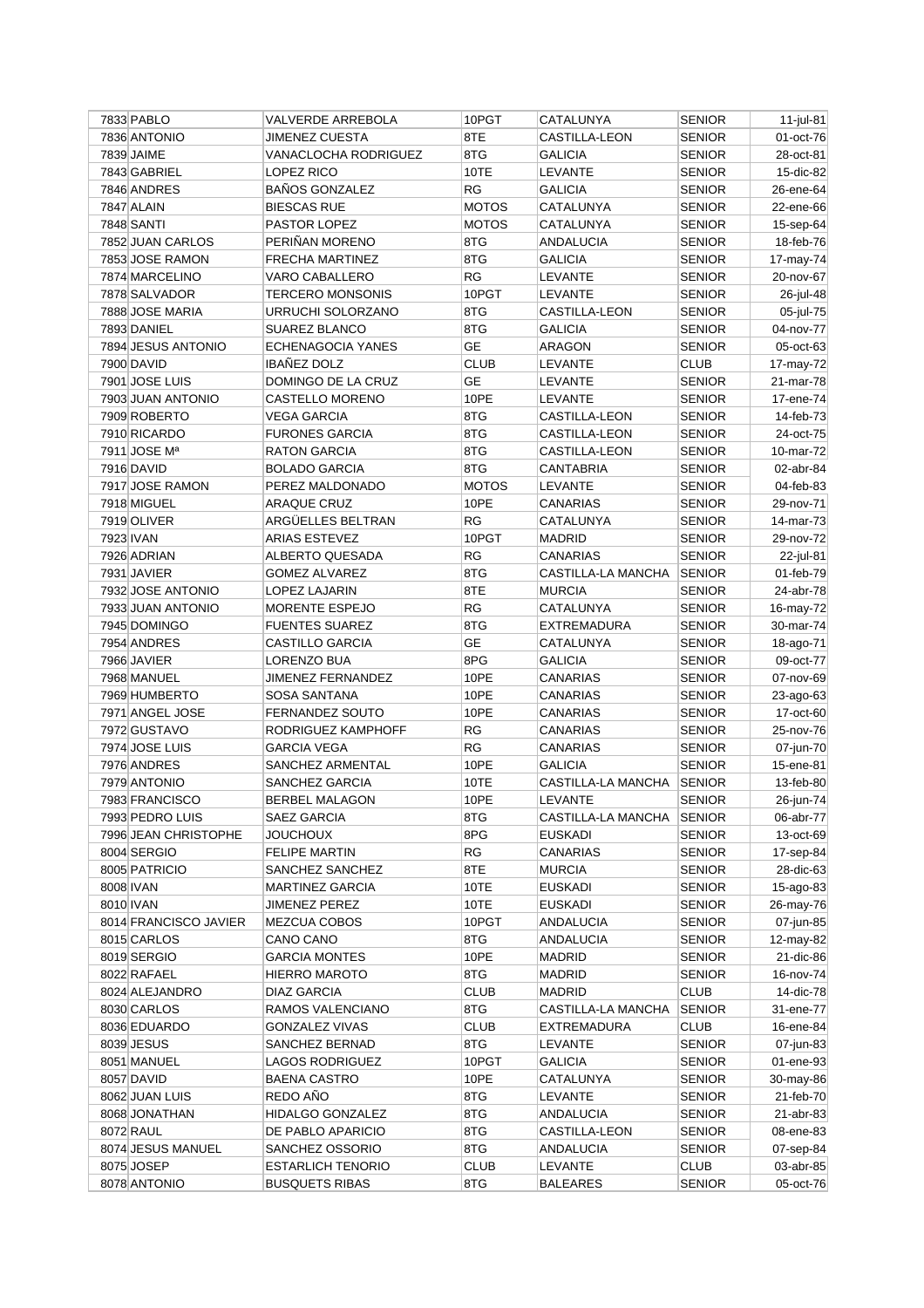| 7833 | PABLO | VALVERDE ARREBOLA | 10PGT | CATALUNYA | SENIOR | 11-jul-81 |
|---|---|---|---|---|---|---|
| 7836 | ANTONIO | JIMENEZ CUESTA | 8TE | CASTILLA-LEON | SENIOR | 01-oct-76 |
| 7839 | JAIME | VANACLOCHA RODRIGUEZ | 8TG | GALICIA | SENIOR | 28-oct-81 |
| 7843 | GABRIEL | LOPEZ RICO | 10TE | LEVANTE | SENIOR | 15-dic-82 |
| 7846 | ANDRES | BAÑOS GONZALEZ | RG | GALICIA | SENIOR | 26-ene-64 |
| 7847 | ALAIN | BIESCAS RUE | MOTOS | CATALUNYA | SENIOR | 22-ene-66 |
| 7848 | SANTI | PASTOR LOPEZ | MOTOS | CATALUNYA | SENIOR | 15-sep-64 |
| 7852 | JUAN CARLOS | PERIÑAN MORENO | 8TG | ANDALUCIA | SENIOR | 18-feb-76 |
| 7853 | JOSE RAMON | FRECHA MARTINEZ | 8TG | GALICIA | SENIOR | 17-may-74 |
| 7874 | MARCELINO | VARO CABALLERO | RG | LEVANTE | SENIOR | 20-nov-67 |
| 7878 | SALVADOR | TERCERO MONSONIS | 10PGT | LEVANTE | SENIOR | 26-jul-48 |
| 7888 | JOSE MARIA | URRUCHI SOLORZANO | 8TG | CASTILLA-LEON | SENIOR | 05-jul-75 |
| 7893 | DANIEL | SUAREZ BLANCO | 8TG | GALICIA | SENIOR | 04-nov-77 |
| 7894 | JESUS ANTONIO | ECHENAGOCIA YANES | GE | ARAGON | SENIOR | 05-oct-63 |
| 7900 | DAVID | IBAÑEZ DOLZ | CLUB | LEVANTE | CLUB | 17-may-72 |
| 7901 | JOSE LUIS | DOMINGO DE LA CRUZ | GE | LEVANTE | SENIOR | 21-mar-78 |
| 7903 | JUAN ANTONIO | CASTELLO MORENO | 10PE | LEVANTE | SENIOR | 17-ene-74 |
| 7909 | ROBERTO | VEGA GARCIA | 8TG | CASTILLA-LEON | SENIOR | 14-feb-73 |
| 7910 | RICARDO | FURONES GARCIA | 8TG | CASTILLA-LEON | SENIOR | 24-oct-75 |
| 7911 | JOSE Mª | RATON GARCIA | 8TG | CASTILLA-LEON | SENIOR | 10-mar-72 |
| 7916 | DAVID | BOLADO GARCIA | 8TG | CANTABRIA | SENIOR | 02-abr-84 |
| 7917 | JOSE RAMON | PEREZ MALDONADO | MOTOS | LEVANTE | SENIOR | 04-feb-83 |
| 7918 | MIGUEL | ARAQUE CRUZ | 10PE | CANARIAS | SENIOR | 29-nov-71 |
| 7919 | OLIVER | ARGÜELLES BELTRAN | RG | CATALUNYA | SENIOR | 14-mar-73 |
| 7923 | IVAN | ARIAS ESTEVEZ | 10PGT | MADRID | SENIOR | 29-nov-72 |
| 7926 | ADRIAN | ALBERTO QUESADA | RG | CANARIAS | SENIOR | 22-jul-81 |
| 7931 | JAVIER | GOMEZ ALVAREZ | 8TG | CASTILLA-LA MANCHA | SENIOR | 01-feb-79 |
| 7932 | JOSE ANTONIO | LOPEZ LAJARIN | 8TE | MURCIA | SENIOR | 24-abr-78 |
| 7933 | JUAN ANTONIO | MORENTE ESPEJO | RG | CATALUNYA | SENIOR | 16-may-72 |
| 7945 | DOMINGO | FUENTES SUAREZ | 8TG | EXTREMADURA | SENIOR | 30-mar-74 |
| 7954 | ANDRES | CASTILLO GARCIA | GE | CATALUNYA | SENIOR | 18-ago-71 |
| 7966 | JAVIER | LORENZO BUA | 8PG | GALICIA | SENIOR | 09-oct-77 |
| 7968 | MANUEL | JIMENEZ FERNANDEZ | 10PE | CANARIAS | SENIOR | 07-nov-69 |
| 7969 | HUMBERTO | SOSA SANTANA | 10PE | CANARIAS | SENIOR | 23-ago-63 |
| 7971 | ANGEL JOSE | FERNANDEZ SOUTO | 10PE | CANARIAS | SENIOR | 17-oct-60 |
| 7972 | GUSTAVO | RODRIGUEZ KAMPHOFF | RG | CANARIAS | SENIOR | 25-nov-76 |
| 7974 | JOSE LUIS | GARCIA VEGA | RG | CANARIAS | SENIOR | 07-jun-70 |
| 7976 | ANDRES | SANCHEZ ARMENTAL | 10PE | GALICIA | SENIOR | 15-ene-81 |
| 7979 | ANTONIO | SANCHEZ GARCIA | 10TE | CASTILLA-LA MANCHA | SENIOR | 13-feb-80 |
| 7983 | FRANCISCO | BERBEL MALAGON | 10PE | LEVANTE | SENIOR | 26-jun-74 |
| 7993 | PEDRO LUIS | SAEZ GARCIA | 8TG | CASTILLA-LA MANCHA | SENIOR | 06-abr-77 |
| 7996 | JEAN CHRISTOPHE | JOUCHOUX | 8PG | EUSKADI | SENIOR | 13-oct-69 |
| 8004 | SERGIO | FELIPE MARTIN | RG | CANARIAS | SENIOR | 17-sep-84 |
| 8005 | PATRICIO | SANCHEZ SANCHEZ | 8TE | MURCIA | SENIOR | 28-dic-63 |
| 8008 | IVAN | MARTINEZ GARCIA | 10TE | EUSKADI | SENIOR | 15-ago-83 |
| 8010 | IVAN | JIMENEZ PEREZ | 10TE | EUSKADI | SENIOR | 26-may-76 |
| 8014 | FRANCISCO JAVIER | MEZCUA COBOS | 10PGT | ANDALUCIA | SENIOR | 07-jun-85 |
| 8015 | CARLOS | CANO CANO | 8TG | ANDALUCIA | SENIOR | 12-may-82 |
| 8019 | SERGIO | GARCIA MONTES | 10PE | MADRID | SENIOR | 21-dic-86 |
| 8022 | RAFAEL | HIERRO MAROTO | 8TG | MADRID | SENIOR | 16-nov-74 |
| 8024 | ALEJANDRO | DIAZ GARCIA | CLUB | MADRID | CLUB | 14-dic-78 |
| 8030 | CARLOS | RAMOS VALENCIANO | 8TG | CASTILLA-LA MANCHA | SENIOR | 31-ene-77 |
| 8036 | EDUARDO | GONZALEZ VIVAS | CLUB | EXTREMADURA | CLUB | 16-ene-84 |
| 8039 | JESUS | SANCHEZ BERNAD | 8TG | LEVANTE | SENIOR | 07-jun-83 |
| 8051 | MANUEL | LAGOS RODRIGUEZ | 10PGT | GALICIA | SENIOR | 01-ene-93 |
| 8057 | DAVID | BAENA CASTRO | 10PE | CATALUNYA | SENIOR | 30-may-86 |
| 8062 | JUAN LUIS | REDO AÑO | 8TG | LEVANTE | SENIOR | 21-feb-70 |
| 8068 | JONATHAN | HIDALGO GONZALEZ | 8TG | ANDALUCIA | SENIOR | 21-abr-83 |
| 8072 | RAUL | DE PABLO APARICIO | 8TG | CASTILLA-LEON | SENIOR | 08-ene-83 |
| 8074 | JESUS MANUEL | SANCHEZ OSSORIO | 8TG | ANDALUCIA | SENIOR | 07-sep-84 |
| 8075 | JOSEP | ESTARLICH TENORIO | CLUB | LEVANTE | CLUB | 03-abr-85 |
| 8078 | ANTONIO | BUSQUETS RIBAS | 8TG | BALEARES | SENIOR | 05-oct-76 |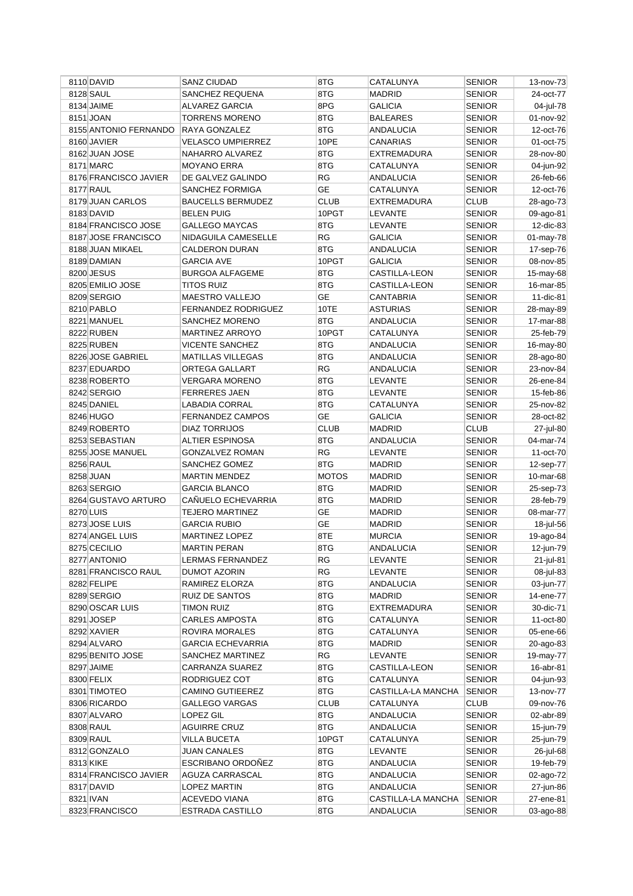| 8110 | DAVID | SANZ CIUDAD | 8TG | CATALUNYA | SENIOR | 13-nov-73 |
|---|---|---|---|---|---|---|
| 8128 | SAUL | SANCHEZ REQUENA | 8TG | MADRID | SENIOR | 24-oct-77 |
| 8134 | JAIME | ALVAREZ GARCIA | 8PG | GALICIA | SENIOR | 04-jul-78 |
| 8151 | JOAN | TORRENS MORENO | 8TG | BALEARES | SENIOR | 01-nov-92 |
| 8155 | ANTONIO FERNANDO | RAYA GONZALEZ | 8TG | ANDALUCIA | SENIOR | 12-oct-76 |
| 8160 | JAVIER | VELASCO UMPIERREZ | 10PE | CANARIAS | SENIOR | 01-oct-75 |
| 8162 | JUAN JOSE | NAHARRO ALVAREZ | 8TG | EXTREMADURA | SENIOR | 28-nov-80 |
| 8171 | MARC | MOYANO ERRA | 8TG | CATALUNYA | SENIOR | 04-jun-92 |
| 8176 | FRANCISCO JAVIER | DE GALVEZ GALINDO | RG | ANDALUCIA | SENIOR | 26-feb-66 |
| 8177 | RAUL | SANCHEZ FORMIGA | GE | CATALUNYA | SENIOR | 12-oct-76 |
| 8179 | JUAN CARLOS | BAUCELLS BERMUDEZ | CLUB | EXTREMADURA | CLUB | 28-ago-73 |
| 8183 | DAVID | BELEN PUIG | 10PGT | LEVANTE | SENIOR | 09-ago-81 |
| 8184 | FRANCISCO JOSE | GALLEGO MAYCAS | 8TG | LEVANTE | SENIOR | 12-dic-83 |
| 8187 | JOSE FRANCISCO | NIDAGUILA CAMESELLE | RG | GALICIA | SENIOR | 01-may-78 |
| 8188 | JUAN MIKAEL | CALDERON DURAN | 8TG | ANDALUCIA | SENIOR | 17-sep-76 |
| 8189 | DAMIAN | GARCIA AVE | 10PGT | GALICIA | SENIOR | 08-nov-85 |
| 8200 | JESUS | BURGOA ALFAGEME | 8TG | CASTILLA-LEON | SENIOR | 15-may-68 |
| 8205 | EMILIO JOSE | TITOS RUIZ | 8TG | CASTILLA-LEON | SENIOR | 16-mar-85 |
| 8209 | SERGIO | MAESTRO VALLEJO | GE | CANTABRIA | SENIOR | 11-dic-81 |
| 8210 | PABLO | FERNANDEZ RODRIGUEZ | 10TE | ASTURIAS | SENIOR | 28-may-89 |
| 8221 | MANUEL | SANCHEZ MORENO | 8TG | ANDALUCIA | SENIOR | 17-mar-88 |
| 8222 | RUBEN | MARTINEZ ARROYO | 10PGT | CATALUNYA | SENIOR | 25-feb-79 |
| 8225 | RUBEN | VICENTE SANCHEZ | 8TG | ANDALUCIA | SENIOR | 16-may-80 |
| 8226 | JOSE GABRIEL | MATILLAS VILLEGAS | 8TG | ANDALUCIA | SENIOR | 28-ago-80 |
| 8237 | EDUARDO | ORTEGA GALLART | RG | ANDALUCIA | SENIOR | 23-nov-84 |
| 8238 | ROBERTO | VERGARA MORENO | 8TG | LEVANTE | SENIOR | 26-ene-84 |
| 8242 | SERGIO | FERRERES JAEN | 8TG | LEVANTE | SENIOR | 15-feb-86 |
| 8245 | DANIEL | LABADIA CORRAL | 8TG | CATALUNYA | SENIOR | 25-nov-82 |
| 8246 | HUGO | FERNANDEZ CAMPOS | GE | GALICIA | SENIOR | 28-oct-82 |
| 8249 | ROBERTO | DIAZ TORRIJOS | CLUB | MADRID | CLUB | 27-jul-80 |
| 8253 | SEBASTIAN | ALTIER ESPINOSA | 8TG | ANDALUCIA | SENIOR | 04-mar-74 |
| 8255 | JOSE MANUEL | GONZALVEZ ROMAN | RG | LEVANTE | SENIOR | 11-oct-70 |
| 8256 | RAUL | SANCHEZ GOMEZ | 8TG | MADRID | SENIOR | 12-sep-77 |
| 8258 | JUAN | MARTIN MENDEZ | MOTOS | MADRID | SENIOR | 10-mar-68 |
| 8263 | SERGIO | GARCIA BLANCO | 8TG | MADRID | SENIOR | 25-sep-73 |
| 8264 | GUSTAVO ARTURO | CAÑUELO ECHEVARRIA | 8TG | MADRID | SENIOR | 28-feb-79 |
| 8270 | LUIS | TEJERO MARTINEZ | GE | MADRID | SENIOR | 08-mar-77 |
| 8273 | JOSE LUIS | GARCIA RUBIO | GE | MADRID | SENIOR | 18-jul-56 |
| 8274 | ANGEL LUIS | MARTINEZ LOPEZ | 8TE | MURCIA | SENIOR | 19-ago-84 |
| 8275 | CECILIO | MARTIN PERAN | 8TG | ANDALUCIA | SENIOR | 12-jun-79 |
| 8277 | ANTONIO | LERMAS FERNANDEZ | RG | LEVANTE | SENIOR | 21-jul-81 |
| 8281 | FRANCISCO RAUL | DUMOT AZORIN | RG | LEVANTE | SENIOR | 08-jul-83 |
| 8282 | FELIPE | RAMIREZ ELORZA | 8TG | ANDALUCIA | SENIOR | 03-jun-77 |
| 8289 | SERGIO | RUIZ DE SANTOS | 8TG | MADRID | SENIOR | 14-ene-77 |
| 8290 | OSCAR LUIS | TIMON RUIZ | 8TG | EXTREMADURA | SENIOR | 30-dic-71 |
| 8291 | JOSEP | CARLES AMPOSTA | 8TG | CATALUNYA | SENIOR | 11-oct-80 |
| 8292 | XAVIER | ROVIRA MORALES | 8TG | CATALUNYA | SENIOR | 05-ene-66 |
| 8294 | ALVARO | GARCIA ECHEVARRIA | 8TG | MADRID | SENIOR | 20-ago-83 |
| 8295 | BENITO JOSE | SANCHEZ MARTINEZ | RG | LEVANTE | SENIOR | 19-may-77 |
| 8297 | JAIME | CARRANZA SUAREZ | 8TG | CASTILLA-LEON | SENIOR | 16-abr-81 |
| 8300 | FELIX | RODRIGUEZ COT | 8TG | CATALUNYA | SENIOR | 04-jun-93 |
| 8301 | TIMOTEO | CAMINO GUTIEEREZ | 8TG | CASTILLA-LA MANCHA | SENIOR | 13-nov-77 |
| 8306 | RICARDO | GALLEGO VARGAS | CLUB | CATALUNYA | CLUB | 09-nov-76 |
| 8307 | ALVARO | LOPEZ GIL | 8TG | ANDALUCIA | SENIOR | 02-abr-89 |
| 8308 | RAUL | AGUIRRE CRUZ | 8TG | ANDALUCIA | SENIOR | 15-jun-79 |
| 8309 | RAUL | VILLA BUCETA | 10PGT | CATALUNYA | SENIOR | 25-jun-79 |
| 8312 | GONZALO | JUAN CANALES | 8TG | LEVANTE | SENIOR | 26-jul-68 |
| 8313 | KIKE | ESCRIBANO ORDOÑEZ | 8TG | ANDALUCIA | SENIOR | 19-feb-79 |
| 8314 | FRANCISCO JAVIER | AGUZA CARRASCAL | 8TG | ANDALUCIA | SENIOR | 02-ago-72 |
| 8317 | DAVID | LOPEZ MARTIN | 8TG | ANDALUCIA | SENIOR | 27-jun-86 |
| 8321 | IVAN | ACEVEDO VIANA | 8TG | CASTILLA-LA MANCHA | SENIOR | 27-ene-81 |
| 8323 | FRANCISCO | ESTRADA CASTILLO | 8TG | ANDALUCIA | SENIOR | 03-ago-88 |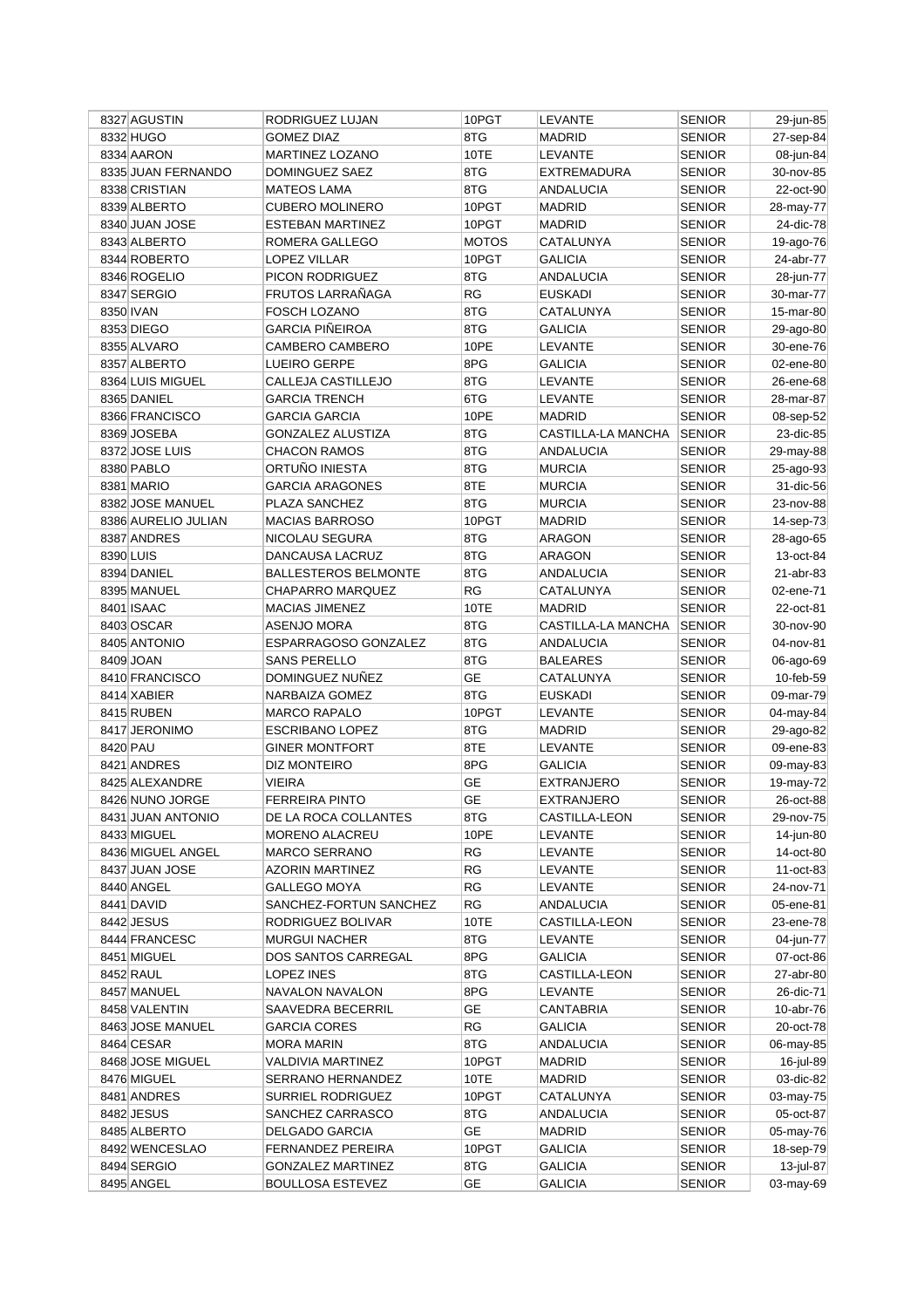| 8327 | AGUSTIN | RODRIGUEZ LUJAN | 10PGT | LEVANTE | SENIOR | 29-jun-85 |
|---|---|---|---|---|---|---|
| 8332 | HUGO | GOMEZ DIAZ | 8TG | MADRID | SENIOR | 27-sep-84 |
| 8334 | AARON | MARTINEZ LOZANO | 10TE | LEVANTE | SENIOR | 08-jun-84 |
| 8335 | JUAN FERNANDO | DOMINGUEZ SAEZ | 8TG | EXTREMADURA | SENIOR | 30-nov-85 |
| 8338 | CRISTIAN | MATEOS LAMA | 8TG | ANDALUCIA | SENIOR | 22-oct-90 |
| 8339 | ALBERTO | CUBERO MOLINERO | 10PGT | MADRID | SENIOR | 28-may-77 |
| 8340 | JUAN JOSE | ESTEBAN MARTINEZ | 10PGT | MADRID | SENIOR | 24-dic-78 |
| 8343 | ALBERTO | ROMERA GALLEGO | MOTOS | CATALUNYA | SENIOR | 19-ago-76 |
| 8344 | ROBERTO | LOPEZ VILLAR | 10PGT | GALICIA | SENIOR | 24-abr-77 |
| 8346 | ROGELIO | PICON RODRIGUEZ | 8TG | ANDALUCIA | SENIOR | 28-jun-77 |
| 8347 | SERGIO | FRUTOS LARRAÑAGA | RG | EUSKADI | SENIOR | 30-mar-77 |
| 8350 | IVAN | FOSCH LOZANO | 8TG | CATALUNYA | SENIOR | 15-mar-80 |
| 8353 | DIEGO | GARCIA PIÑEIROA | 8TG | GALICIA | SENIOR | 29-ago-80 |
| 8355 | ALVARO | CAMBERO CAMBERO | 10PE | LEVANTE | SENIOR | 30-ene-76 |
| 8357 | ALBERTO | LUEIRO GERPE | 8PG | GALICIA | SENIOR | 02-ene-80 |
| 8364 | LUIS MIGUEL | CALLEJA CASTILLEJO | 8TG | LEVANTE | SENIOR | 26-ene-68 |
| 8365 | DANIEL | GARCIA TRENCH | 6TG | LEVANTE | SENIOR | 28-mar-87 |
| 8366 | FRANCISCO | GARCIA GARCIA | 10PE | MADRID | SENIOR | 08-sep-52 |
| 8369 | JOSEBA | GONZALEZ ALUSTIZA | 8TG | CASTILLA-LA MANCHA | SENIOR | 23-dic-85 |
| 8372 | JOSE LUIS | CHACON RAMOS | 8TG | ANDALUCIA | SENIOR | 29-may-88 |
| 8380 | PABLO | ORTUÑO INIESTA | 8TG | MURCIA | SENIOR | 25-ago-93 |
| 8381 | MARIO | GARCIA ARAGONES | 8TE | MURCIA | SENIOR | 31-dic-56 |
| 8382 | JOSE MANUEL | PLAZA SANCHEZ | 8TG | MURCIA | SENIOR | 23-nov-88 |
| 8386 | AURELIO JULIAN | MACIAS BARROSO | 10PGT | MADRID | SENIOR | 14-sep-73 |
| 8387 | ANDRES | NICOLAU SEGURA | 8TG | ARAGON | SENIOR | 28-ago-65 |
| 8390 | LUIS | DANCAUSA LACRUZ | 8TG | ARAGON | SENIOR | 13-oct-84 |
| 8394 | DANIEL | BALLESTEROS BELMONTE | 8TG | ANDALUCIA | SENIOR | 21-abr-83 |
| 8395 | MANUEL | CHAPARRO MARQUEZ | RG | CATALUNYA | SENIOR | 02-ene-71 |
| 8401 | ISAAC | MACIAS JIMENEZ | 10TE | MADRID | SENIOR | 22-oct-81 |
| 8403 | OSCAR | ASENJO MORA | 8TG | CASTILLA-LA MANCHA | SENIOR | 30-nov-90 |
| 8405 | ANTONIO | ESPARRAGOSO GONZALEZ | 8TG | ANDALUCIA | SENIOR | 04-nov-81 |
| 8409 | JOAN | SANS PERELLO | 8TG | BALEARES | SENIOR | 06-ago-69 |
| 8410 | FRANCISCO | DOMINGUEZ NUÑEZ | GE | CATALUNYA | SENIOR | 10-feb-59 |
| 8414 | XABIER | NARBAIZA GOMEZ | 8TG | EUSKADI | SENIOR | 09-mar-79 |
| 8415 | RUBEN | MARCO RAPALO | 10PGT | LEVANTE | SENIOR | 04-may-84 |
| 8417 | JERONIMO | ESCRIBANO LOPEZ | 8TG | MADRID | SENIOR | 29-ago-82 |
| 8420 | PAU | GINER MONTFORT | 8TE | LEVANTE | SENIOR | 09-ene-83 |
| 8421 | ANDRES | DIZ MONTEIRO | 8PG | GALICIA | SENIOR | 09-may-83 |
| 8425 | ALEXANDRE | VIEIRA | GE | EXTRANJERO | SENIOR | 19-may-72 |
| 8426 | NUNO JORGE | FERREIRA PINTO | GE | EXTRANJERO | SENIOR | 26-oct-88 |
| 8431 | JUAN ANTONIO | DE LA ROCA COLLANTES | 8TG | CASTILLA-LEON | SENIOR | 29-nov-75 |
| 8433 | MIGUEL | MORENO ALACREU | 10PE | LEVANTE | SENIOR | 14-jun-80 |
| 8436 | MIGUEL ANGEL | MARCO SERRANO | RG | LEVANTE | SENIOR | 14-oct-80 |
| 8437 | JUAN JOSE | AZORIN MARTINEZ | RG | LEVANTE | SENIOR | 11-oct-83 |
| 8440 | ANGEL | GALLEGO MOYA | RG | LEVANTE | SENIOR | 24-nov-71 |
| 8441 | DAVID | SANCHEZ-FORTUN SANCHEZ | RG | ANDALUCIA | SENIOR | 05-ene-81 |
| 8442 | JESUS | RODRIGUEZ BOLIVAR | 10TE | CASTILLA-LEON | SENIOR | 23-ene-78 |
| 8444 | FRANCESC | MURGUI NACHER | 8TG | LEVANTE | SENIOR | 04-jun-77 |
| 8451 | MIGUEL | DOS SANTOS CARREGAL | 8PG | GALICIA | SENIOR | 07-oct-86 |
| 8452 | RAUL | LOPEZ INES | 8TG | CASTILLA-LEON | SENIOR | 27-abr-80 |
| 8457 | MANUEL | NAVALON NAVALON | 8PG | LEVANTE | SENIOR | 26-dic-71 |
| 8458 | VALENTIN | SAAVEDRA BECERRIL | GE | CANTABRIA | SENIOR | 10-abr-76 |
| 8463 | JOSE MANUEL | GARCIA CORES | RG | GALICIA | SENIOR | 20-oct-78 |
| 8464 | CESAR | MORA MARIN | 8TG | ANDALUCIA | SENIOR | 06-may-85 |
| 8468 | JOSE MIGUEL | VALDIVIA MARTINEZ | 10PGT | MADRID | SENIOR | 16-jul-89 |
| 8476 | MIGUEL | SERRANO HERNANDEZ | 10TE | MADRID | SENIOR | 03-dic-82 |
| 8481 | ANDRES | SURRIEL RODRIGUEZ | 10PGT | CATALUNYA | SENIOR | 03-may-75 |
| 8482 | JESUS | SANCHEZ CARRASCO | 8TG | ANDALUCIA | SENIOR | 05-oct-87 |
| 8485 | ALBERTO | DELGADO GARCIA | GE | MADRID | SENIOR | 05-may-76 |
| 8492 | WENCESLAO | FERNANDEZ PEREIRA | 10PGT | GALICIA | SENIOR | 18-sep-79 |
| 8494 | SERGIO | GONZALEZ MARTINEZ | 8TG | GALICIA | SENIOR | 13-jul-87 |
| 8495 | ANGEL | BOULLOSA ESTEVEZ | GE | GALICIA | SENIOR | 03-may-69 |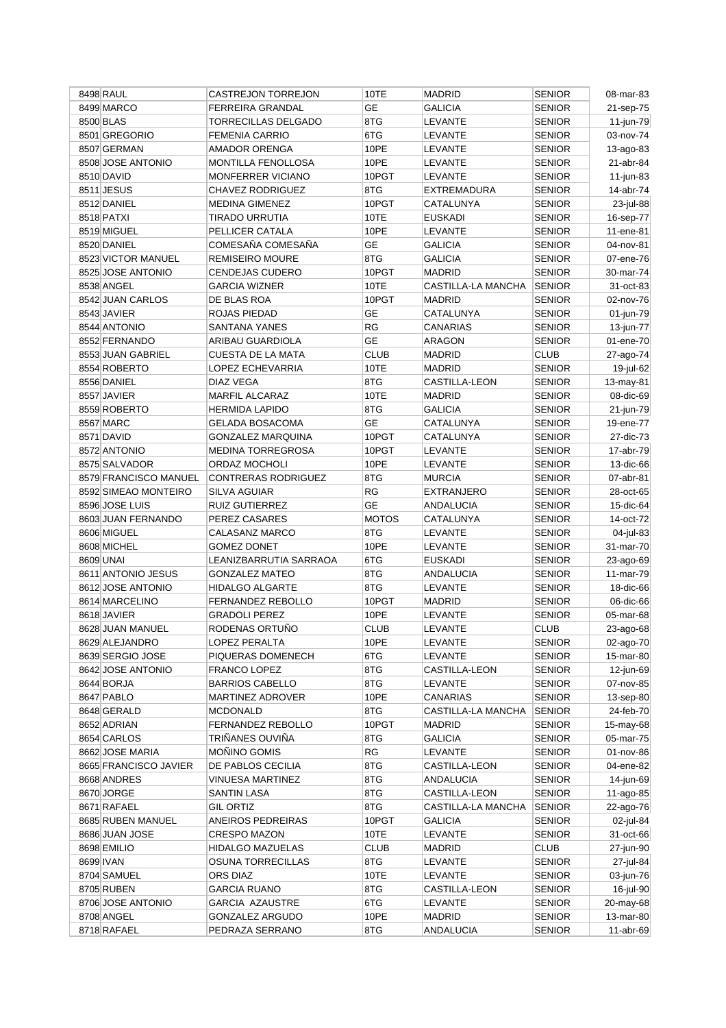| | | | | | | |
|---|---|---|---|---|---|---|
| 8498 | RAUL | CASTREJON TORREJON | 10TE | MADRID | SENIOR | 08-mar-83 |
| 8499 | MARCO | FERREIRA GRANDAL | GE | GALICIA | SENIOR | 21-sep-75 |
| 8500 | BLAS | TORRECILLAS DELGADO | 8TG | LEVANTE | SENIOR | 11-jun-79 |
| 8501 | GREGORIO | FEMENIA CARRIO | 6TG | LEVANTE | SENIOR | 03-nov-74 |
| 8507 | GERMAN | AMADOR ORENGA | 10PE | LEVANTE | SENIOR | 13-ago-83 |
| 8508 | JOSE ANTONIO | MONTILLA FENOLLOSA | 10PE | LEVANTE | SENIOR | 21-abr-84 |
| 8510 | DAVID | MONFERRER VICIANO | 10PGT | LEVANTE | SENIOR | 11-jun-83 |
| 8511 | JESUS | CHAVEZ RODRIGUEZ | 8TG | EXTREMADURA | SENIOR | 14-abr-74 |
| 8512 | DANIEL | MEDINA GIMENEZ | 10PGT | CATALUNYA | SENIOR | 23-jul-88 |
| 8518 | PATXI | TIRADO URRUTIA | 10TE | EUSKADI | SENIOR | 16-sep-77 |
| 8519 | MIGUEL | PELLICER CATALA | 10PE | LEVANTE | SENIOR | 11-ene-81 |
| 8520 | DANIEL | COMESAÑA COMESAÑA | GE | GALICIA | SENIOR | 04-nov-81 |
| 8523 | VICTOR MANUEL | REMISEIRO MOURE | 8TG | GALICIA | SENIOR | 07-ene-76 |
| 8525 | JOSE ANTONIO | CENDEJAS CUDERO | 10PGT | MADRID | SENIOR | 30-mar-74 |
| 8538 | ANGEL | GARCIA WIZNER | 10TE | CASTILLA-LA MANCHA | SENIOR | 31-oct-83 |
| 8542 | JUAN CARLOS | DE BLAS ROA | 10PGT | MADRID | SENIOR | 02-nov-76 |
| 8543 | JAVIER | ROJAS PIEDAD | GE | CATALUNYA | SENIOR | 01-jun-79 |
| 8544 | ANTONIO | SANTANA YANES | RG | CANARIAS | SENIOR | 13-jun-77 |
| 8552 | FERNANDO | ARIBAU GUARDIOLA | GE | ARAGON | SENIOR | 01-ene-70 |
| 8553 | JUAN GABRIEL | CUESTA DE LA MATA | CLUB | MADRID | CLUB | 27-ago-74 |
| 8554 | ROBERTO | LOPEZ ECHEVARRIA | 10TE | MADRID | SENIOR | 19-jul-62 |
| 8556 | DANIEL | DIAZ VEGA | 8TG | CASTILLA-LEON | SENIOR | 13-may-81 |
| 8557 | JAVIER | MARFIL ALCARAZ | 10TE | MADRID | SENIOR | 08-dic-69 |
| 8559 | ROBERTO | HERMIDA LAPIDO | 8TG | GALICIA | SENIOR | 21-jun-79 |
| 8567 | MARC | GELADA BOSACOMA | GE | CATALUNYA | SENIOR | 19-ene-77 |
| 8571 | DAVID | GONZALEZ MARQUINA | 10PGT | CATALUNYA | SENIOR | 27-dic-73 |
| 8572 | ANTONIO | MEDINA TORREGROSA | 10PGT | LEVANTE | SENIOR | 17-abr-79 |
| 8575 | SALVADOR | ORDAZ MOCHOLI | 10PE | LEVANTE | SENIOR | 13-dic-66 |
| 8579 | FRANCISCO MANUEL | CONTRERAS RODRIGUEZ | 8TG | MURCIA | SENIOR | 07-abr-81 |
| 8592 | SIMEAO MONTEIRO | SILVA AGUIAR | RG | EXTRANJERO | SENIOR | 28-oct-65 |
| 8596 | JOSE LUIS | RUIZ GUTIERREZ | GE | ANDALUCIA | SENIOR | 15-dic-64 |
| 8603 | JUAN FERNANDO | PEREZ CASARES | MOTOS | CATALUNYA | SENIOR | 14-oct-72 |
| 8606 | MIGUEL | CALASANZ MARCO | 8TG | LEVANTE | SENIOR | 04-jul-83 |
| 8608 | MICHEL | GOMEZ DONET | 10PE | LEVANTE | SENIOR | 31-mar-70 |
| 8609 | UNAI | LEANIZBARRUTIA SARRAOA | 6TG | EUSKADI | SENIOR | 23-ago-69 |
| 8611 | ANTONIO JESUS | GONZALEZ MATEO | 8TG | ANDALUCIA | SENIOR | 11-mar-79 |
| 8612 | JOSE ANTONIO | HIDALGO ALGARTE | 8TG | LEVANTE | SENIOR | 18-dic-66 |
| 8614 | MARCELINO | FERNANDEZ REBOLLO | 10PGT | MADRID | SENIOR | 06-dic-66 |
| 8618 | JAVIER | GRADOLI PEREZ | 10PE | LEVANTE | SENIOR | 05-mar-68 |
| 8628 | JUAN MANUEL | RODENAS ORTUÑO | CLUB | LEVANTE | CLUB | 23-ago-68 |
| 8629 | ALEJANDRO | LOPEZ PERALTA | 10PE | LEVANTE | SENIOR | 02-ago-70 |
| 8639 | SERGIO JOSE | PIQUERAS DOMENECH | 6TG | LEVANTE | SENIOR | 15-mar-80 |
| 8642 | JOSE ANTONIO | FRANCO LOPEZ | 8TG | CASTILLA-LEON | SENIOR | 12-jun-69 |
| 8644 | BORJA | BARRIOS CABELLO | 8TG | LEVANTE | SENIOR | 07-nov-85 |
| 8647 | PABLO | MARTINEZ ADROVER | 10PE | CANARIAS | SENIOR | 13-sep-80 |
| 8648 | GERALD | MCDONALD | 8TG | CASTILLA-LA MANCHA | SENIOR | 24-feb-70 |
| 8652 | ADRIAN | FERNANDEZ REBOLLO | 10PGT | MADRID | SENIOR | 15-may-68 |
| 8654 | CARLOS | TRIÑANES OUVIÑA | 8TG | GALICIA | SENIOR | 05-mar-75 |
| 8662 | JOSE MARIA | MOÑINO GOMIS | RG | LEVANTE | SENIOR | 01-nov-86 |
| 8665 | FRANCISCO JAVIER | DE PABLOS CECILIA | 8TG | CASTILLA-LEON | SENIOR | 04-ene-82 |
| 8668 | ANDRES | VINUESA MARTINEZ | 8TG | ANDALUCIA | SENIOR | 14-jun-69 |
| 8670 | JORGE | SANTIN LASA | 8TG | CASTILLA-LEON | SENIOR | 11-ago-85 |
| 8671 | RAFAEL | GIL ORTIZ | 8TG | CASTILLA-LA MANCHA | SENIOR | 22-ago-76 |
| 8685 | RUBEN MANUEL | ANEIROS PEDREIRAS | 10PGT | GALICIA | SENIOR | 02-jul-84 |
| 8686 | JUAN JOSE | CRESPO MAZON | 10TE | LEVANTE | SENIOR | 31-oct-66 |
| 8698 | EMILIO | HIDALGO MAZUELAS | CLUB | MADRID | CLUB | 27-jun-90 |
| 8699 | IVAN | OSUNA TORRECILLAS | 8TG | LEVANTE | SENIOR | 27-jul-84 |
| 8704 | SAMUEL | ORS DIAZ | 10TE | LEVANTE | SENIOR | 03-jun-76 |
| 8705 | RUBEN | GARCIA RUANO | 8TG | CASTILLA-LEON | SENIOR | 16-jul-90 |
| 8706 | JOSE ANTONIO | GARCIA AZAUSTRE | 6TG | LEVANTE | SENIOR | 20-may-68 |
| 8708 | ANGEL | GONZALEZ ARGUDO | 10PE | MADRID | SENIOR | 13-mar-80 |
| 8718 | RAFAEL | PEDRAZA SERRANO | 8TG | ANDALUCIA | SENIOR | 11-abr-69 |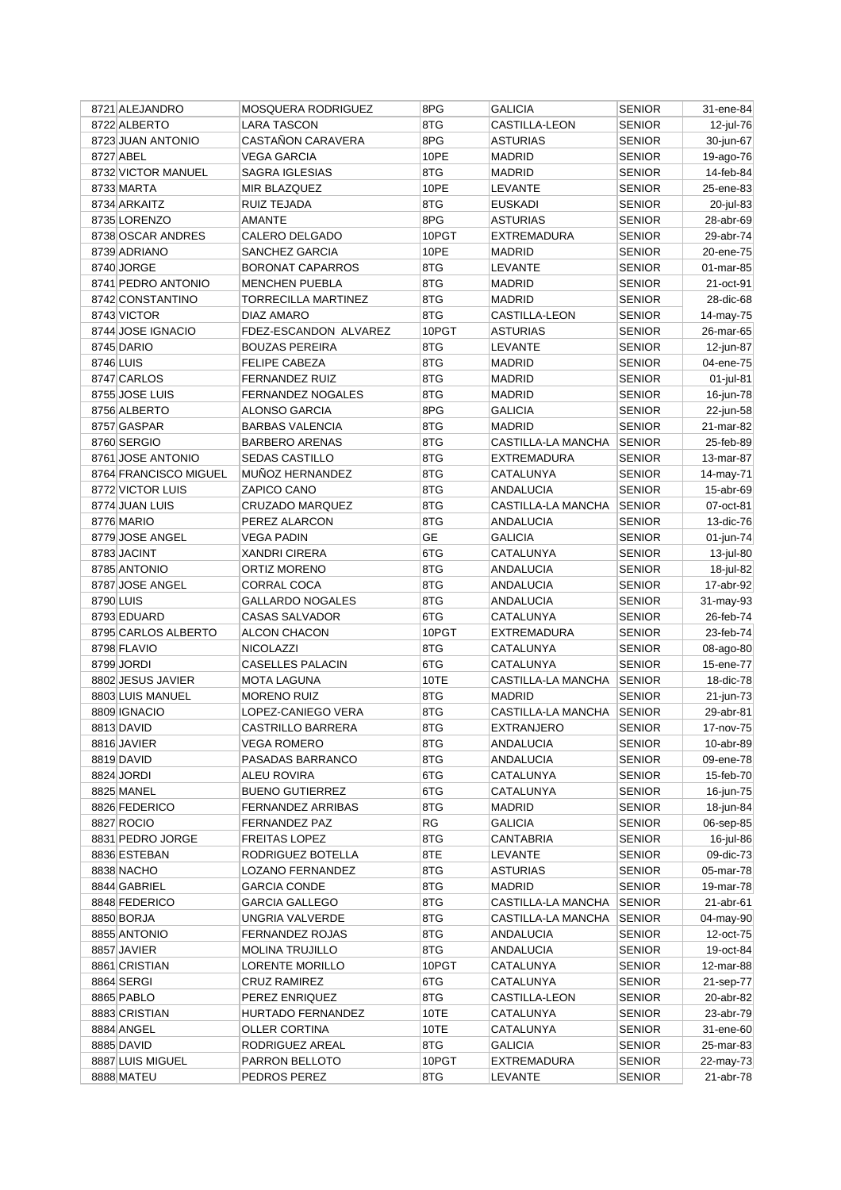| 8721 | ALEJANDRO | MOSQUERA RODRIGUEZ | 8PG | GALICIA | SENIOR | 31-ene-84 |
|---|---|---|---|---|---|---|
| 8722 | ALBERTO | LARA TASCON | 8TG | CASTILLA-LEON | SENIOR | 12-jul-76 |
| 8723 | JUAN ANTONIO | CASTAÑON CARAVERA | 8PG | ASTURIAS | SENIOR | 30-jun-67 |
| 8727 | ABEL | VEGA GARCIA | 10PE | MADRID | SENIOR | 19-ago-76 |
| 8732 | VICTOR MANUEL | SAGRA IGLESIAS | 8TG | MADRID | SENIOR | 14-feb-84 |
| 8733 | MARTA | MIR BLAZQUEZ | 10PE | LEVANTE | SENIOR | 25-ene-83 |
| 8734 | ARKAITZ | RUIZ TEJADA | 8TG | EUSKADI | SENIOR | 20-jul-83 |
| 8735 | LORENZO | AMANTE | 8PG | ASTURIAS | SENIOR | 28-abr-69 |
| 8738 | OSCAR ANDRES | CALERO DELGADO | 10PGT | EXTREMADURA | SENIOR | 29-abr-74 |
| 8739 | ADRIANO | SANCHEZ GARCIA | 10PE | MADRID | SENIOR | 20-ene-75 |
| 8740 | JORGE | BORONAT CAPARROS | 8TG | LEVANTE | SENIOR | 01-mar-85 |
| 8741 | PEDRO ANTONIO | MENCHEN PUEBLA | 8TG | MADRID | SENIOR | 21-oct-91 |
| 8742 | CONSTANTINO | TORRECILLA MARTINEZ | 8TG | MADRID | SENIOR | 28-dic-68 |
| 8743 | VICTOR | DIAZ AMARO | 8TG | CASTILLA-LEON | SENIOR | 14-may-75 |
| 8744 | JOSE IGNACIO | FDEZ-ESCANDON ALVAREZ | 10PGT | ASTURIAS | SENIOR | 26-mar-65 |
| 8745 | DARIO | BOUZAS PEREIRA | 8TG | LEVANTE | SENIOR | 12-jun-87 |
| 8746 | LUIS | FELIPE CABEZA | 8TG | MADRID | SENIOR | 04-ene-75 |
| 8747 | CARLOS | FERNANDEZ RUIZ | 8TG | MADRID | SENIOR | 01-jul-81 |
| 8755 | JOSE LUIS | FERNANDEZ NOGALES | 8TG | MADRID | SENIOR | 16-jun-78 |
| 8756 | ALBERTO | ALONSO GARCIA | 8PG | GALICIA | SENIOR | 22-jun-58 |
| 8757 | GASPAR | BARBAS VALENCIA | 8TG | MADRID | SENIOR | 21-mar-82 |
| 8760 | SERGIO | BARBERO ARENAS | 8TG | CASTILLA-LA MANCHA | SENIOR | 25-feb-89 |
| 8761 | JOSE ANTONIO | SEDAS CASTILLO | 8TG | EXTREMADURA | SENIOR | 13-mar-87 |
| 8764 | FRANCISCO MIGUEL | MUÑOZ HERNANDEZ | 8TG | CATALUNYA | SENIOR | 14-may-71 |
| 8772 | VICTOR LUIS | ZAPICO CANO | 8TG | ANDALUCIA | SENIOR | 15-abr-69 |
| 8774 | JUAN LUIS | CRUZADO MARQUEZ | 8TG | CASTILLA-LA MANCHA | SENIOR | 07-oct-81 |
| 8776 | MARIO | PEREZ ALARCON | 8TG | ANDALUCIA | SENIOR | 13-dic-76 |
| 8779 | JOSE ANGEL | VEGA PADIN | GE | GALICIA | SENIOR | 01-jun-74 |
| 8783 | JACINT | XANDRI CIRERA | 6TG | CATALUNYA | SENIOR | 13-jul-80 |
| 8785 | ANTONIO | ORTIZ MORENO | 8TG | ANDALUCIA | SENIOR | 18-jul-82 |
| 8787 | JOSE ANGEL | CORRAL COCA | 8TG | ANDALUCIA | SENIOR | 17-abr-92 |
| 8790 | LUIS | GALLARDO NOGALES | 8TG | ANDALUCIA | SENIOR | 31-may-93 |
| 8793 | EDUARD | CASAS SALVADOR | 6TG | CATALUNYA | SENIOR | 26-feb-74 |
| 8795 | CARLOS ALBERTO | ALCON CHACON | 10PGT | EXTREMADURA | SENIOR | 23-feb-74 |
| 8798 | FLAVIO | NICOLAZZI | 8TG | CATALUNYA | SENIOR | 08-ago-80 |
| 8799 | JORDI | CASELLES PALACIN | 6TG | CATALUNYA | SENIOR | 15-ene-77 |
| 8802 | JESUS JAVIER | MOTA LAGUNA | 10TE | CASTILLA-LA MANCHA | SENIOR | 18-dic-78 |
| 8803 | LUIS MANUEL | MORENO RUIZ | 8TG | MADRID | SENIOR | 21-jun-73 |
| 8809 | IGNACIO | LOPEZ-CANIEGO VERA | 8TG | CASTILLA-LA MANCHA | SENIOR | 29-abr-81 |
| 8813 | DAVID | CASTRILLO BARRERA | 8TG | EXTRANJERO | SENIOR | 17-nov-75 |
| 8816 | JAVIER | VEGA ROMERO | 8TG | ANDALUCIA | SENIOR | 10-abr-89 |
| 8819 | DAVID | PASADAS BARRANCO | 8TG | ANDALUCIA | SENIOR | 09-ene-78 |
| 8824 | JORDI | ALEU ROVIRA | 6TG | CATALUNYA | SENIOR | 15-feb-70 |
| 8825 | MANEL | BUENO GUTIERREZ | 6TG | CATALUNYA | SENIOR | 16-jun-75 |
| 8826 | FEDERICO | FERNANDEZ ARRIBAS | 8TG | MADRID | SENIOR | 18-jun-84 |
| 8827 | ROCIO | FERNANDEZ PAZ | RG | GALICIA | SENIOR | 06-sep-85 |
| 8831 | PEDRO JORGE | FREITAS LOPEZ | 8TG | CANTABRIA | SENIOR | 16-jul-86 |
| 8836 | ESTEBAN | RODRIGUEZ BOTELLA | 8TE | LEVANTE | SENIOR | 09-dic-73 |
| 8838 | NACHO | LOZANO FERNANDEZ | 8TG | ASTURIAS | SENIOR | 05-mar-78 |
| 8844 | GABRIEL | GARCIA CONDE | 8TG | MADRID | SENIOR | 19-mar-78 |
| 8848 | FEDERICO | GARCIA GALLEGO | 8TG | CASTILLA-LA MANCHA | SENIOR | 21-abr-61 |
| 8850 | BORJA | UNGRIA VALVERDE | 8TG | CASTILLA-LA MANCHA | SENIOR | 04-may-90 |
| 8855 | ANTONIO | FERNANDEZ ROJAS | 8TG | ANDALUCIA | SENIOR | 12-oct-75 |
| 8857 | JAVIER | MOLINA TRUJILLO | 8TG | ANDALUCIA | SENIOR | 19-oct-84 |
| 8861 | CRISTIAN | LORENTE MORILLO | 10PGT | CATALUNYA | SENIOR | 12-mar-88 |
| 8864 | SERGI | CRUZ RAMIREZ | 6TG | CATALUNYA | SENIOR | 21-sep-77 |
| 8865 | PABLO | PEREZ ENRIQUEZ | 8TG | CASTILLA-LEON | SENIOR | 20-abr-82 |
| 8883 | CRISTIAN | HURTADO FERNANDEZ | 10TE | CATALUNYA | SENIOR | 23-abr-79 |
| 8884 | ANGEL | OLLER CORTINA | 10TE | CATALUNYA | SENIOR | 31-ene-60 |
| 8885 | DAVID | RODRIGUEZ AREAL | 8TG | GALICIA | SENIOR | 25-mar-83 |
| 8887 | LUIS MIGUEL | PARRON BELLOTO | 10PGT | EXTREMADURA | SENIOR | 22-may-73 |
| 8888 | MATEU | PEDROS PEREZ | 8TG | LEVANTE | SENIOR | 21-abr-78 |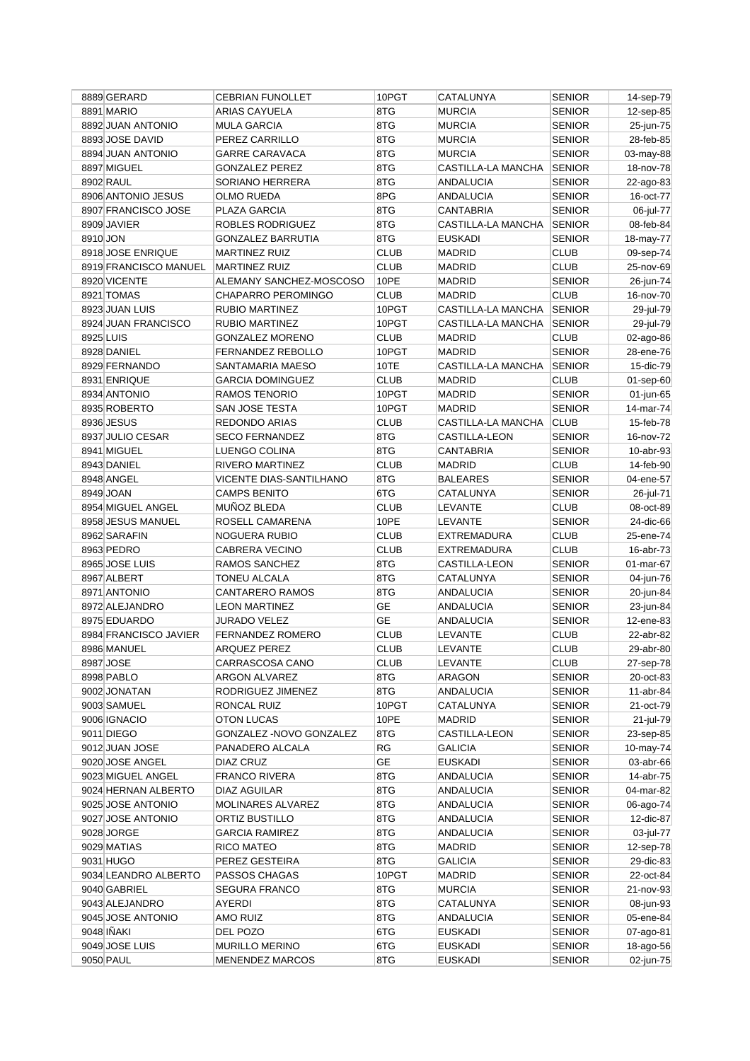| | | | | | | |
|---|---|---|---|---|---|---|
| 8889 | GERARD | CEBRIAN FUNOLLET | 10PGT | CATALUNYA | SENIOR | 14-sep-79 |
| 8891 | MARIO | ARIAS CAYUELA | 8TG | MURCIA | SENIOR | 12-sep-85 |
| 8892 | JUAN ANTONIO | MULA GARCIA | 8TG | MURCIA | SENIOR | 25-jun-75 |
| 8893 | JOSE DAVID | PEREZ CARRILLO | 8TG | MURCIA | SENIOR | 28-feb-85 |
| 8894 | JUAN ANTONIO | GARRE CARAVACA | 8TG | MURCIA | SENIOR | 03-may-88 |
| 8897 | MIGUEL | GONZALEZ PEREZ | 8TG | CASTILLA-LA MANCHA | SENIOR | 18-nov-78 |
| 8902 | RAUL | SORIANO HERRERA | 8TG | ANDALUCIA | SENIOR | 22-ago-83 |
| 8906 | ANTONIO JESUS | OLMO RUEDA | 8PG | ANDALUCIA | SENIOR | 16-oct-77 |
| 8907 | FRANCISCO JOSE | PLAZA GARCIA | 8TG | CANTABRIA | SENIOR | 06-jul-77 |
| 8909 | JAVIER | ROBLES RODRIGUEZ | 8TG | CASTILLA-LA MANCHA | SENIOR | 08-feb-84 |
| 8910 | JON | GONZALEZ BARRUTIA | 8TG | EUSKADI | SENIOR | 18-may-77 |
| 8918 | JOSE ENRIQUE | MARTINEZ RUIZ | CLUB | MADRID | CLUB | 09-sep-74 |
| 8919 | FRANCISCO MANUEL | MARTINEZ RUIZ | CLUB | MADRID | CLUB | 25-nov-69 |
| 8920 | VICENTE | ALEMANY SANCHEZ-MOSCOSO | 10PE | MADRID | SENIOR | 26-jun-74 |
| 8921 | TOMAS | CHAPARRO PEROMINGO | CLUB | MADRID | CLUB | 16-nov-70 |
| 8923 | JUAN LUIS | RUBIO MARTINEZ | 10PGT | CASTILLA-LA MANCHA | SENIOR | 29-jul-79 |
| 8924 | JUAN FRANCISCO | RUBIO MARTINEZ | 10PGT | CASTILLA-LA MANCHA | SENIOR | 29-jul-79 |
| 8925 | LUIS | GONZALEZ MORENO | CLUB | MADRID | CLUB | 02-ago-86 |
| 8928 | DANIEL | FERNANDEZ REBOLLO | 10PGT | MADRID | SENIOR | 28-ene-76 |
| 8929 | FERNANDO | SANTAMARIA MAESO | 10TE | CASTILLA-LA MANCHA | SENIOR | 15-dic-79 |
| 8931 | ENRIQUE | GARCIA DOMINGUEZ | CLUB | MADRID | CLUB | 01-sep-60 |
| 8934 | ANTONIO | RAMOS TENORIO | 10PGT | MADRID | SENIOR | 01-jun-65 |
| 8935 | ROBERTO | SAN JOSE TESTA | 10PGT | MADRID | SENIOR | 14-mar-74 |
| 8936 | JESUS | REDONDO ARIAS | CLUB | CASTILLA-LA MANCHA | CLUB | 15-feb-78 |
| 8937 | JULIO CESAR | SECO FERNANDEZ | 8TG | CASTILLA-LEON | SENIOR | 16-nov-72 |
| 8941 | MIGUEL | LUENGO COLINA | 8TG | CANTABRIA | SENIOR | 10-abr-93 |
| 8943 | DANIEL | RIVERO MARTINEZ | CLUB | MADRID | CLUB | 14-feb-90 |
| 8948 | ANGEL | VICENTE DIAS-SANTILHANO | 8TG | BALEARES | SENIOR | 04-ene-57 |
| 8949 | JOAN | CAMPS BENITO | 6TG | CATALUNYA | SENIOR | 26-jul-71 |
| 8954 | MIGUEL ANGEL | MUÑOZ BLEDA | CLUB | LEVANTE | CLUB | 08-oct-89 |
| 8958 | JESUS MANUEL | ROSELL CAMARENA | 10PE | LEVANTE | SENIOR | 24-dic-66 |
| 8962 | SARAFIN | NOGUERA RUBIO | CLUB | EXTREMADURA | CLUB | 25-ene-74 |
| 8963 | PEDRO | CABRERA VECINO | CLUB | EXTREMADURA | CLUB | 16-abr-73 |
| 8965 | JOSE LUIS | RAMOS SANCHEZ | 8TG | CASTILLA-LEON | SENIOR | 01-mar-67 |
| 8967 | ALBERT | TONEU ALCALA | 8TG | CATALUNYA | SENIOR | 04-jun-76 |
| 8971 | ANTONIO | CANTARERO RAMOS | 8TG | ANDALUCIA | SENIOR | 20-jun-84 |
| 8972 | ALEJANDRO | LEON MARTINEZ | GE | ANDALUCIA | SENIOR | 23-jun-84 |
| 8975 | EDUARDO | JURADO VELEZ | GE | ANDALUCIA | SENIOR | 12-ene-83 |
| 8984 | FRANCISCO JAVIER | FERNANDEZ ROMERO | CLUB | LEVANTE | CLUB | 22-abr-82 |
| 8986 | MANUEL | ARQUEZ PEREZ | CLUB | LEVANTE | CLUB | 29-abr-80 |
| 8987 | JOSE | CARRASCOSA CANO | CLUB | LEVANTE | CLUB | 27-sep-78 |
| 8998 | PABLO | ARGON ALVAREZ | 8TG | ARAGON | SENIOR | 20-oct-83 |
| 9002 | JONATAN | RODRIGUEZ JIMENEZ | 8TG | ANDALUCIA | SENIOR | 11-abr-84 |
| 9003 | SAMUEL | RONCAL RUIZ | 10PGT | CATALUNYA | SENIOR | 21-oct-79 |
| 9006 | IGNACIO | OTON LUCAS | 10PE | MADRID | SENIOR | 21-jul-79 |
| 9011 | DIEGO | GONZALEZ -NOVO GONZALEZ | 8TG | CASTILLA-LEON | SENIOR | 23-sep-85 |
| 9012 | JUAN JOSE | PANADERO ALCALA | RG | GALICIA | SENIOR | 10-may-74 |
| 9020 | JOSE ANGEL | DIAZ CRUZ | GE | EUSKADI | SENIOR | 03-abr-66 |
| 9023 | MIGUEL ANGEL | FRANCO RIVERA | 8TG | ANDALUCIA | SENIOR | 14-abr-75 |
| 9024 | HERNAN ALBERTO | DIAZ AGUILAR | 8TG | ANDALUCIA | SENIOR | 04-mar-82 |
| 9025 | JOSE ANTONIO | MOLINARES ALVAREZ | 8TG | ANDALUCIA | SENIOR | 06-ago-74 |
| 9027 | JOSE ANTONIO | ORTIZ BUSTILLO | 8TG | ANDALUCIA | SENIOR | 12-dic-87 |
| 9028 | JORGE | GARCIA RAMIREZ | 8TG | ANDALUCIA | SENIOR | 03-jul-77 |
| 9029 | MATIAS | RICO MATEO | 8TG | MADRID | SENIOR | 12-sep-78 |
| 9031 | HUGO | PEREZ GESTEIRA | 8TG | GALICIA | SENIOR | 29-dic-83 |
| 9034 | LEANDRO ALBERTO | PASSOS CHAGAS | 10PGT | MADRID | SENIOR | 22-oct-84 |
| 9040 | GABRIEL | SEGURA FRANCO | 8TG | MURCIA | SENIOR | 21-nov-93 |
| 9043 | ALEJANDRO | AYERDI | 8TG | CATALUNYA | SENIOR | 08-jun-93 |
| 9045 | JOSE ANTONIO | AMO RUIZ | 8TG | ANDALUCIA | SENIOR | 05-ene-84 |
| 9048 | IÑAKI | DEL POZO | 6TG | EUSKADI | SENIOR | 07-ago-81 |
| 9049 | JOSE LUIS | MURILLO MERINO | 6TG | EUSKADI | SENIOR | 18-ago-56 |
| 9050 | PAUL | MENENDEZ MARCOS | 8TG | EUSKADI | SENIOR | 02-jun-75 |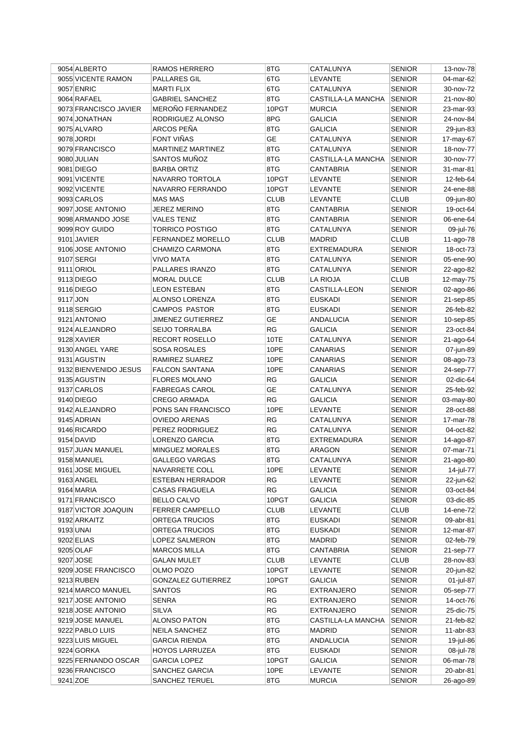| 9054 | ALBERTO | RAMOS HERRERO | 8TG | CATALUNYA | SENIOR | 13-nov-78 |
|---|---|---|---|---|---|---|
| 9055 | VICENTE RAMON | PALLARES GIL | 6TG | LEVANTE | SENIOR | 04-mar-62 |
| 9057 | ENRIC | MARTI FLIX | 6TG | CATALUNYA | SENIOR | 30-nov-72 |
| 9064 | RAFAEL | GABRIEL SANCHEZ | 8TG | CASTILLA-LA MANCHA | SENIOR | 21-nov-80 |
| 9073 | FRANCISCO JAVIER | MEROÑO FERNANDEZ | 10PGT | MURCIA | SENIOR | 23-mar-93 |
| 9074 | JONATHAN | RODRIGUEZ ALONSO | 8PG | GALICIA | SENIOR | 24-nov-84 |
| 9075 | ALVARO | ARCOS PEÑA | 8TG | GALICIA | SENIOR | 29-jun-83 |
| 9078 | JORDI | FONT VIÑAS | GE | CATALUNYA | SENIOR | 17-may-67 |
| 9079 | FRANCISCO | MARTINEZ MARTINEZ | 8TG | CATALUNYA | SENIOR | 18-nov-77 |
| 9080 | JULIAN | SANTOS MUÑOZ | 8TG | CASTILLA-LA MANCHA | SENIOR | 30-nov-77 |
| 9081 | DIEGO | BARBA ORTIZ | 8TG | CANTABRIA | SENIOR | 31-mar-81 |
| 9091 | VICENTE | NAVARRO TORTOLA | 10PGT | LEVANTE | SENIOR | 12-feb-64 |
| 9092 | VICENTE | NAVARRO FERRANDO | 10PGT | LEVANTE | SENIOR | 24-ene-88 |
| 9093 | CARLOS | MAS MAS | CLUB | LEVANTE | CLUB | 09-jun-80 |
| 9097 | JOSE ANTONIO | JEREZ MERINO | 8TG | CANTABRIA | SENIOR | 19-oct-64 |
| 9098 | ARMANDO JOSE | VALES TENIZ | 8TG | CANTABRIA | SENIOR | 06-ene-64 |
| 9099 | ROY GUIDO | TORRICO POSTIGO | 8TG | CATALUNYA | SENIOR | 09-jul-76 |
| 9101 | JAVIER | FERNANDEZ MORELLO | CLUB | MADRID | CLUB | 11-ago-78 |
| 9106 | JOSE ANTONIO | CHAMIZO CARMONA | 8TG | EXTREMADURA | SENIOR | 18-oct-73 |
| 9107 | SERGI | VIVO MATA | 8TG | CATALUNYA | SENIOR | 05-ene-90 |
| 9111 | ORIOL | PALLARES IRANZO | 8TG | CATALUNYA | SENIOR | 22-ago-82 |
| 9113 | DIEGO | MORAL DULCE | CLUB | LA RIOJA | CLUB | 12-may-75 |
| 9116 | DIEGO | LEON ESTEBAN | 8TG | CASTILLA-LEON | SENIOR | 02-ago-86 |
| 9117 | JON | ALONSO LORENZA | 8TG | EUSKADI | SENIOR | 21-sep-85 |
| 9118 | SERGIO | CAMPOS PASTOR | 8TG | EUSKADI | SENIOR | 26-feb-82 |
| 9121 | ANTONIO | JIMENEZ GUTIERREZ | GE | ANDALUCIA | SENIOR | 10-sep-85 |
| 9124 | ALEJANDRO | SEIJO TORRALBA | RG | GALICIA | SENIOR | 23-oct-84 |
| 9128 | XAVIER | RECORT ROSELLO | 10TE | CATALUNYA | SENIOR | 21-ago-64 |
| 9130 | ANGEL YARE | SOSA ROSALES | 10PE | CANARIAS | SENIOR | 07-jun-89 |
| 9131 | AGUSTIN | RAMIREZ SUAREZ | 10PE | CANARIAS | SENIOR | 08-ago-73 |
| 9132 | BIENVENIDO JESUS | FALCON SANTANA | 10PE | CANARIAS | SENIOR | 24-sep-77 |
| 9135 | AGUSTIN | FLORES MOLANO | RG | GALICIA | SENIOR | 02-dic-64 |
| 9137 | CARLOS | FABREGAS CAROL | GE | CATALUNYA | SENIOR | 25-feb-92 |
| 9140 | DIEGO | CREGO ARMADA | RG | GALICIA | SENIOR | 03-may-80 |
| 9142 | ALEJANDRO | PONS SAN FRANCISCO | 10PE | LEVANTE | SENIOR | 28-oct-88 |
| 9145 | ADRIAN | OVIEDO ARENAS | RG | CATALUNYA | SENIOR | 17-mar-78 |
| 9146 | RICARDO | PEREZ RODRIGUEZ | RG | CATALUNYA | SENIOR | 04-oct-82 |
| 9154 | DAVID | LORENZO GARCIA | 8TG | EXTREMADURA | SENIOR | 14-ago-87 |
| 9157 | JUAN MANUEL | MINGUEZ MORALES | 8TG | ARAGON | SENIOR | 07-mar-71 |
| 9158 | MANUEL | GALLEGO VARGAS | 8TG | CATALUNYA | SENIOR | 21-ago-80 |
| 9161 | JOSE MIGUEL | NAVARRETE COLL | 10PE | LEVANTE | SENIOR | 14-jul-77 |
| 9163 | ANGEL | ESTEBAN HERRADOR | RG | LEVANTE | SENIOR | 22-jun-62 |
| 9164 | MARIA | CASAS FRAGUELA | RG | GALICIA | SENIOR | 03-oct-84 |
| 9171 | FRANCISCO | BELLO CALVO | 10PGT | GALICIA | SENIOR | 03-dic-85 |
| 9187 | VICTOR JOAQUIN | FERRER CAMPELLO | CLUB | LEVANTE | CLUB | 14-ene-72 |
| 9192 | ARKAITZ | ORTEGA TRUCIOS | 8TG | EUSKADI | SENIOR | 09-abr-81 |
| 9193 | UNAI | ORTEGA TRUCIOS | 8TG | EUSKADI | SENIOR | 12-mar-87 |
| 9202 | ELIAS | LOPEZ SALMERON | 8TG | MADRID | SENIOR | 02-feb-79 |
| 9205 | OLAF | MARCOS MILLA | 8TG | CANTABRIA | SENIOR | 21-sep-77 |
| 9207 | JOSE | GALAN MULET | CLUB | LEVANTE | CLUB | 28-nov-83 |
| 9209 | JOSE FRANCISCO | OLMO POZO | 10PGT | LEVANTE | SENIOR | 20-jun-82 |
| 9213 | RUBEN | GONZALEZ GUTIERREZ | 10PGT | GALICIA | SENIOR | 01-jul-87 |
| 9214 | MARCO MANUEL | SANTOS | RG | EXTRANJERO | SENIOR | 05-sep-77 |
| 9217 | JOSE ANTONIO | SENRA | RG | EXTRANJERO | SENIOR | 14-oct-76 |
| 9218 | JOSE ANTONIO | SILVA | RG | EXTRANJERO | SENIOR | 25-dic-75 |
| 9219 | JOSE MANUEL | ALONSO PATON | 8TG | CASTILLA-LA MANCHA | SENIOR | 21-feb-82 |
| 9222 | PABLO LUIS | NEILA SANCHEZ | 8TG | MADRID | SENIOR | 11-abr-83 |
| 9223 | LUIS MIGUEL | GARCIA RIENDA | 8TG | ANDALUCIA | SENIOR | 19-jul-86 |
| 9224 | GORKA | HOYOS LARRUZEA | 8TG | EUSKADI | SENIOR | 08-jul-78 |
| 9225 | FERNANDO OSCAR | GARCIA LOPEZ | 10PGT | GALICIA | SENIOR | 06-mar-78 |
| 9236 | FRANCISCO | SANCHEZ GARCIA | 10PE | LEVANTE | SENIOR | 20-abr-81 |
| 9241 | ZOE | SANCHEZ TERUEL | 8TG | MURCIA | SENIOR | 26-ago-89 |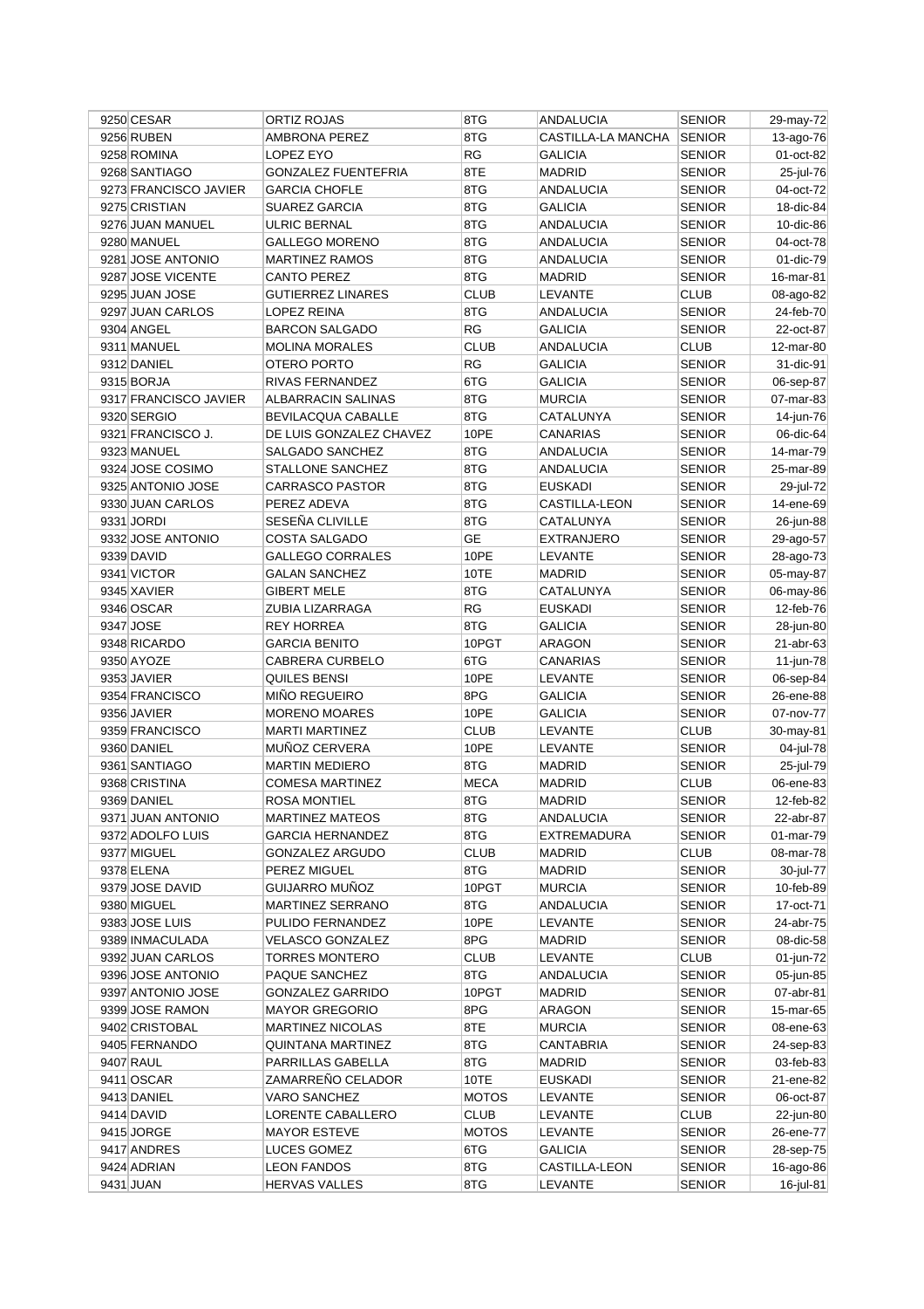| | | | | | | |
|---|---|---|---|---|---|---|
| 9250 | CESAR | ORTIZ ROJAS | 8TG | ANDALUCIA | SENIOR | 29-may-72 |
| 9256 | RUBEN | AMBRONA PEREZ | 8TG | CASTILLA-LA MANCHA | SENIOR | 13-ago-76 |
| 9258 | ROMINA | LOPEZ EYO | RG | GALICIA | SENIOR | 01-oct-82 |
| 9268 | SANTIAGO | GONZALEZ FUENTEFRIA | 8TE | MADRID | SENIOR | 25-jul-76 |
| 9273 | FRANCISCO JAVIER | GARCIA CHOFLE | 8TG | ANDALUCIA | SENIOR | 04-oct-72 |
| 9275 | CRISTIAN | SUAREZ GARCIA | 8TG | GALICIA | SENIOR | 18-dic-84 |
| 9276 | JUAN MANUEL | ULRIC BERNAL | 8TG | ANDALUCIA | SENIOR | 10-dic-86 |
| 9280 | MANUEL | GALLEGO MORENO | 8TG | ANDALUCIA | SENIOR | 04-oct-78 |
| 9281 | JOSE ANTONIO | MARTINEZ RAMOS | 8TG | ANDALUCIA | SENIOR | 01-dic-79 |
| 9287 | JOSE VICENTE | CANTO PEREZ | 8TG | MADRID | SENIOR | 16-mar-81 |
| 9295 | JUAN JOSE | GUTIERREZ LINARES | CLUB | LEVANTE | CLUB | 08-ago-82 |
| 9297 | JUAN CARLOS | LOPEZ REINA | 8TG | ANDALUCIA | SENIOR | 24-feb-70 |
| 9304 | ANGEL | BARCON SALGADO | RG | GALICIA | SENIOR | 22-oct-87 |
| 9311 | MANUEL | MOLINA MORALES | CLUB | ANDALUCIA | CLUB | 12-mar-80 |
| 9312 | DANIEL | OTERO PORTO | RG | GALICIA | SENIOR | 31-dic-91 |
| 9315 | BORJA | RIVAS FERNANDEZ | 6TG | GALICIA | SENIOR | 06-sep-87 |
| 9317 | FRANCISCO JAVIER | ALBARRACIN SALINAS | 8TG | MURCIA | SENIOR | 07-mar-83 |
| 9320 | SERGIO | BEVILACQUA CABALLE | 8TG | CATALUNYA | SENIOR | 14-jun-76 |
| 9321 | FRANCISCO J. | DE LUIS GONZALEZ CHAVEZ | 10PE | CANARIAS | SENIOR | 06-dic-64 |
| 9323 | MANUEL | SALGADO SANCHEZ | 8TG | ANDALUCIA | SENIOR | 14-mar-79 |
| 9324 | JOSE COSIMO | STALLONE SANCHEZ | 8TG | ANDALUCIA | SENIOR | 25-mar-89 |
| 9325 | ANTONIO JOSE | CARRASCO PASTOR | 8TG | EUSKADI | SENIOR | 29-jul-72 |
| 9330 | JUAN CARLOS | PEREZ ADEVA | 8TG | CASTILLA-LEON | SENIOR | 14-ene-69 |
| 9331 | JORDI | SESEÑA CLIVILLE | 8TG | CATALUNYA | SENIOR | 26-jun-88 |
| 9332 | JOSE ANTONIO | COSTA SALGADO | GE | EXTRANJERO | SENIOR | 29-ago-57 |
| 9339 | DAVID | GALLEGO CORRALES | 10PE | LEVANTE | SENIOR | 28-ago-73 |
| 9341 | VICTOR | GALAN SANCHEZ | 10TE | MADRID | SENIOR | 05-may-87 |
| 9345 | XAVIER | GIBERT MELE | 8TG | CATALUNYA | SENIOR | 06-may-86 |
| 9346 | OSCAR | ZUBIA LIZARRAGA | RG | EUSKADI | SENIOR | 12-feb-76 |
| 9347 | JOSE | REY HORREA | 8TG | GALICIA | SENIOR | 28-jun-80 |
| 9348 | RICARDO | GARCIA BENITO | 10PGT | ARAGON | SENIOR | 21-abr-63 |
| 9350 | AYOZE | CABRERA CURBELO | 6TG | CANARIAS | SENIOR | 11-jun-78 |
| 9353 | JAVIER | QUILES BENSI | 10PE | LEVANTE | SENIOR | 06-sep-84 |
| 9354 | FRANCISCO | MIÑO REGUEIRO | 8PG | GALICIA | SENIOR | 26-ene-88 |
| 9356 | JAVIER | MORENO MOARES | 10PE | GALICIA | SENIOR | 07-nov-77 |
| 9359 | FRANCISCO | MARTI MARTINEZ | CLUB | LEVANTE | CLUB | 30-may-81 |
| 9360 | DANIEL | MUÑOZ CERVERA | 10PE | LEVANTE | SENIOR | 04-jul-78 |
| 9361 | SANTIAGO | MARTIN MEDIERO | 8TG | MADRID | SENIOR | 25-jul-79 |
| 9368 | CRISTINA | COMESA MARTINEZ | MECA | MADRID | CLUB | 06-ene-83 |
| 9369 | DANIEL | ROSA MONTIEL | 8TG | MADRID | SENIOR | 12-feb-82 |
| 9371 | JUAN ANTONIO | MARTINEZ MATEOS | 8TG | ANDALUCIA | SENIOR | 22-abr-87 |
| 9372 | ADOLFO LUIS | GARCIA HERNANDEZ | 8TG | EXTREMADURA | SENIOR | 01-mar-79 |
| 9377 | MIGUEL | GONZALEZ ARGUDO | CLUB | MADRID | CLUB | 08-mar-78 |
| 9378 | ELENA | PEREZ MIGUEL | 8TG | MADRID | SENIOR | 30-jul-77 |
| 9379 | JOSE DAVID | GUIJARRO MUÑOZ | 10PGT | MURCIA | SENIOR | 10-feb-89 |
| 9380 | MIGUEL | MARTINEZ SERRANO | 8TG | ANDALUCIA | SENIOR | 17-oct-71 |
| 9383 | JOSE LUIS | PULIDO FERNANDEZ | 10PE | LEVANTE | SENIOR | 24-abr-75 |
| 9389 | INMACULADA | VELASCO GONZALEZ | 8PG | MADRID | SENIOR | 08-dic-58 |
| 9392 | JUAN CARLOS | TORRES MONTERO | CLUB | LEVANTE | CLUB | 01-jun-72 |
| 9396 | JOSE ANTONIO | PAQUE SANCHEZ | 8TG | ANDALUCIA | SENIOR | 05-jun-85 |
| 9397 | ANTONIO JOSE | GONZALEZ GARRIDO | 10PGT | MADRID | SENIOR | 07-abr-81 |
| 9399 | JOSE RAMON | MAYOR GREGORIO | 8PG | ARAGON | SENIOR | 15-mar-65 |
| 9402 | CRISTOBAL | MARTINEZ NICOLAS | 8TE | MURCIA | SENIOR | 08-ene-63 |
| 9405 | FERNANDO | QUINTANA MARTINEZ | 8TG | CANTABRIA | SENIOR | 24-sep-83 |
| 9407 | RAUL | PARRILLAS GABELLA | 8TG | MADRID | SENIOR | 03-feb-83 |
| 9411 | OSCAR | ZAMARREÑO CELADOR | 10TE | EUSKADI | SENIOR | 21-ene-82 |
| 9413 | DANIEL | VARO SANCHEZ | MOTOS | LEVANTE | SENIOR | 06-oct-87 |
| 9414 | DAVID | LORENTE CABALLERO | CLUB | LEVANTE | CLUB | 22-jun-80 |
| 9415 | JORGE | MAYOR ESTEVE | MOTOS | LEVANTE | SENIOR | 26-ene-77 |
| 9417 | ANDRES | LUCES GOMEZ | 6TG | GALICIA | SENIOR | 28-sep-75 |
| 9424 | ADRIAN | LEON FANDOS | 8TG | CASTILLA-LEON | SENIOR | 16-ago-86 |
| 9431 | JUAN | HERVAS VALLES | 8TG | LEVANTE | SENIOR | 16-jul-81 |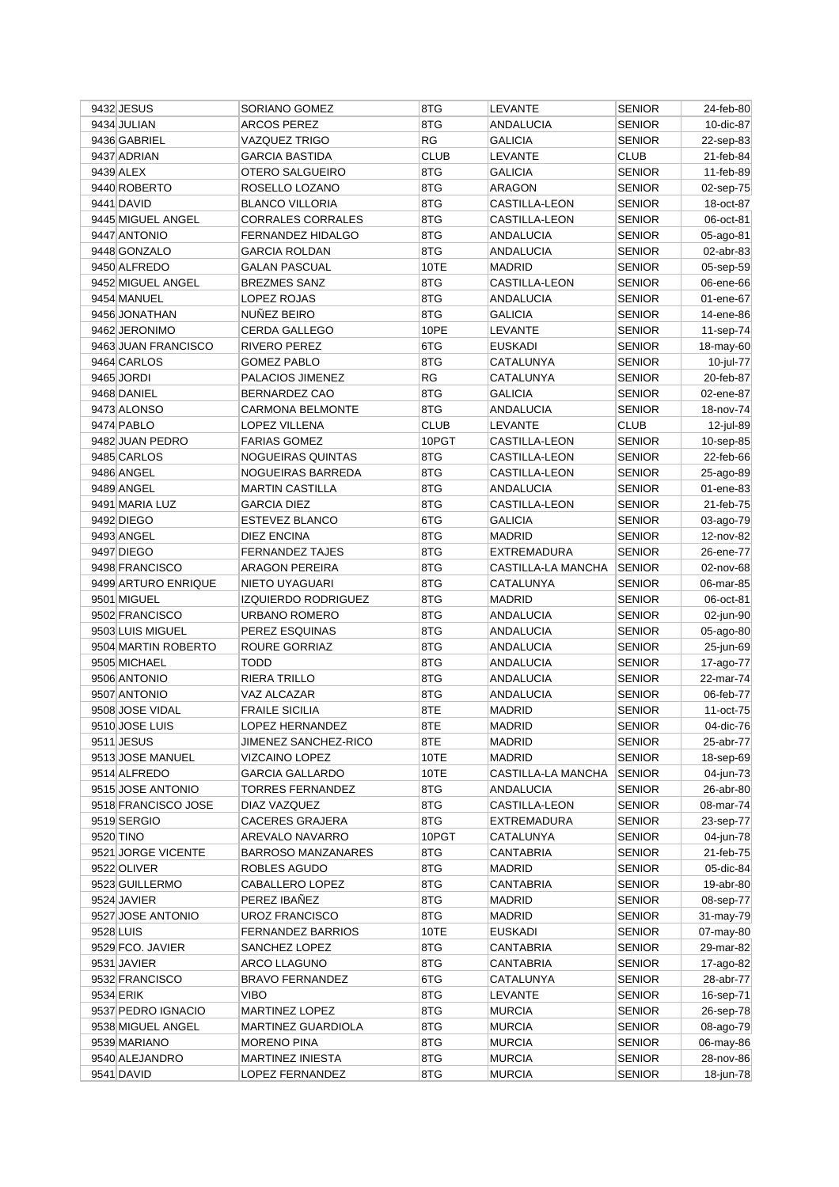| | | | | | | |
|---|---|---|---|---|---|---|
| 9432 | JESUS | SORIANO GOMEZ | 8TG | LEVANTE | SENIOR | 24-feb-80 |
| 9434 | JULIAN | ARCOS PEREZ | 8TG | ANDALUCIA | SENIOR | 10-dic-87 |
| 9436 | GABRIEL | VAZQUEZ TRIGO | RG | GALICIA | SENIOR | 22-sep-83 |
| 9437 | ADRIAN | GARCIA BASTIDA | CLUB | LEVANTE | CLUB | 21-feb-84 |
| 9439 | ALEX | OTERO SALGUEIRO | 8TG | GALICIA | SENIOR | 11-feb-89 |
| 9440 | ROBERTO | ROSELLO LOZANO | 8TG | ARAGON | SENIOR | 02-sep-75 |
| 9441 | DAVID | BLANCO VILLORIA | 8TG | CASTILLA-LEON | SENIOR | 18-oct-87 |
| 9445 | MIGUEL ANGEL | CORRALES CORRALES | 8TG | CASTILLA-LEON | SENIOR | 06-oct-81 |
| 9447 | ANTONIO | FERNANDEZ HIDALGO | 8TG | ANDALUCIA | SENIOR | 05-ago-81 |
| 9448 | GONZALO | GARCIA ROLDAN | 8TG | ANDALUCIA | SENIOR | 02-abr-83 |
| 9450 | ALFREDO | GALAN PASCUAL | 10TE | MADRID | SENIOR | 05-sep-59 |
| 9452 | MIGUEL ANGEL | BREZMES SANZ | 8TG | CASTILLA-LEON | SENIOR | 06-ene-66 |
| 9454 | MANUEL | LOPEZ ROJAS | 8TG | ANDALUCIA | SENIOR | 01-ene-67 |
| 9456 | JONATHAN | NUÑEZ BEIRO | 8TG | GALICIA | SENIOR | 14-ene-86 |
| 9462 | JERONIMO | CERDA GALLEGO | 10PE | LEVANTE | SENIOR | 11-sep-74 |
| 9463 | JUAN FRANCISCO | RIVERO PEREZ | 6TG | EUSKADI | SENIOR | 18-may-60 |
| 9464 | CARLOS | GOMEZ PABLO | 8TG | CATALUNYA | SENIOR | 10-jul-77 |
| 9465 | JORDI | PALACIOS JIMENEZ | RG | CATALUNYA | SENIOR | 20-feb-87 |
| 9468 | DANIEL | BERNARDEZ CAO | 8TG | GALICIA | SENIOR | 02-ene-87 |
| 9473 | ALONSO | CARMONA BELMONTE | 8TG | ANDALUCIA | SENIOR | 18-nov-74 |
| 9474 | PABLO | LOPEZ VILLENA | CLUB | LEVANTE | CLUB | 12-jul-89 |
| 9482 | JUAN PEDRO | FARIAS GOMEZ | 10PGT | CASTILLA-LEON | SENIOR | 10-sep-85 |
| 9485 | CARLOS | NOGUEIRAS QUINTAS | 8TG | CASTILLA-LEON | SENIOR | 22-feb-66 |
| 9486 | ANGEL | NOGUEIRAS BARREDA | 8TG | CASTILLA-LEON | SENIOR | 25-ago-89 |
| 9489 | ANGEL | MARTIN CASTILLA | 8TG | ANDALUCIA | SENIOR | 01-ene-83 |
| 9491 | MARIA LUZ | GARCIA DIEZ | 8TG | CASTILLA-LEON | SENIOR | 21-feb-75 |
| 9492 | DIEGO | ESTEVEZ BLANCO | 6TG | GALICIA | SENIOR | 03-ago-79 |
| 9493 | ANGEL | DIEZ ENCINA | 8TG | MADRID | SENIOR | 12-nov-82 |
| 9497 | DIEGO | FERNANDEZ TAJES | 8TG | EXTREMADURA | SENIOR | 26-ene-77 |
| 9498 | FRANCISCO | ARAGON PEREIRA | 8TG | CASTILLA-LA MANCHA | SENIOR | 02-nov-68 |
| 9499 | ARTURO ENRIQUE | NIETO UYAGUARI | 8TG | CATALUNYA | SENIOR | 06-mar-85 |
| 9501 | MIGUEL | IZQUIERDO RODRIGUEZ | 8TG | MADRID | SENIOR | 06-oct-81 |
| 9502 | FRANCISCO | URBANO ROMERO | 8TG | ANDALUCIA | SENIOR | 02-jun-90 |
| 9503 | LUIS MIGUEL | PEREZ ESQUINAS | 8TG | ANDALUCIA | SENIOR | 05-ago-80 |
| 9504 | MARTIN ROBERTO | ROURE GORRIAZ | 8TG | ANDALUCIA | SENIOR | 25-jun-69 |
| 9505 | MICHAEL | TODD | 8TG | ANDALUCIA | SENIOR | 17-ago-77 |
| 9506 | ANTONIO | RIERA TRILLO | 8TG | ANDALUCIA | SENIOR | 22-mar-74 |
| 9507 | ANTONIO | VAZ ALCAZAR | 8TG | ANDALUCIA | SENIOR | 06-feb-77 |
| 9508 | JOSE VIDAL | FRAILE SICILIA | 8TE | MADRID | SENIOR | 11-oct-75 |
| 9510 | JOSE LUIS | LOPEZ HERNANDEZ | 8TE | MADRID | SENIOR | 04-dic-76 |
| 9511 | JESUS | JIMENEZ SANCHEZ-RICO | 8TE | MADRID | SENIOR | 25-abr-77 |
| 9513 | JOSE MANUEL | VIZCAINO LOPEZ | 10TE | MADRID | SENIOR | 18-sep-69 |
| 9514 | ALFREDO | GARCIA GALLARDO | 10TE | CASTILLA-LA MANCHA | SENIOR | 04-jun-73 |
| 9515 | JOSE ANTONIO | TORRES FERNANDEZ | 8TG | ANDALUCIA | SENIOR | 26-abr-80 |
| 9518 | FRANCISCO JOSE | DIAZ VAZQUEZ | 8TG | CASTILLA-LEON | SENIOR | 08-mar-74 |
| 9519 | SERGIO | CACERES GRAJERA | 8TG | EXTREMADURA | SENIOR | 23-sep-77 |
| 9520 | TINO | AREVALO NAVARRO | 10PGT | CATALUNYA | SENIOR | 04-jun-78 |
| 9521 | JORGE VICENTE | BARROSO MANZANARES | 8TG | CANTABRIA | SENIOR | 21-feb-75 |
| 9522 | OLIVER | ROBLES AGUDO | 8TG | MADRID | SENIOR | 05-dic-84 |
| 9523 | GUILLERMO | CABALLERO LOPEZ | 8TG | CANTABRIA | SENIOR | 19-abr-80 |
| 9524 | JAVIER | PEREZ IBAÑEZ | 8TG | MADRID | SENIOR | 08-sep-77 |
| 9527 | JOSE ANTONIO | UROZ FRANCISCO | 8TG | MADRID | SENIOR | 31-may-79 |
| 9528 | LUIS | FERNANDEZ BARRIOS | 10TE | EUSKADI | SENIOR | 07-may-80 |
| 9529 | FCO. JAVIER | SANCHEZ LOPEZ | 8TG | CANTABRIA | SENIOR | 29-mar-82 |
| 9531 | JAVIER | ARCO LLAGUNO | 8TG | CANTABRIA | SENIOR | 17-ago-82 |
| 9532 | FRANCISCO | BRAVO FERNANDEZ | 6TG | CATALUNYA | SENIOR | 28-abr-77 |
| 9534 | ERIK | VIBO | 8TG | LEVANTE | SENIOR | 16-sep-71 |
| 9537 | PEDRO IGNACIO | MARTINEZ LOPEZ | 8TG | MURCIA | SENIOR | 26-sep-78 |
| 9538 | MIGUEL ANGEL | MARTINEZ GUARDIOLA | 8TG | MURCIA | SENIOR | 08-ago-79 |
| 9539 | MARIANO | MORENO PINA | 8TG | MURCIA | SENIOR | 06-may-86 |
| 9540 | ALEJANDRO | MARTINEZ INIESTA | 8TG | MURCIA | SENIOR | 28-nov-86 |
| 9541 | DAVID | LOPEZ FERNANDEZ | 8TG | MURCIA | SENIOR | 18-jun-78 |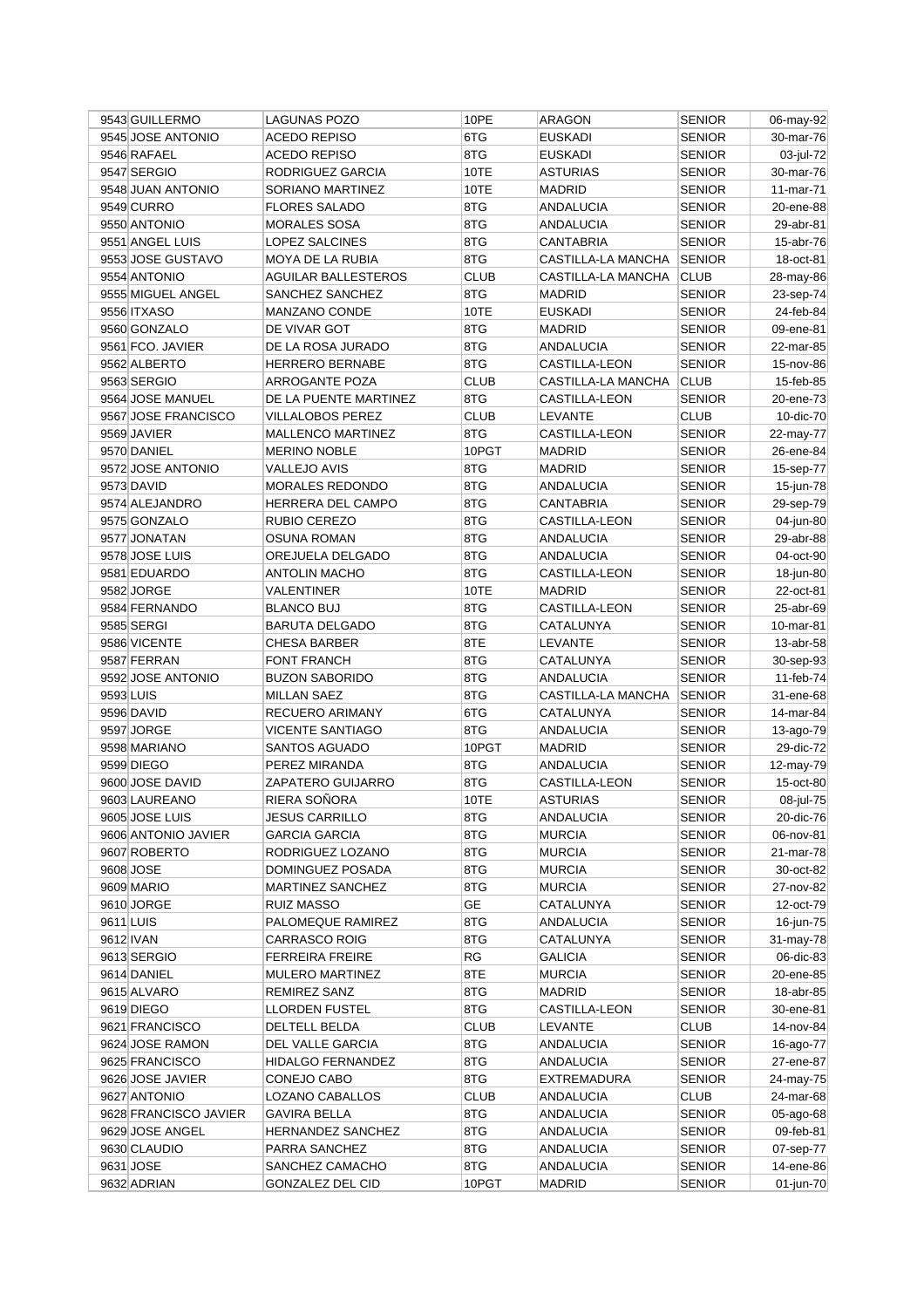| | | | | | | |
|---|---|---|---|---|---|---|
| 9543 | GUILLERMO | LAGUNAS POZO | 10PE | ARAGON | SENIOR | 06-may-92 |
| 9545 | JOSE ANTONIO | ACEDO REPISO | 6TG | EUSKADI | SENIOR | 30-mar-76 |
| 9546 | RAFAEL | ACEDO REPISO | 8TG | EUSKADI | SENIOR | 03-jul-72 |
| 9547 | SERGIO | RODRIGUEZ GARCIA | 10TE | ASTURIAS | SENIOR | 30-mar-76 |
| 9548 | JUAN ANTONIO | SORIANO MARTINEZ | 10TE | MADRID | SENIOR | 11-mar-71 |
| 9549 | CURRO | FLORES SALADO | 8TG | ANDALUCIA | SENIOR | 20-ene-88 |
| 9550 | ANTONIO | MORALES SOSA | 8TG | ANDALUCIA | SENIOR | 29-abr-81 |
| 9551 | ANGEL LUIS | LOPEZ SALCINES | 8TG | CANTABRIA | SENIOR | 15-abr-76 |
| 9553 | JOSE GUSTAVO | MOYA DE LA RUBIA | 8TG | CASTILLA-LA MANCHA | SENIOR | 18-oct-81 |
| 9554 | ANTONIO | AGUILAR BALLESTEROS | CLUB | CASTILLA-LA MANCHA | CLUB | 28-may-86 |
| 9555 | MIGUEL ANGEL | SANCHEZ SANCHEZ | 8TG | MADRID | SENIOR | 23-sep-74 |
| 9556 | ITXASO | MANZANO CONDE | 10TE | EUSKADI | SENIOR | 24-feb-84 |
| 9560 | GONZALO | DE VIVAR GOT | 8TG | MADRID | SENIOR | 09-ene-81 |
| 9561 | FCO. JAVIER | DE LA ROSA JURADO | 8TG | ANDALUCIA | SENIOR | 22-mar-85 |
| 9562 | ALBERTO | HERRERO BERNABE | 8TG | CASTILLA-LEON | SENIOR | 15-nov-86 |
| 9563 | SERGIO | ARROGANTE POZA | CLUB | CASTILLA-LA MANCHA | CLUB | 15-feb-85 |
| 9564 | JOSE MANUEL | DE LA PUENTE MARTINEZ | 8TG | CASTILLA-LEON | SENIOR | 20-ene-73 |
| 9567 | JOSE FRANCISCO | VILLALOBOS PEREZ | CLUB | LEVANTE | CLUB | 10-dic-70 |
| 9569 | JAVIER | MALLENCO MARTINEZ | 8TG | CASTILLA-LEON | SENIOR | 22-may-77 |
| 9570 | DANIEL | MERINO NOBLE | 10PGT | MADRID | SENIOR | 26-ene-84 |
| 9572 | JOSE ANTONIO | VALLEJO AVIS | 8TG | MADRID | SENIOR | 15-sep-77 |
| 9573 | DAVID | MORALES REDONDO | 8TG | ANDALUCIA | SENIOR | 15-jun-78 |
| 9574 | ALEJANDRO | HERRERA DEL CAMPO | 8TG | CANTABRIA | SENIOR | 29-sep-79 |
| 9575 | GONZALO | RUBIO CEREZO | 8TG | CASTILLA-LEON | SENIOR | 04-jun-80 |
| 9577 | JONATAN | OSUNA ROMAN | 8TG | ANDALUCIA | SENIOR | 29-abr-88 |
| 9578 | JOSE LUIS | OREJUELA DELGADO | 8TG | ANDALUCIA | SENIOR | 04-oct-90 |
| 9581 | EDUARDO | ANTOLIN MACHO | 8TG | CASTILLA-LEON | SENIOR | 18-jun-80 |
| 9582 | JORGE | VALENTINER | 10TE | MADRID | SENIOR | 22-oct-81 |
| 9584 | FERNANDO | BLANCO BUJ | 8TG | CASTILLA-LEON | SENIOR | 25-abr-69 |
| 9585 | SERGI | BARUTA DELGADO | 8TG | CATALUNYA | SENIOR | 10-mar-81 |
| 9586 | VICENTE | CHESA BARBER | 8TE | LEVANTE | SENIOR | 13-abr-58 |
| 9587 | FERRAN | FONT FRANCH | 8TG | CATALUNYA | SENIOR | 30-sep-93 |
| 9592 | JOSE ANTONIO | BUZON SABORIDO | 8TG | ANDALUCIA | SENIOR | 11-feb-74 |
| 9593 | LUIS | MILLAN SAEZ | 8TG | CASTILLA-LA MANCHA | SENIOR | 31-ene-68 |
| 9596 | DAVID | RECUERO ARIMANY | 6TG | CATALUNYA | SENIOR | 14-mar-84 |
| 9597 | JORGE | VICENTE SANTIAGO | 8TG | ANDALUCIA | SENIOR | 13-ago-79 |
| 9598 | MARIANO | SANTOS AGUADO | 10PGT | MADRID | SENIOR | 29-dic-72 |
| 9599 | DIEGO | PEREZ MIRANDA | 8TG | ANDALUCIA | SENIOR | 12-may-79 |
| 9600 | JOSE DAVID | ZAPATERO GUIJARRO | 8TG | CASTILLA-LEON | SENIOR | 15-oct-80 |
| 9603 | LAUREANO | RIERA SOÑORA | 10TE | ASTURIAS | SENIOR | 08-jul-75 |
| 9605 | JOSE LUIS | JESUS CARRILLO | 8TG | ANDALUCIA | SENIOR | 20-dic-76 |
| 9606 | ANTONIO JAVIER | GARCIA GARCIA | 8TG | MURCIA | SENIOR | 06-nov-81 |
| 9607 | ROBERTO | RODRIGUEZ LOZANO | 8TG | MURCIA | SENIOR | 21-mar-78 |
| 9608 | JOSE | DOMINGUEZ POSADA | 8TG | MURCIA | SENIOR | 30-oct-82 |
| 9609 | MARIO | MARTINEZ SANCHEZ | 8TG | MURCIA | SENIOR | 27-nov-82 |
| 9610 | JORGE | RUIZ MASSO | GE | CATALUNYA | SENIOR | 12-oct-79 |
| 9611 | LUIS | PALOMEQUE RAMIREZ | 8TG | ANDALUCIA | SENIOR | 16-jun-75 |
| 9612 | IVAN | CARRASCO ROIG | 8TG | CATALUNYA | SENIOR | 31-may-78 |
| 9613 | SERGIO | FERREIRA FREIRE | RG | GALICIA | SENIOR | 06-dic-83 |
| 9614 | DANIEL | MULERO MARTINEZ | 8TE | MURCIA | SENIOR | 20-ene-85 |
| 9615 | ALVARO | REMIREZ SANZ | 8TG | MADRID | SENIOR | 18-abr-85 |
| 9619 | DIEGO | LLORDEN FUSTEL | 8TG | CASTILLA-LEON | SENIOR | 30-ene-81 |
| 9621 | FRANCISCO | DELTELL BELDA | CLUB | LEVANTE | CLUB | 14-nov-84 |
| 9624 | JOSE RAMON | DEL VALLE GARCIA | 8TG | ANDALUCIA | SENIOR | 16-ago-77 |
| 9625 | FRANCISCO | HIDALGO FERNANDEZ | 8TG | ANDALUCIA | SENIOR | 27-ene-87 |
| 9626 | JOSE JAVIER | CONEJO CABO | 8TG | EXTREMADURA | SENIOR | 24-may-75 |
| 9627 | ANTONIO | LOZANO CABALLOS | CLUB | ANDALUCIA | CLUB | 24-mar-68 |
| 9628 | FRANCISCO JAVIER | GAVIRA BELLA | 8TG | ANDALUCIA | SENIOR | 05-ago-68 |
| 9629 | JOSE ANGEL | HERNANDEZ SANCHEZ | 8TG | ANDALUCIA | SENIOR | 09-feb-81 |
| 9630 | CLAUDIO | PARRA SANCHEZ | 8TG | ANDALUCIA | SENIOR | 07-sep-77 |
| 9631 | JOSE | SANCHEZ CAMACHO | 8TG | ANDALUCIA | SENIOR | 14-ene-86 |
| 9632 | ADRIAN | GONZALEZ DEL CID | 10PGT | MADRID | SENIOR | 01-jun-70 |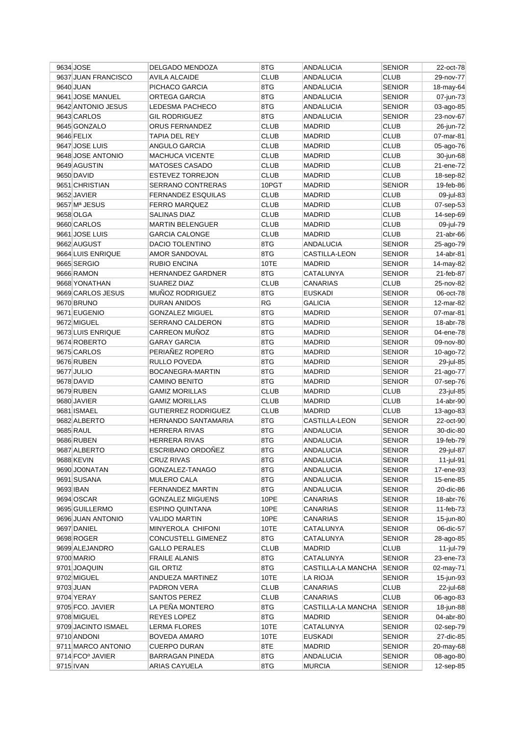| 9634 | JOSE | DELGADO MENDOZA | 8TG | ANDALUCIA | SENIOR | 22-oct-78 |
|---|---|---|---|---|---|---|
| 9637 | JUAN FRANCISCO | AVILA ALCAIDE | CLUB | ANDALUCIA | CLUB | 29-nov-77 |
| 9640 | JUAN | PICHACO GARCIA | 8TG | ANDALUCIA | SENIOR | 18-may-64 |
| 9641 | JOSE MANUEL | ORTEGA GARCIA | 8TG | ANDALUCIA | SENIOR | 07-jun-73 |
| 9642 | ANTONIO JESUS | LEDESMA PACHECO | 8TG | ANDALUCIA | SENIOR | 03-ago-85 |
| 9643 | CARLOS | GIL RODRIGUEZ | 8TG | ANDALUCIA | SENIOR | 23-nov-67 |
| 9645 | GONZALO | ORUS FERNANDEZ | CLUB | MADRID | CLUB | 26-jun-72 |
| 9646 | FELIX | TAPIA DEL REY | CLUB | MADRID | CLUB | 07-mar-81 |
| 9647 | JOSE LUIS | ANGULO GARCIA | CLUB | MADRID | CLUB | 05-ago-76 |
| 9648 | JOSE ANTONIO | MACHUCA VICENTE | CLUB | MADRID | CLUB | 30-jun-68 |
| 9649 | AGUSTIN | MATOSES CASADO | CLUB | MADRID | CLUB | 21-ene-72 |
| 9650 | DAVID | ESTEVEZ TORREJON | CLUB | MADRID | CLUB | 18-sep-82 |
| 9651 | CHRISTIAN | SERRANO CONTRERAS | 10PGT | MADRID | SENIOR | 19-feb-86 |
| 9652 | JAVIER | FERNANDEZ ESQUILAS | CLUB | MADRID | CLUB | 09-jul-83 |
| 9657 | Mª JESUS | FERRO MARQUEZ | CLUB | MADRID | CLUB | 07-sep-53 |
| 9658 | OLGA | SALINAS DIAZ | CLUB | MADRID | CLUB | 14-sep-69 |
| 9660 | CARLOS | MARTIN BELENGUER | CLUB | MADRID | CLUB | 09-jul-79 |
| 9661 | JOSE LUIS | GARCIA CALONGE | CLUB | MADRID | CLUB | 21-abr-66 |
| 9662 | AUGUST | DACIO TOLENTINO | 8TG | ANDALUCIA | SENIOR | 25-ago-79 |
| 9664 | LUIS ENRIQUE | AMOR SANDOVAL | 8TG | CASTILLA-LEON | SENIOR | 14-abr-81 |
| 9665 | SERGIO | RUBIO ENCINA | 10TE | MADRID | SENIOR | 14-may-82 |
| 9666 | RAMON | HERNANDEZ GARDNER | 8TG | CATALUNYA | SENIOR | 21-feb-87 |
| 9668 | YONATHAN | SUAREZ DIAZ | CLUB | CANARIAS | CLUB | 25-nov-82 |
| 9669 | CARLOS JESUS | MUÑOZ RODRIGUEZ | 8TG | EUSKADI | SENIOR | 06-oct-78 |
| 9670 | BRUNO | DURAN ANIDOS | RG | GALICIA | SENIOR | 12-mar-82 |
| 9671 | EUGENIO | GONZALEZ MIGUEL | 8TG | MADRID | SENIOR | 07-mar-81 |
| 9672 | MIGUEL | SERRANO CALDERON | 8TG | MADRID | SENIOR | 18-abr-78 |
| 9673 | LUIS ENRIQUE | CARREON MUÑOZ | 8TG | MADRID | SENIOR | 04-ene-78 |
| 9674 | ROBERTO | GARAY GARCIA | 8TG | MADRID | SENIOR | 09-nov-80 |
| 9675 | CARLOS | PERIAÑEZ ROPERO | 8TG | MADRID | SENIOR | 10-ago-72 |
| 9676 | RUBEN | RULLO POVEDA | 8TG | MADRID | SENIOR | 29-jul-85 |
| 9677 | JULIO | BOCANEGRA-MARTIN | 8TG | MADRID | SENIOR | 21-ago-77 |
| 9678 | DAVID | CAMINO BENITO | 8TG | MADRID | SENIOR | 07-sep-76 |
| 9679 | RUBEN | GAMIZ MORILLAS | CLUB | MADRID | CLUB | 23-jul-85 |
| 9680 | JAVIER | GAMIZ MORILLAS | CLUB | MADRID | CLUB | 14-abr-90 |
| 9681 | ISMAEL | GUTIERREZ RODRIGUEZ | CLUB | MADRID | CLUB | 13-ago-83 |
| 9682 | ALBERTO | HERNANDO SANTAMARIA | 8TG | CASTILLA-LEON | SENIOR | 22-oct-90 |
| 9685 | RAUL | HERRERA RIVAS | 8TG | ANDALUCIA | SENIOR | 30-dic-80 |
| 9686 | RUBEN | HERRERA RIVAS | 8TG | ANDALUCIA | SENIOR | 19-feb-79 |
| 9687 | ALBERTO | ESCRIBANO ORDOÑEZ | 8TG | ANDALUCIA | SENIOR | 29-jul-87 |
| 9688 | KEVIN | CRUZ RIVAS | 8TG | ANDALUCIA | SENIOR | 11-jul-91 |
| 9690 | JO0NATAN | GONZALEZ-TANAGO | 8TG | ANDALUCIA | SENIOR | 17-ene-93 |
| 9691 | SUSANA | MULERO CALA | 8TG | ANDALUCIA | SENIOR | 15-ene-85 |
| 9693 | IBAN | FERNANDEZ MARTIN | 8TG | ANDALUCIA | SENIOR | 20-dic-86 |
| 9694 | OSCAR | GONZALEZ MIGUENS | 10PE | CANARIAS | SENIOR | 18-abr-76 |
| 9695 | GUILLERMO | ESPINO QUINTANA | 10PE | CANARIAS | SENIOR | 11-feb-73 |
| 9696 | JUAN ANTONIO | VALIDO MARTIN | 10PE | CANARIAS | SENIOR | 15-jun-80 |
| 9697 | DANIEL | MINYEROLA CHIFONI | 10TE | CATALUNYA | SENIOR | 06-dic-57 |
| 9698 | ROGER | CONCUSTELL GIMENEZ | 8TG | CATALUNYA | SENIOR | 28-ago-85 |
| 9699 | ALEJANDRO | GALLO PERALES | CLUB | MADRID | CLUB | 11-jul-79 |
| 9700 | MARIO | FRAILE ALANIS | 8TG | CATALUNYA | SENIOR | 23-ene-73 |
| 9701 | JOAQUIN | GIL ORTIZ | 8TG | CASTILLA-LA MANCHA | SENIOR | 02-may-71 |
| 9702 | MIGUEL | ANDUEZA MARTINEZ | 10TE | LA RIOJA | SENIOR | 15-jun-93 |
| 9703 | JUAN | PADRON VERA | CLUB | CANARIAS | CLUB | 22-jul-68 |
| 9704 | YERAY | SANTOS PEREZ | CLUB | CANARIAS | CLUB | 06-ago-83 |
| 9705 | FCO. JAVIER | LA PEÑA MONTERO | 8TG | CASTILLA-LA MANCHA | SENIOR | 18-jun-88 |
| 9708 | MIGUEL | REYES LOPEZ | 8TG | MADRID | SENIOR | 04-abr-80 |
| 9709 | JACINTO ISMAEL | LERMA FLORES | 10TE | CATALUNYA | SENIOR | 02-sep-79 |
| 9710 | ANDONI | BOVEDA AMARO | 10TE | EUSKADI | SENIOR | 27-dic-85 |
| 9711 | MARCO ANTONIO | CUERPO DURAN | 8TE | MADRID | SENIOR | 20-may-68 |
| 9714 | FCOº JAVIER | BARRAGAN PINEDA | 8TG | ANDALUCIA | SENIOR | 08-ago-80 |
| 9715 | IVAN | ARIAS CAYUELA | 8TG | MURCIA | SENIOR | 12-sep-85 |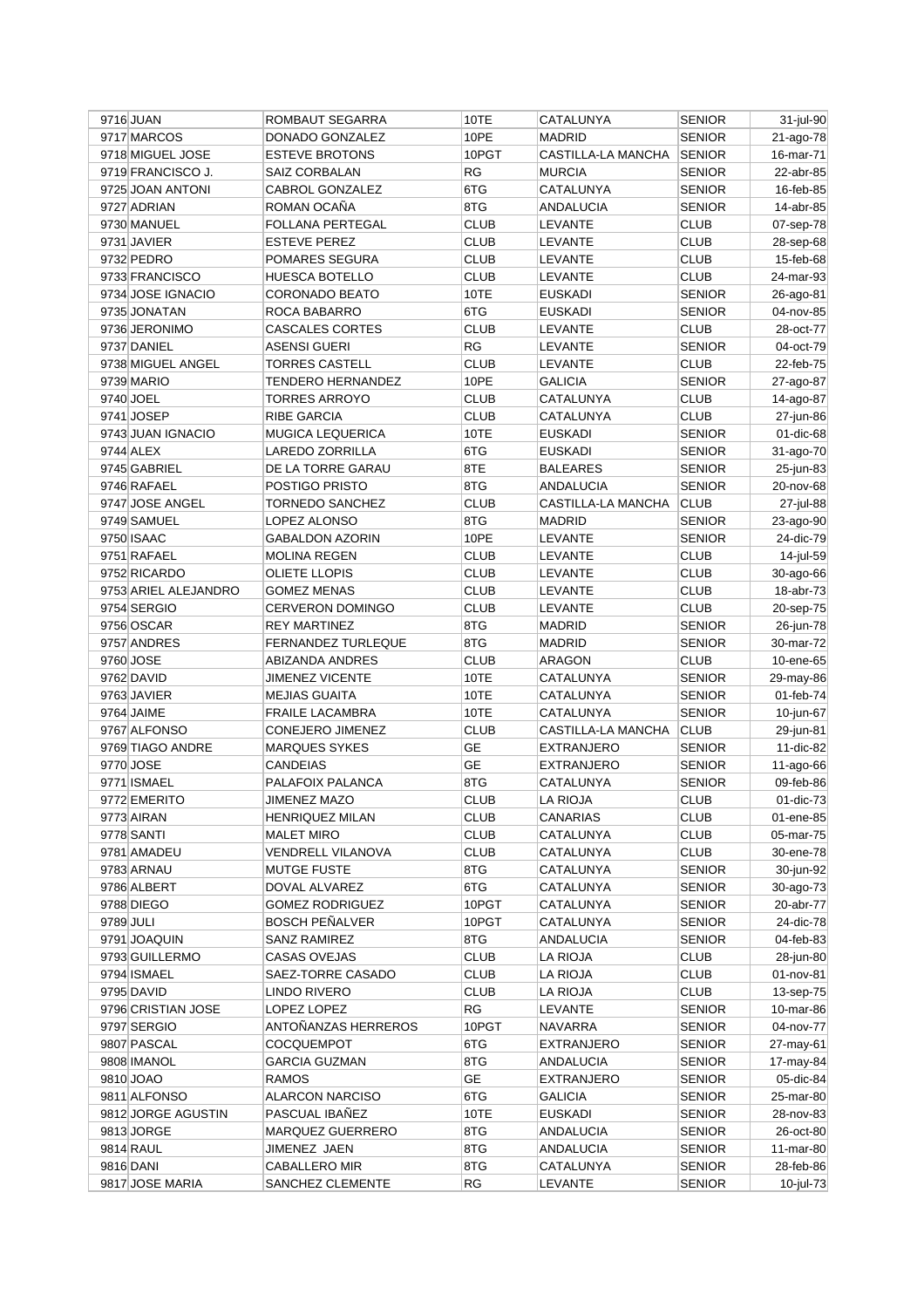| | | | | | | |
|---|---|---|---|---|---|---|
| 9716 | JUAN | ROMBAUT SEGARRA | 10TE | CATALUNYA | SENIOR | 31-jul-90 |
| 9717 | MARCOS | DONADO GONZALEZ | 10PE | MADRID | SENIOR | 21-ago-78 |
| 9718 | MIGUEL JOSE | ESTEVE BROTONS | 10PGT | CASTILLA-LA MANCHA | SENIOR | 16-mar-71 |
| 9719 | FRANCISCO J. | SAIZ CORBALAN | RG | MURCIA | SENIOR | 22-abr-85 |
| 9725 | JOAN ANTONI | CABROL GONZALEZ | 6TG | CATALUNYA | SENIOR | 16-feb-85 |
| 9727 | ADRIAN | ROMAN OCAÑA | 8TG | ANDALUCIA | SENIOR | 14-abr-85 |
| 9730 | MANUEL | FOLLANA PERTEGAL | CLUB | LEVANTE | CLUB | 07-sep-78 |
| 9731 | JAVIER | ESTEVE PEREZ | CLUB | LEVANTE | CLUB | 28-sep-68 |
| 9732 | PEDRO | POMARES SEGURA | CLUB | LEVANTE | CLUB | 15-feb-68 |
| 9733 | FRANCISCO | HUESCA BOTELLO | CLUB | LEVANTE | CLUB | 24-mar-93 |
| 9734 | JOSE IGNACIO | CORONADO BEATO | 10TE | EUSKADI | SENIOR | 26-ago-81 |
| 9735 | JONATAN | ROCA BABARRO | 6TG | EUSKADI | SENIOR | 04-nov-85 |
| 9736 | JERONIMO | CASCALES CORTES | CLUB | LEVANTE | CLUB | 28-oct-77 |
| 9737 | DANIEL | ASENSI GUERI | RG | LEVANTE | SENIOR | 04-oct-79 |
| 9738 | MIGUEL ANGEL | TORRES CASTELL | CLUB | LEVANTE | CLUB | 22-feb-75 |
| 9739 | MARIO | TENDERO HERNANDEZ | 10PE | GALICIA | SENIOR | 27-ago-87 |
| 9740 | JOEL | TORRES ARROYO | CLUB | CATALUNYA | CLUB | 14-ago-87 |
| 9741 | JOSEP | RIBE GARCIA | CLUB | CATALUNYA | CLUB | 27-jun-86 |
| 9743 | JUAN IGNACIO | MUGICA LEQUERICA | 10TE | EUSKADI | SENIOR | 01-dic-68 |
| 9744 | ALEX | LAREDO ZORRILLA | 6TG | EUSKADI | SENIOR | 31-ago-70 |
| 9745 | GABRIEL | DE LA TORRE GARAU | 8TE | BALEARES | SENIOR | 25-jun-83 |
| 9746 | RAFAEL | POSTIGO PRISTO | 8TG | ANDALUCIA | SENIOR | 20-nov-68 |
| 9747 | JOSE ANGEL | TORNEDO SANCHEZ | CLUB | CASTILLA-LA MANCHA | CLUB | 27-jul-88 |
| 9749 | SAMUEL | LOPEZ ALONSO | 8TG | MADRID | SENIOR | 23-ago-90 |
| 9750 | ISAAC | GABALDON AZORIN | 10PE | LEVANTE | SENIOR | 24-dic-79 |
| 9751 | RAFAEL | MOLINA REGEN | CLUB | LEVANTE | CLUB | 14-jul-59 |
| 9752 | RICARDO | OLIETE LLOPIS | CLUB | LEVANTE | CLUB | 30-ago-66 |
| 9753 | ARIEL ALEJANDRO | GOMEZ MENAS | CLUB | LEVANTE | CLUB | 18-abr-73 |
| 9754 | SERGIO | CERVERON DOMINGO | CLUB | LEVANTE | CLUB | 20-sep-75 |
| 9756 | OSCAR | REY MARTINEZ | 8TG | MADRID | SENIOR | 26-jun-78 |
| 9757 | ANDRES | FERNANDEZ TURLEQUE | 8TG | MADRID | SENIOR | 30-mar-72 |
| 9760 | JOSE | ABIZANDA ANDRES | CLUB | ARAGON | CLUB | 10-ene-65 |
| 9762 | DAVID | JIMENEZ VICENTE | 10TE | CATALUNYA | SENIOR | 29-may-86 |
| 9763 | JAVIER | MEJIAS GUAITA | 10TE | CATALUNYA | SENIOR | 01-feb-74 |
| 9764 | JAIME | FRAILE LACAMBRA | 10TE | CATALUNYA | SENIOR | 10-jun-67 |
| 9767 | ALFONSO | CONEJERO JIMENEZ | CLUB | CASTILLA-LA MANCHA | CLUB | 29-jun-81 |
| 9769 | TIAGO ANDRE | MARQUES SYKES | GE | EXTRANJERO | SENIOR | 11-dic-82 |
| 9770 | JOSE | CANDEIAS | GE | EXTRANJERO | SENIOR | 11-ago-66 |
| 9771 | ISMAEL | PALAFOIX PALANCA | 8TG | CATALUNYA | SENIOR | 09-feb-86 |
| 9772 | EMERITO | JIMENEZ MAZO | CLUB | LA RIOJA | CLUB | 01-dic-73 |
| 9773 | AIRAN | HENRIQUEZ MILAN | CLUB | CANARIAS | CLUB | 01-ene-85 |
| 9778 | SANTI | MALET MIRO | CLUB | CATALUNYA | CLUB | 05-mar-75 |
| 9781 | AMADEU | VENDRELL VILANOVA | CLUB | CATALUNYA | CLUB | 30-ene-78 |
| 9783 | ARNAU | MUTGE FUSTE | 8TG | CATALUNYA | SENIOR | 30-jun-92 |
| 9786 | ALBERT | DOVAL ALVAREZ | 6TG | CATALUNYA | SENIOR | 30-ago-73 |
| 9788 | DIEGO | GOMEZ RODRIGUEZ | 10PGT | CATALUNYA | SENIOR | 20-abr-77 |
| 9789 | JULI | BOSCH PEÑALVER | 10PGT | CATALUNYA | SENIOR | 24-dic-78 |
| 9791 | JOAQUIN | SANZ RAMIREZ | 8TG | ANDALUCIA | SENIOR | 04-feb-83 |
| 9793 | GUILLERMO | CASAS OVEJAS | CLUB | LA RIOJA | CLUB | 28-jun-80 |
| 9794 | ISMAEL | SAEZ-TORRE CASADO | CLUB | LA RIOJA | CLUB | 01-nov-81 |
| 9795 | DAVID | LINDO RIVERO | CLUB | LA RIOJA | CLUB | 13-sep-75 |
| 9796 | CRISTIAN JOSE | LOPEZ LOPEZ | RG | LEVANTE | SENIOR | 10-mar-86 |
| 9797 | SERGIO | ANTOÑANZAS HERREROS | 10PGT | NAVARRA | SENIOR | 04-nov-77 |
| 9807 | PASCAL | COCQUEMPOT | 6TG | EXTRANJERO | SENIOR | 27-may-61 |
| 9808 | IMANOL | GARCIA GUZMAN | 8TG | ANDALUCIA | SENIOR | 17-may-84 |
| 9810 | JOAO | RAMOS | GE | EXTRANJERO | SENIOR | 05-dic-84 |
| 9811 | ALFONSO | ALARCON NARCISO | 6TG | GALICIA | SENIOR | 25-mar-80 |
| 9812 | JORGE AGUSTIN | PASCUAL IBAÑEZ | 10TE | EUSKADI | SENIOR | 28-nov-83 |
| 9813 | JORGE | MARQUEZ GUERRERO | 8TG | ANDALUCIA | SENIOR | 26-oct-80 |
| 9814 | RAUL | JIMENEZ JAEN | 8TG | ANDALUCIA | SENIOR | 11-mar-80 |
| 9816 | DANI | CABALLERO MIR | 8TG | CATALUNYA | SENIOR | 28-feb-86 |
| 9817 | JOSE MARIA | SANCHEZ CLEMENTE | RG | LEVANTE | SENIOR | 10-jul-73 |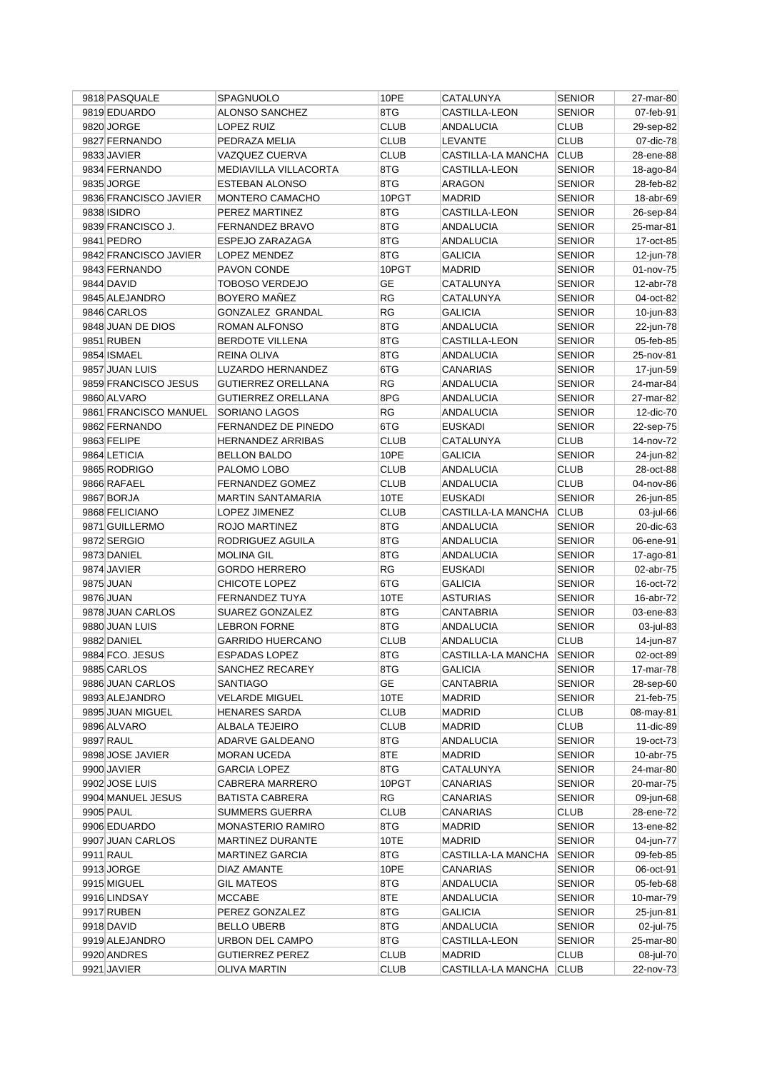| | | | | | | |
|---|---|---|---|---|---|---|
| 9818 | PASQUALE | SPAGNUOLO | 10PE | CATALUNYA | SENIOR | 27-mar-80 |
| 9819 | EDUARDO | ALONSO SANCHEZ | 8TG | CASTILLA-LEON | SENIOR | 07-feb-91 |
| 9820 | JORGE | LOPEZ RUIZ | CLUB | ANDALUCIA | CLUB | 29-sep-82 |
| 9827 | FERNANDO | PEDRAZA MELIA | CLUB | LEVANTE | CLUB | 07-dic-78 |
| 9833 | JAVIER | VAZQUEZ CUERVA | CLUB | CASTILLA-LA MANCHA | CLUB | 28-ene-88 |
| 9834 | FERNANDO | MEDIAVILLA VILLACORTA | 8TG | CASTILLA-LEON | SENIOR | 18-ago-84 |
| 9835 | JORGE | ESTEBAN ALONSO | 8TG | ARAGON | SENIOR | 28-feb-82 |
| 9836 | FRANCISCO JAVIER | MONTERO CAMACHO | 10PGT | MADRID | SENIOR | 18-abr-69 |
| 9838 | ISIDRO | PEREZ MARTINEZ | 8TG | CASTILLA-LEON | SENIOR | 26-sep-84 |
| 9839 | FRANCISCO J. | FERNANDEZ BRAVO | 8TG | ANDALUCIA | SENIOR | 25-mar-81 |
| 9841 | PEDRO | ESPEJO ZARAZAGA | 8TG | ANDALUCIA | SENIOR | 17-oct-85 |
| 9842 | FRANCISCO JAVIER | LOPEZ MENDEZ | 8TG | GALICIA | SENIOR | 12-jun-78 |
| 9843 | FERNANDO | PAVON CONDE | 10PGT | MADRID | SENIOR | 01-nov-75 |
| 9844 | DAVID | TOBOSO VERDEJO | GE | CATALUNYA | SENIOR | 12-abr-78 |
| 9845 | ALEJANDRO | BOYERO MAÑEZ | RG | CATALUNYA | SENIOR | 04-oct-82 |
| 9846 | CARLOS | GONZALEZ GRANDAL | RG | GALICIA | SENIOR | 10-jun-83 |
| 9848 | JUAN DE DIOS | ROMAN ALFONSO | 8TG | ANDALUCIA | SENIOR | 22-jun-78 |
| 9851 | RUBEN | BERDOTE VILLENA | 8TG | CASTILLA-LEON | SENIOR | 05-feb-85 |
| 9854 | ISMAEL | REINA OLIVA | 8TG | ANDALUCIA | SENIOR | 25-nov-81 |
| 9857 | JUAN LUIS | LUZARDO HERNANDEZ | 6TG | CANARIAS | SENIOR | 17-jun-59 |
| 9859 | FRANCISCO JESUS | GUTIERREZ ORELLANA | RG | ANDALUCIA | SENIOR | 24-mar-84 |
| 9860 | ALVARO | GUTIERREZ ORELLANA | 8PG | ANDALUCIA | SENIOR | 27-mar-82 |
| 9861 | FRANCISCO MANUEL | SORIANO LAGOS | RG | ANDALUCIA | SENIOR | 12-dic-70 |
| 9862 | FERNANDO | FERNANDEZ DE PINEDO | 6TG | EUSKADI | SENIOR | 22-sep-75 |
| 9863 | FELIPE | HERNANDEZ ARRIBAS | CLUB | CATALUNYA | CLUB | 14-nov-72 |
| 9864 | LETICIA | BELLON BALDO | 10PE | GALICIA | SENIOR | 24-jun-82 |
| 9865 | RODRIGO | PALOMO LOBO | CLUB | ANDALUCIA | CLUB | 28-oct-88 |
| 9866 | RAFAEL | FERNANDEZ GOMEZ | CLUB | ANDALUCIA | CLUB | 04-nov-86 |
| 9867 | BORJA | MARTIN SANTAMARIA | 10TE | EUSKADI | SENIOR | 26-jun-85 |
| 9868 | FELICIANO | LOPEZ JIMENEZ | CLUB | CASTILLA-LA MANCHA | CLUB | 03-jul-66 |
| 9871 | GUILLERMO | ROJO MARTINEZ | 8TG | ANDALUCIA | SENIOR | 20-dic-63 |
| 9872 | SERGIO | RODRIGUEZ AGUILA | 8TG | ANDALUCIA | SENIOR | 06-ene-91 |
| 9873 | DANIEL | MOLINA GIL | 8TG | ANDALUCIA | SENIOR | 17-ago-81 |
| 9874 | JAVIER | GORDO HERRERO | RG | EUSKADI | SENIOR | 02-abr-75 |
| 9875 | JUAN | CHICOTE LOPEZ | 6TG | GALICIA | SENIOR | 16-oct-72 |
| 9876 | JUAN | FERNANDEZ TUYA | 10TE | ASTURIAS | SENIOR | 16-abr-72 |
| 9878 | JUAN CARLOS | SUAREZ GONZALEZ | 8TG | CANTABRIA | SENIOR | 03-ene-83 |
| 9880 | JUAN LUIS | LEBRON FORNE | 8TG | ANDALUCIA | SENIOR | 03-jul-83 |
| 9882 | DANIEL | GARRIDO HUERCANO | CLUB | ANDALUCIA | CLUB | 14-jun-87 |
| 9884 | FCO. JESUS | ESPADAS LOPEZ | 8TG | CASTILLA-LA MANCHA | SENIOR | 02-oct-89 |
| 9885 | CARLOS | SANCHEZ RECAREY | 8TG | GALICIA | SENIOR | 17-mar-78 |
| 9886 | JUAN CARLOS | SANTIAGO | GE | CANTABRIA | SENIOR | 28-sep-60 |
| 9893 | ALEJANDRO | VELARDE MIGUEL | 10TE | MADRID | SENIOR | 21-feb-75 |
| 9895 | JUAN MIGUEL | HENARES SARDA | CLUB | MADRID | CLUB | 08-may-81 |
| 9896 | ALVARO | ALBALA TEJEIRO | CLUB | MADRID | CLUB | 11-dic-89 |
| 9897 | RAUL | ADARVE GALDEANO | 8TG | ANDALUCIA | SENIOR | 19-oct-73 |
| 9898 | JOSE JAVIER | MORAN UCEDA | 8TE | MADRID | SENIOR | 10-abr-75 |
| 9900 | JAVIER | GARCIA LOPEZ | 8TG | CATALUNYA | SENIOR | 24-mar-80 |
| 9902 | JOSE LUIS | CABRERA MARRERO | 10PGT | CANARIAS | SENIOR | 20-mar-75 |
| 9904 | MANUEL JESUS | BATISTA CABRERA | RG | CANARIAS | SENIOR | 09-jun-68 |
| 9905 | PAUL | SUMMERS GUERRA | CLUB | CANARIAS | CLUB | 28-ene-72 |
| 9906 | EDUARDO | MONASTERIO RAMIRO | 8TG | MADRID | SENIOR | 13-ene-82 |
| 9907 | JUAN CARLOS | MARTINEZ DURANTE | 10TE | MADRID | SENIOR | 04-jun-77 |
| 9911 | RAUL | MARTINEZ GARCIA | 8TG | CASTILLA-LA MANCHA | SENIOR | 09-feb-85 |
| 9913 | JORGE | DIAZ AMANTE | 10PE | CANARIAS | SENIOR | 06-oct-91 |
| 9915 | MIGUEL | GIL MATEOS | 8TG | ANDALUCIA | SENIOR | 05-feb-68 |
| 9916 | LINDSAY | MCCABE | 8TE | ANDALUCIA | SENIOR | 10-mar-79 |
| 9917 | RUBEN | PEREZ GONZALEZ | 8TG | GALICIA | SENIOR | 25-jun-81 |
| 9918 | DAVID | BELLO UBERB | 8TG | ANDALUCIA | SENIOR | 02-jul-75 |
| 9919 | ALEJANDRO | URBON DEL CAMPO | 8TG | CASTILLA-LEON | SENIOR | 25-mar-80 |
| 9920 | ANDRES | GUTIERREZ PEREZ | CLUB | MADRID | CLUB | 08-jul-70 |
| 9921 | JAVIER | OLIVA MARTIN | CLUB | CASTILLA-LA MANCHA | CLUB | 22-nov-73 |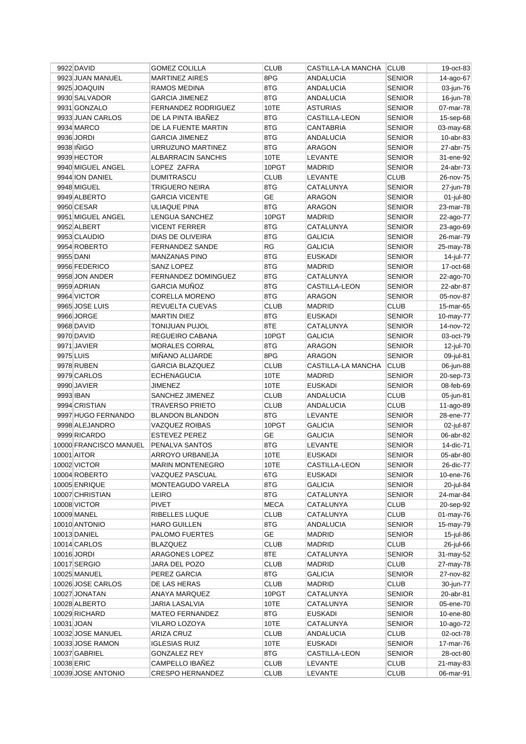| | | | | | | |
|---|---|---|---|---|---|---|
| 9922 | DAVID | GOMEZ COLILLA | CLUB | CASTILLA-LA MANCHA | CLUB | 19-oct-83 |
| 9923 | JUAN MANUEL | MARTINEZ AIRES | 8PG | ANDALUCIA | SENIOR | 14-ago-67 |
| 9925 | JOAQUIN | RAMOS MEDINA | 8TG | ANDALUCIA | SENIOR | 03-jun-76 |
| 9930 | SALVADOR | GARCIA JIMENEZ | 8TG | ANDALUCIA | SENIOR | 16-jun-78 |
| 9931 | GONZALO | FERNANDEZ RODRIGUEZ | 10TE | ASTURIAS | SENIOR | 07-mar-78 |
| 9933 | JUAN CARLOS | DE LA PINTA IBAÑEZ | 8TG | CASTILLA-LEON | SENIOR | 15-sep-68 |
| 9934 | MARCO | DE LA FUENTE MARTIN | 8TG | CANTABRIA | SENIOR | 03-may-68 |
| 9936 | JORDI | GARCIA JIMENEZ | 8TG | ANDALUCIA | SENIOR | 10-abr-83 |
| 9938 | IÑIGO | URRUZUNO MARTINEZ | 8TG | ARAGON | SENIOR | 27-abr-75 |
| 9939 | HECTOR | ALBARRACIN SANCHIS | 10TE | LEVANTE | SENIOR | 31-ene-92 |
| 9940 | MIGUEL ANGEL | LOPEZ ZAFRA | 10PGT | MADRID | SENIOR | 24-abr-73 |
| 9944 | ION DANIEL | DUMITRASCU | CLUB | LEVANTE | CLUB | 26-nov-75 |
| 9948 | MIGUEL | TRIGUERO NEIRA | 8TG | CATALUNYA | SENIOR | 27-jun-78 |
| 9949 | ALBERTO | GARCIA VICENTE | GE | ARAGON | SENIOR | 01-jul-80 |
| 9950 | CESAR | ULIAQUE PINA | 8TG | ARAGON | SENIOR | 23-mar-78 |
| 9951 | MIGUEL ANGEL | LENGUA SANCHEZ | 10PGT | MADRID | SENIOR | 22-ago-77 |
| 9952 | ALBERT | VICENT FERRER | 8TG | CATALUNYA | SENIOR | 23-ago-69 |
| 9953 | CLAUDIO | DIAS DE OLIVEIRA | 8TG | GALICIA | SENIOR | 26-mar-79 |
| 9954 | ROBERTO | FERNANDEZ SANDE | RG | GALICIA | SENIOR | 25-may-78 |
| 9955 | DANI | MANZANAS PINO | 8TG | EUSKADI | SENIOR | 14-jul-77 |
| 9956 | FEDERICO | SANZ LOPEZ | 8TG | MADRID | SENIOR | 17-oct-68 |
| 9958 | JON ANDER | FERNANDEZ DOMINGUEZ | 8TG | CATALUNYA | SENIOR | 22-ago-70 |
| 9959 | ADRIAN | GARCIA MUÑOZ | 8TG | CASTILLA-LEON | SENIOR | 22-abr-87 |
| 9964 | VICTOR | CORELLA MORENO | 8TG | ARAGON | SENIOR | 05-nov-87 |
| 9965 | JOSE LUIS | REVUELTA CUEVAS | CLUB | MADRID | CLUB | 15-mar-65 |
| 9966 | JORGE | MARTIN DIEZ | 8TG | EUSKADI | SENIOR | 10-may-77 |
| 9968 | DAVID | TONIJUAN PUJOL | 8TE | CATALUNYA | SENIOR | 14-nov-72 |
| 9970 | DAVID | REGUEIRO CABANA | 10PGT | GALICIA | SENIOR | 03-oct-79 |
| 9971 | JAVIER | MORALES CORRAL | 8TG | ARAGON | SENIOR | 12-jul-70 |
| 9975 | LUIS | MIÑANO ALIJARDE | 8PG | ARAGON | SENIOR | 09-jul-81 |
| 9978 | RUBEN | GARCIA BLAZQUEZ | CLUB | CASTILLA-LA MANCHA | CLUB | 06-jun-88 |
| 9979 | CARLOS | ECHENAGUCIA | 10TE | MADRID | SENIOR | 20-sep-73 |
| 9990 | JAVIER | JIMENEZ | 10TE | EUSKADI | SENIOR | 08-feb-69 |
| 9993 | IBAN | SANCHEZ JIMENEZ | CLUB | ANDALUCIA | CLUB | 05-jun-81 |
| 9994 | CRISTIAN | TRAVERSO PRIETO | CLUB | ANDALUCIA | CLUB | 11-ago-89 |
| 9997 | HUGO FERNANDO | BLANDON BLANDON | 8TG | LEVANTE | SENIOR | 28-ene-77 |
| 9998 | ALEJANDRO | VAZQUEZ ROIBAS | 10PGT | GALICIA | SENIOR | 02-jul-87 |
| 9999 | RICARDO | ESTEVEZ PEREZ | GE | GALICIA | SENIOR | 06-abr-82 |
| 10000 | FRANCISCO MANUEL | PENALVA SANTOS | 8TG | LEVANTE | SENIOR | 14-dic-71 |
| 10001 | AITOR | ARROYO URBANEJA | 10TE | EUSKADI | SENIOR | 05-abr-80 |
| 10002 | VICTOR | MARIN MONTENEGRO | 10TE | CASTILLA-LEON | SENIOR | 26-dic-77 |
| 10004 | ROBERTO | VAZQUEZ PASCUAL | 6TG | EUSKADI | SENIOR | 10-ene-76 |
| 10005 | ENRIQUE | MONTEAGUDO VARELA | 8TG | GALICIA | SENIOR | 20-jul-84 |
| 10007 | CHRISTIAN | LEIRO | 8TG | CATALUNYA | SENIOR | 24-mar-84 |
| 10008 | VICTOR | PIVET | MECA | CATALUNYA | CLUB | 20-sep-92 |
| 10009 | MANEL | RIBELLES LUQUE | CLUB | CATALUNYA | CLUB | 01-may-76 |
| 10010 | ANTONIO | HARO GUILLEN | 8TG | ANDALUCIA | SENIOR | 15-may-79 |
| 10013 | DANIEL | PALOMO FUERTES | GE | MADRID | SENIOR | 15-jul-86 |
| 10014 | CARLOS | BLAZQUEZ | CLUB | MADRID | CLUB | 26-jul-66 |
| 10016 | JORDI | ARAGONES LOPEZ | 8TE | CATALUNYA | SENIOR | 31-may-52 |
| 10017 | SERGIO | JARA DEL POZO | CLUB | MADRID | CLUB | 27-may-78 |
| 10025 | MANUEL | PEREZ GARCIA | 8TG | GALICIA | SENIOR | 27-nov-82 |
| 10026 | JOSE CARLOS | DE LAS HERAS | CLUB | MADRID | CLUB | 30-jun-77 |
| 10027 | JONATAN | ANAYA MARQUEZ | 10PGT | CATALUNYA | SENIOR | 20-abr-81 |
| 10028 | ALBERTO | JARIA LASALVIA | 10TE | CATALUNYA | SENIOR | 05-ene-70 |
| 10029 | RICHARD | MATEO FERNANDEZ | 8TG | EUSKADI | SENIOR | 10-ene-80 |
| 10031 | JOAN | VILARO LOZOYA | 10TE | CATALUNYA | SENIOR | 10-ago-72 |
| 10032 | JOSE MANUEL | ARIZA CRUZ | CLUB | ANDALUCIA | CLUB | 02-oct-78 |
| 10033 | JOSE RAMON | IGLESIAS RUIZ | 10TE | EUSKADI | SENIOR | 17-mar-76 |
| 10037 | GABRIEL | GONZALEZ REY | 8TG | CASTILLA-LEON | SENIOR | 28-oct-80 |
| 10038 | ERIC | CAMPELLO IBAÑEZ | CLUB | LEVANTE | CLUB | 21-may-83 |
| 10039 | JOSE ANTONIO | CRESPO HERNANDEZ | CLUB | LEVANTE | CLUB | 06-mar-91 |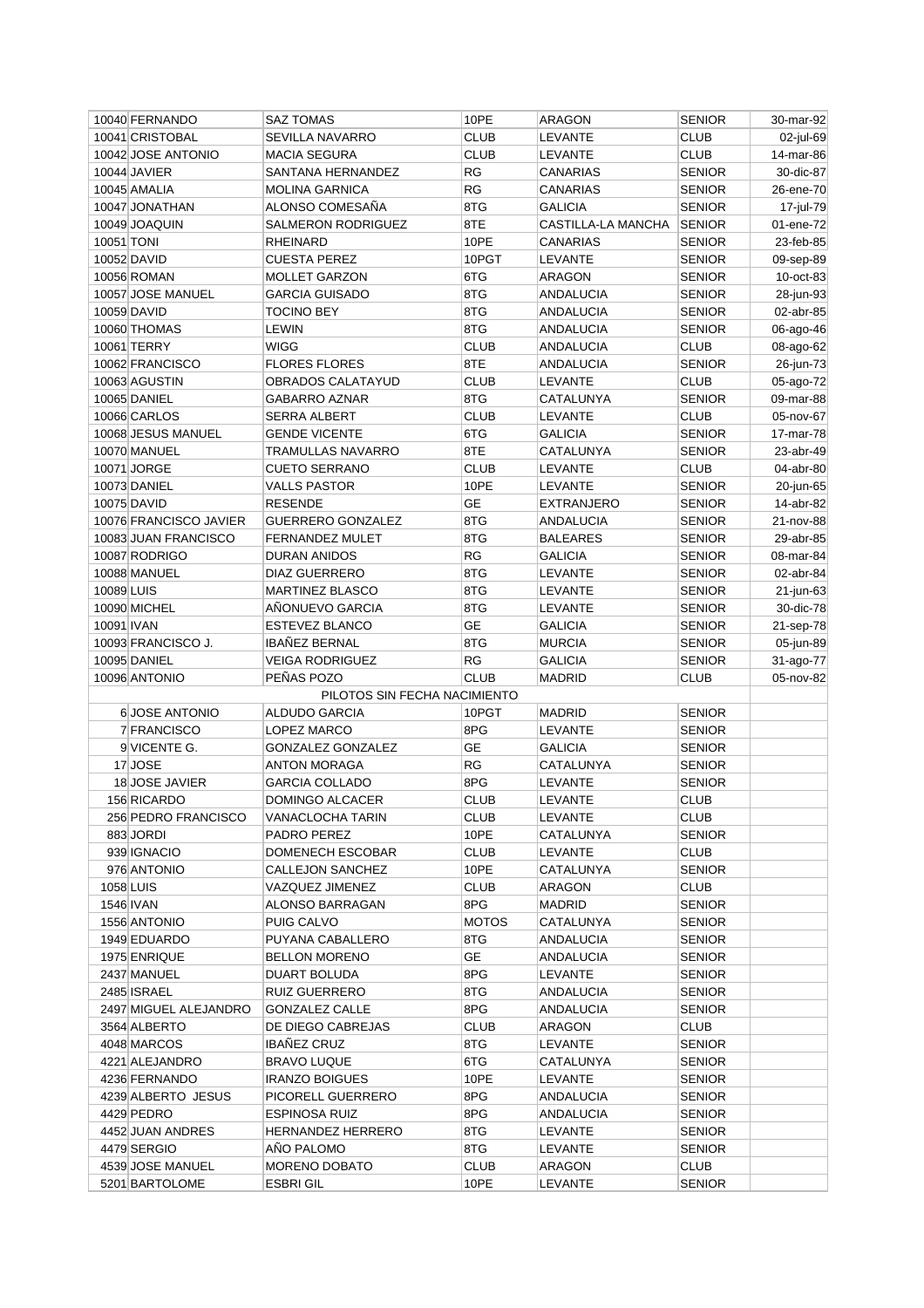| | | | | | | |
|---|---|---|---|---|---|---|
| 10040 | FERNANDO | SAZ TOMAS | 10PE | ARAGON | SENIOR | 30-mar-92 |
| 10041 | CRISTOBAL | SEVILLA NAVARRO | CLUB | LEVANTE | CLUB | 02-jul-69 |
| 10042 | JOSE ANTONIO | MACIA SEGURA | CLUB | LEVANTE | CLUB | 14-mar-86 |
| 10044 | JAVIER | SANTANA HERNANDEZ | RG | CANARIAS | SENIOR | 30-dic-87 |
| 10045 | AMALIA | MOLINA GARNICA | RG | CANARIAS | SENIOR | 26-ene-70 |
| 10047 | JONATHAN | ALONSO COMESAÑA | 8TG | GALICIA | SENIOR | 17-jul-79 |
| 10049 | JOAQUIN | SALMERON RODRIGUEZ | 8TE | CASTILLA-LA MANCHA | SENIOR | 01-ene-72 |
| 10051 | TONI | RHEINARD | 10PE | CANARIAS | SENIOR | 23-feb-85 |
| 10052 | DAVID | CUESTA PEREZ | 10PGT | LEVANTE | SENIOR | 09-sep-89 |
| 10056 | ROMAN | MOLLET GARZON | 6TG | ARAGON | SENIOR | 10-oct-83 |
| 10057 | JOSE MANUEL | GARCIA GUISADO | 8TG | ANDALUCIA | SENIOR | 28-jun-93 |
| 10059 | DAVID | TOCINO BEY | 8TG | ANDALUCIA | SENIOR | 02-abr-85 |
| 10060 | THOMAS | LEWIN | 8TG | ANDALUCIA | SENIOR | 06-ago-46 |
| 10061 | TERRY | WIGG | CLUB | ANDALUCIA | CLUB | 08-ago-62 |
| 10062 | FRANCISCO | FLORES FLORES | 8TE | ANDALUCIA | SENIOR | 26-jun-73 |
| 10063 | AGUSTIN | OBRADOS CALATAYUD | CLUB | LEVANTE | CLUB | 05-ago-72 |
| 10065 | DANIEL | GABARRO AZNAR | 8TG | CATALUNYA | SENIOR | 09-mar-88 |
| 10066 | CARLOS | SERRA ALBERT | CLUB | LEVANTE | CLUB | 05-nov-67 |
| 10068 | JESUS MANUEL | GENDE VICENTE | 6TG | GALICIA | SENIOR | 17-mar-78 |
| 10070 | MANUEL | TRAMULLAS NAVARRO | 8TE | CATALUNYA | SENIOR | 23-abr-49 |
| 10071 | JORGE | CUETO SERRANO | CLUB | LEVANTE | CLUB | 04-abr-80 |
| 10073 | DANIEL | VALLS PASTOR | 10PE | LEVANTE | SENIOR | 20-jun-65 |
| 10075 | DAVID | RESENDE | GE | EXTRANJERO | SENIOR | 14-abr-82 |
| 10076 | FRANCISCO JAVIER | GUERRERO GONZALEZ | 8TG | ANDALUCIA | SENIOR | 21-nov-88 |
| 10083 | JUAN FRANCISCO | FERNANDEZ MULET | 8TG | BALEARES | SENIOR | 29-abr-85 |
| 10087 | RODRIGO | DURAN ANIDOS | RG | GALICIA | SENIOR | 08-mar-84 |
| 10088 | MANUEL | DIAZ GUERRERO | 8TG | LEVANTE | SENIOR | 02-abr-84 |
| 10089 | LUIS | MARTINEZ BLASCO | 8TG | LEVANTE | SENIOR | 21-jun-63 |
| 10090 | MICHEL | AÑONUEVO GARCIA | 8TG | LEVANTE | SENIOR | 30-dic-78 |
| 10091 | IVAN | ESTEVEZ BLANCO | GE | GALICIA | SENIOR | 21-sep-78 |
| 10093 | FRANCISCO J. | IBAÑEZ BERNAL | 8TG | MURCIA | SENIOR | 05-jun-89 |
| 10095 | DANIEL | VEIGA RODRIGUEZ | RG | GALICIA | SENIOR | 31-ago-77 |
| 10096 | ANTONIO | PEÑAS POZO | CLUB | MADRID | CLUB | 05-nov-82 |
| | | PILOTOS SIN FECHA NACIMIENTO | | | | |
| 6 | JOSE ANTONIO | ALDUDO GARCIA | 10PGT | MADRID | SENIOR | |
| 7 | FRANCISCO | LOPEZ MARCO | 8PG | LEVANTE | SENIOR | |
| 9 | VICENTE G. | GONZALEZ GONZALEZ | GE | GALICIA | SENIOR | |
| 17 | JOSE | ANTON MORAGA | RG | CATALUNYA | SENIOR | |
| 18 | JOSE JAVIER | GARCIA COLLADO | 8PG | LEVANTE | SENIOR | |
| 156 | RICARDO | DOMINGO ALCACER | CLUB | LEVANTE | CLUB | |
| 256 | PEDRO FRANCISCO | VANACLOCHA TARIN | CLUB | LEVANTE | CLUB | |
| 883 | JORDI | PADRO PEREZ | 10PE | CATALUNYA | SENIOR | |
| 939 | IGNACIO | DOMENECH ESCOBAR | CLUB | LEVANTE | CLUB | |
| 976 | ANTONIO | CALLEJON SANCHEZ | 10PE | CATALUNYA | SENIOR | |
| 1058 | LUIS | VAZQUEZ JIMENEZ | CLUB | ARAGON | CLUB | |
| 1546 | IVAN | ALONSO BARRAGAN | 8PG | MADRID | SENIOR | |
| 1556 | ANTONIO | PUIG CALVO | MOTOS | CATALUNYA | SENIOR | |
| 1949 | EDUARDO | PUYANA CABALLERO | 8TG | ANDALUCIA | SENIOR | |
| 1975 | ENRIQUE | BELLON MORENO | GE | ANDALUCIA | SENIOR | |
| 2437 | MANUEL | DUART BOLUDA | 8PG | LEVANTE | SENIOR | |
| 2485 | ISRAEL | RUIZ GUERRERO | 8TG | ANDALUCIA | SENIOR | |
| 2497 | MIGUEL ALEJANDRO | GONZALEZ CALLE | 8PG | ANDALUCIA | SENIOR | |
| 3564 | ALBERTO | DE DIEGO CABREJAS | CLUB | ARAGON | CLUB | |
| 4048 | MARCOS | IBAÑEZ CRUZ | 8TG | LEVANTE | SENIOR | |
| 4221 | ALEJANDRO | BRAVO LUQUE | 6TG | CATALUNYA | SENIOR | |
| 4236 | FERNANDO | IRANZO BOIGUES | 10PE | LEVANTE | SENIOR | |
| 4239 | ALBERTO JESUS | PICORELL GUERRERO | 8PG | ANDALUCIA | SENIOR | |
| 4429 | PEDRO | ESPINOSA RUIZ | 8PG | ANDALUCIA | SENIOR | |
| 4452 | JUAN ANDRES | HERNANDEZ HERRERO | 8TG | LEVANTE | SENIOR | |
| 4479 | SERGIO | AÑO PALOMO | 8TG | LEVANTE | SENIOR | |
| 4539 | JOSE MANUEL | MORENO DOBATO | CLUB | ARAGON | CLUB | |
| 5201 | BARTOLOME | ESBRI GIL | 10PE | LEVANTE | SENIOR | |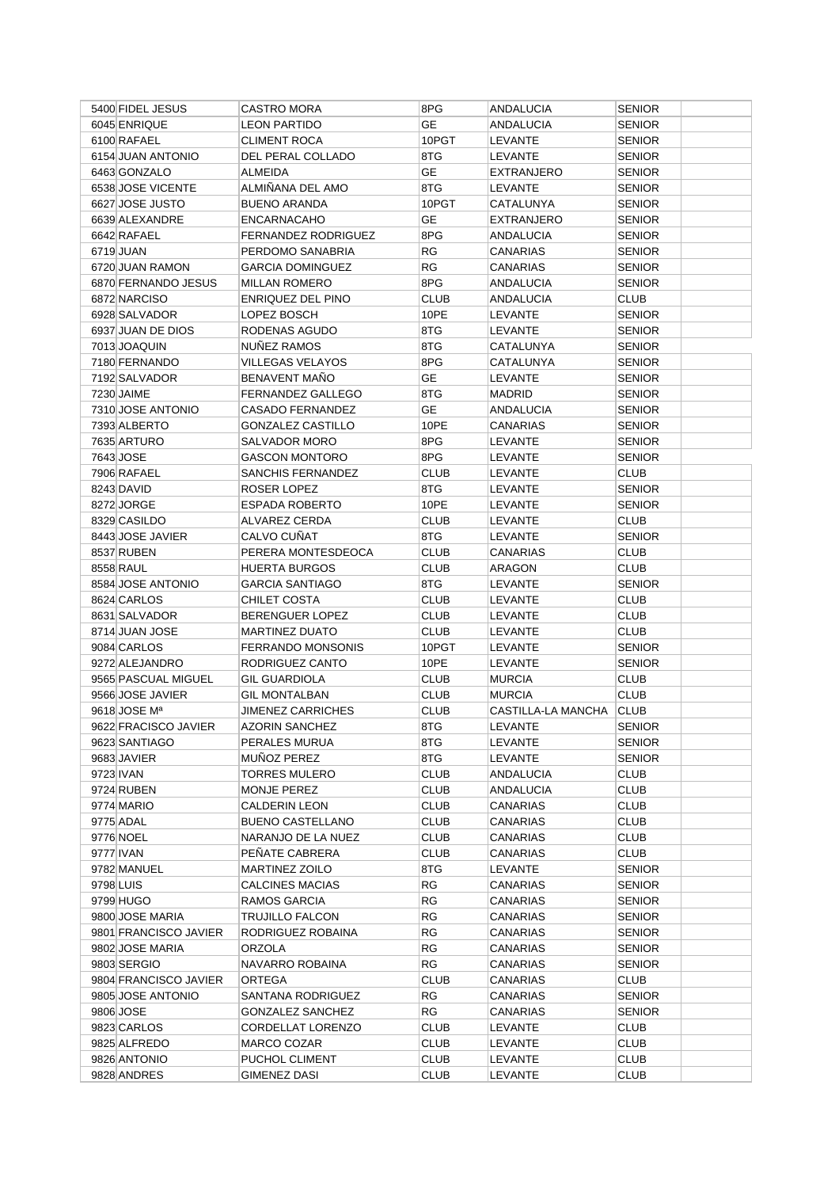| | | | | | |
|---|---|---|---|---|---|
| 5400 | FIDEL JESUS | CASTRO MORA | 8PG | ANDALUCIA | SENIOR |
| 6045 | ENRIQUE | LEON PARTIDO | GE | ANDALUCIA | SENIOR |
| 6100 | RAFAEL | CLIMENT ROCA | 10PGT | LEVANTE | SENIOR |
| 6154 | JUAN ANTONIO | DEL PERAL COLLADO | 8TG | LEVANTE | SENIOR |
| 6463 | GONZALO | ALMEIDA | GE | EXTRANJERO | SENIOR |
| 6538 | JOSE VICENTE | ALMIÑANA DEL AMO | 8TG | LEVANTE | SENIOR |
| 6627 | JOSE JUSTO | BUENO ARANDA | 10PGT | CATALUNYA | SENIOR |
| 6639 | ALEXANDRE | ENCARNACAHO | GE | EXTRANJERO | SENIOR |
| 6642 | RAFAEL | FERNANDEZ RODRIGUEZ | 8PG | ANDALUCIA | SENIOR |
| 6719 | JUAN | PERDOMO SANABRIA | RG | CANARIAS | SENIOR |
| 6720 | JUAN RAMON | GARCIA DOMINGUEZ | RG | CANARIAS | SENIOR |
| 6870 | FERNANDO JESUS | MILLAN ROMERO | 8PG | ANDALUCIA | SENIOR |
| 6872 | NARCISO | ENRIQUEZ DEL PINO | CLUB | ANDALUCIA | CLUB |
| 6928 | SALVADOR | LOPEZ BOSCH | 10PE | LEVANTE | SENIOR |
| 6937 | JUAN DE DIOS | RODENAS AGUDO | 8TG | LEVANTE | SENIOR |
| 7013 | JOAQUIN | NUÑEZ RAMOS | 8TG | CATALUNYA | SENIOR |
| 7180 | FERNANDO | VILLEGAS VELAYOS | 8PG | CATALUNYA | SENIOR |
| 7192 | SALVADOR | BENAVENT MAÑO | GE | LEVANTE | SENIOR |
| 7230 | JAIME | FERNANDEZ GALLEGO | 8TG | MADRID | SENIOR |
| 7310 | JOSE ANTONIO | CASADO FERNANDEZ | GE | ANDALUCIA | SENIOR |
| 7393 | ALBERTO | GONZALEZ CASTILLO | 10PE | CANARIAS | SENIOR |
| 7635 | ARTURO | SALVADOR MORO | 8PG | LEVANTE | SENIOR |
| 7643 | JOSE | GASCON MONTORO | 8PG | LEVANTE | SENIOR |
| 7906 | RAFAEL | SANCHIS FERNANDEZ | CLUB | LEVANTE | CLUB |
| 8243 | DAVID | ROSER LOPEZ | 8TG | LEVANTE | SENIOR |
| 8272 | JORGE | ESPADA ROBERTO | 10PE | LEVANTE | SENIOR |
| 8329 | CASILDO | ALVAREZ CERDA | CLUB | LEVANTE | CLUB |
| 8443 | JOSE JAVIER | CALVO CUÑAT | 8TG | LEVANTE | SENIOR |
| 8537 | RUBEN | PERERA MONTESDEOCA | CLUB | CANARIAS | CLUB |
| 8558 | RAUL | HUERTA BURGOS | CLUB | ARAGON | CLUB |
| 8584 | JOSE ANTONIO | GARCIA SANTIAGO | 8TG | LEVANTE | SENIOR |
| 8624 | CARLOS | CHILET COSTA | CLUB | LEVANTE | CLUB |
| 8631 | SALVADOR | BERENGUER LOPEZ | CLUB | LEVANTE | CLUB |
| 8714 | JUAN JOSE | MARTINEZ DUATO | CLUB | LEVANTE | CLUB |
| 9084 | CARLOS | FERRANDO MONSONIS | 10PGT | LEVANTE | SENIOR |
| 9272 | ALEJANDRO | RODRIGUEZ CANTO | 10PE | LEVANTE | SENIOR |
| 9565 | PASCUAL MIGUEL | GIL GUARDIOLA | CLUB | MURCIA | CLUB |
| 9566 | JOSE JAVIER | GIL MONTALBAN | CLUB | MURCIA | CLUB |
| 9618 | JOSE Mª | JIMENEZ CARRICHES | CLUB | CASTILLA-LA MANCHA | CLUB |
| 9622 | FRACISCO JAVIER | AZORIN SANCHEZ | 8TG | LEVANTE | SENIOR |
| 9623 | SANTIAGO | PERALES MURUA | 8TG | LEVANTE | SENIOR |
| 9683 | JAVIER | MUÑOZ PEREZ | 8TG | LEVANTE | SENIOR |
| 9723 | IVAN | TORRES MULERO | CLUB | ANDALUCIA | CLUB |
| 9724 | RUBEN | MONJE PEREZ | CLUB | ANDALUCIA | CLUB |
| 9774 | MARIO | CALDERIN LEON | CLUB | CANARIAS | CLUB |
| 9775 | ADAL | BUENO CASTELLANO | CLUB | CANARIAS | CLUB |
| 9776 | NOEL | NARANJO DE LA NUEZ | CLUB | CANARIAS | CLUB |
| 9777 | IVAN | PEÑATE CABRERA | CLUB | CANARIAS | CLUB |
| 9782 | MANUEL | MARTINEZ ZOILO | 8TG | LEVANTE | SENIOR |
| 9798 | LUIS | CALCINES MACIAS | RG | CANARIAS | SENIOR |
| 9799 | HUGO | RAMOS GARCIA | RG | CANARIAS | SENIOR |
| 9800 | JOSE MARIA | TRUJILLO FALCON | RG | CANARIAS | SENIOR |
| 9801 | FRANCISCO JAVIER | RODRIGUEZ ROBAINA | RG | CANARIAS | SENIOR |
| 9802 | JOSE MARIA | ORZOLA | RG | CANARIAS | SENIOR |
| 9803 | SERGIO | NAVARRO ROBAINA | RG | CANARIAS | SENIOR |
| 9804 | FRANCISCO JAVIER | ORTEGA | CLUB | CANARIAS | CLUB |
| 9805 | JOSE ANTONIO | SANTANA RODRIGUEZ | RG | CANARIAS | SENIOR |
| 9806 | JOSE | GONZALEZ SANCHEZ | RG | CANARIAS | SENIOR |
| 9823 | CARLOS | CORDELLAT LORENZO | CLUB | LEVANTE | CLUB |
| 9825 | ALFREDO | MARCO COZAR | CLUB | LEVANTE | CLUB |
| 9826 | ANTONIO | PUCHOL CLIMENT | CLUB | LEVANTE | CLUB |
| 9828 | ANDRES | GIMENEZ DASI | CLUB | LEVANTE | CLUB |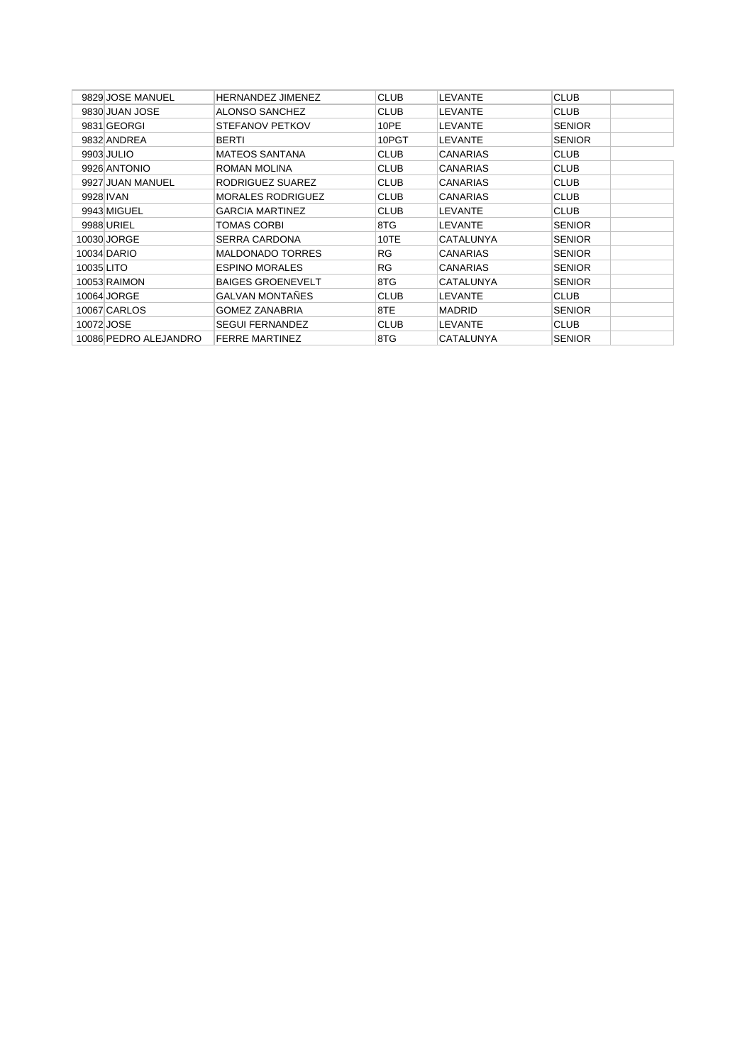| | | | | | | |
|---|---|---|---|---|---|---|
| 9829 | JOSE MANUEL | HERNANDEZ JIMENEZ | CLUB | LEVANTE | CLUB | |
| 9830 | JUAN JOSE | ALONSO SANCHEZ | CLUB | LEVANTE | CLUB | |
| 9831 | GEORGI | STEFANOV PETKOV | 10PE | LEVANTE | SENIOR | |
| 9832 | ANDREA | BERTI | 10PGT | LEVANTE | SENIOR | |
| 9903 | JULIO | MATEOS SANTANA | CLUB | CANARIAS | CLUB | |
| 9926 | ANTONIO | ROMAN MOLINA | CLUB | CANARIAS | CLUB | |
| 9927 | JUAN MANUEL | RODRIGUEZ SUAREZ | CLUB | CANARIAS | CLUB | |
| 9928 | IVAN | MORALES RODRIGUEZ | CLUB | CANARIAS | CLUB | |
| 9943 | MIGUEL | GARCIA MARTINEZ | CLUB | LEVANTE | CLUB | |
| 9988 | URIEL | TOMAS CORBI | 8TG | LEVANTE | SENIOR | |
| 10030 | JORGE | SERRA CARDONA | 10TE | CATALUNYA | SENIOR | |
| 10034 | DARIO | MALDONADO TORRES | RG | CANARIAS | SENIOR | |
| 10035 | LITO | ESPINO MORALES | RG | CANARIAS | SENIOR | |
| 10053 | RAIMON | BAIGES GROENEVELT | 8TG | CATALUNYA | SENIOR | |
| 10064 | JORGE | GALVAN MONTAÑES | CLUB | LEVANTE | CLUB | |
| 10067 | CARLOS | GOMEZ ZANABRIA | 8TE | MADRID | SENIOR | |
| 10072 | JOSE | SEGUI FERNANDEZ | CLUB | LEVANTE | CLUB | |
| 10086 | PEDRO ALEJANDRO | FERRE MARTINEZ | 8TG | CATALUNYA | SENIOR | |